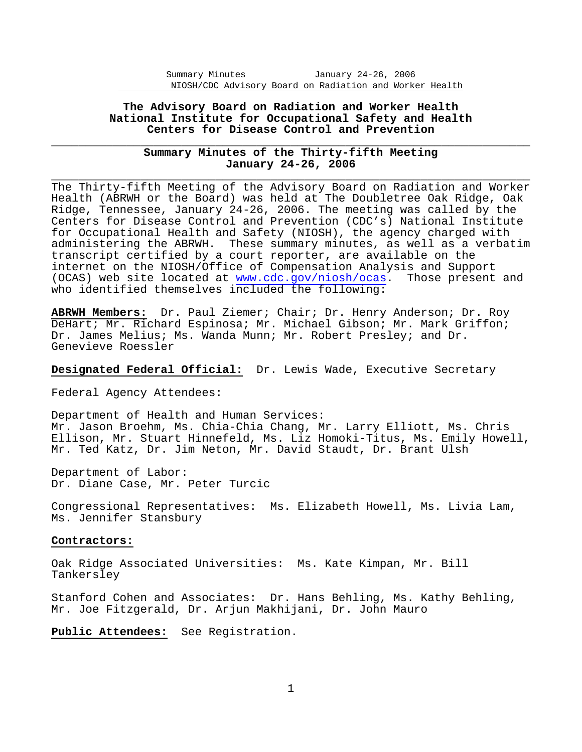# The Advisory Board on Radiation and Worker Health
# National Institute for Occupational Safety and Health
# Centers for Disease Control and Prevention

## Summary Minutes of the Thirty-fifth Meeting
## January 24-26, 2006

The Thirty-fifth Meeting of the Advisory Board on Radiation and Worker Health (ABRWH or the Board) was held at The Doubletree Oak Ridge, Oak Ridge, Tennessee, January 24-26, 2006. The meeting was called by the Centers for Disease Control and Prevention (CDC's) National Institute for Occupational Health and Safety (NIOSH), the agency charged with administering the ABRWH. These summary minutes, as well as a verbatim transcript certified by a court reporter, are available on the internet on the NIOSH/Office of Compensation Analysis and Support (OCAS) web site located at www.cdc.gov/niosh/ocas. Those present and who identified themselves included the following:

**ABRWH Members:** Dr. Paul Ziemer; Chair; Dr. Henry Anderson; Dr. Roy DeHart; Mr. Richard Espinosa; Mr. Michael Gibson; Mr. Mark Griffon; Dr. James Melius; Ms. Wanda Munn; Mr. Robert Presley; and Dr. Genevieve Roessler

**Designated Federal Official:** Dr. Lewis Wade, Executive Secretary

Federal Agency Attendees:

Department of Health and Human Services:
Mr. Jason Broehm, Ms. Chia-Chia Chang, Mr. Larry Elliott, Ms. Chris Ellison, Mr. Stuart Hinnefeld, Ms. Liz Homoki-Titus, Ms. Emily Howell, Mr. Ted Katz, Dr. Jim Neton, Mr. David Staudt, Dr. Brant Ulsh

Department of Labor:
Dr. Diane Case, Mr. Peter Turcic

Congressional Representatives: Ms. Elizabeth Howell, Ms. Livia Lam, Ms. Jennifer Stansbury

**Contractors:**

Oak Ridge Associated Universities: Ms. Kate Kimpan, Mr. Bill Tankersley

Stanford Cohen and Associates: Dr. Hans Behling, Ms. Kathy Behling, Mr. Joe Fitzgerald, Dr. Arjun Makhijani, Dr. John Mauro

**Public Attendees:** See Registration.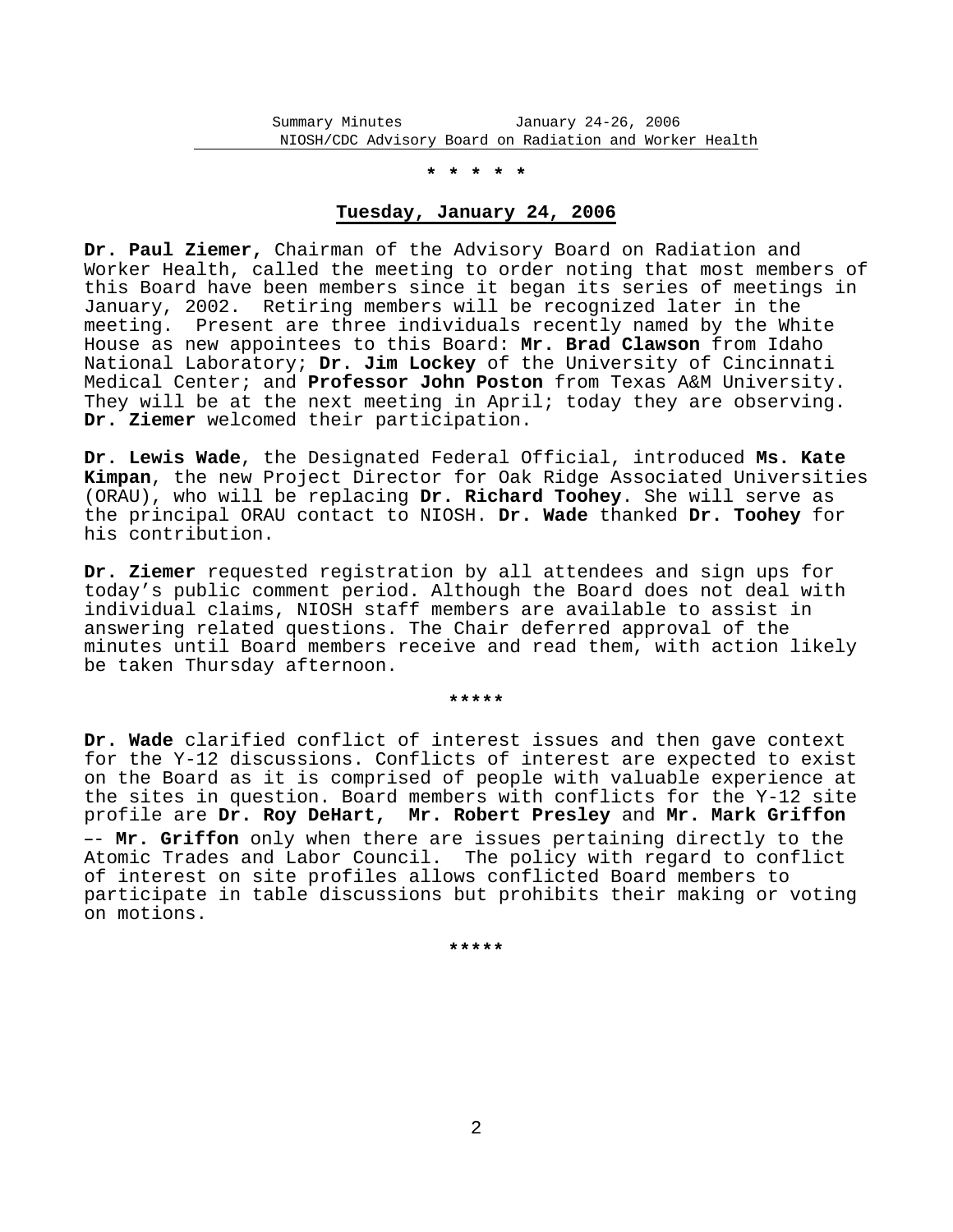\* \* \* \* \*

## Tuesday, January 24, 2006

**Dr. Paul Ziemer,** Chairman of the Advisory Board on Radiation and Worker Health, called the meeting to order noting that most members of this Board have been members since it began its series of meetings in January, 2002. Retiring members will be recognized later in the meeting. Present are three individuals recently named by the White House as new appointees to this Board: **Mr. Brad Clawson** from Idaho National Laboratory; **Dr. Jim Lockey** of the University of Cincinnati Medical Center; and **Professor John Poston** from Texas A&M University. They will be at the next meeting in April; today they are observing. **Dr. Ziemer** welcomed their participation.

**Dr. Lewis Wade**, the Designated Federal Official, introduced **Ms. Kate Kimpan**, the new Project Director for Oak Ridge Associated Universities (ORAU), who will be replacing **Dr. Richard Toohey**. She will serve as the principal ORAU contact to NIOSH. **Dr. Wade** thanked **Dr. Toohey** for his contribution.

**Dr. Ziemer** requested registration by all attendees and sign ups for today's public comment period. Although the Board does not deal with individual claims, NIOSH staff members are available to assist in answering related questions. The Chair deferred approval of the minutes until Board members receive and read them, with action likely be taken Thursday afternoon.

\*\*\*\*\*

**Dr. Wade** clarified conflict of interest issues and then gave context for the Y-12 discussions. Conflicts of interest are expected to exist on the Board as it is comprised of people with valuable experience at the sites in question. Board members with conflicts for the Y-12 site profile are **Dr. Roy DeHart, Mr. Robert Presley** and **Mr. Mark Griffon** –- **Mr. Griffon** only when there are issues pertaining directly to the Atomic Trades and Labor Council. The policy with regard to conflict of interest on site profiles allows conflicted Board members to participate in table discussions but prohibits their making or voting on motions.

\*\*\*\*\*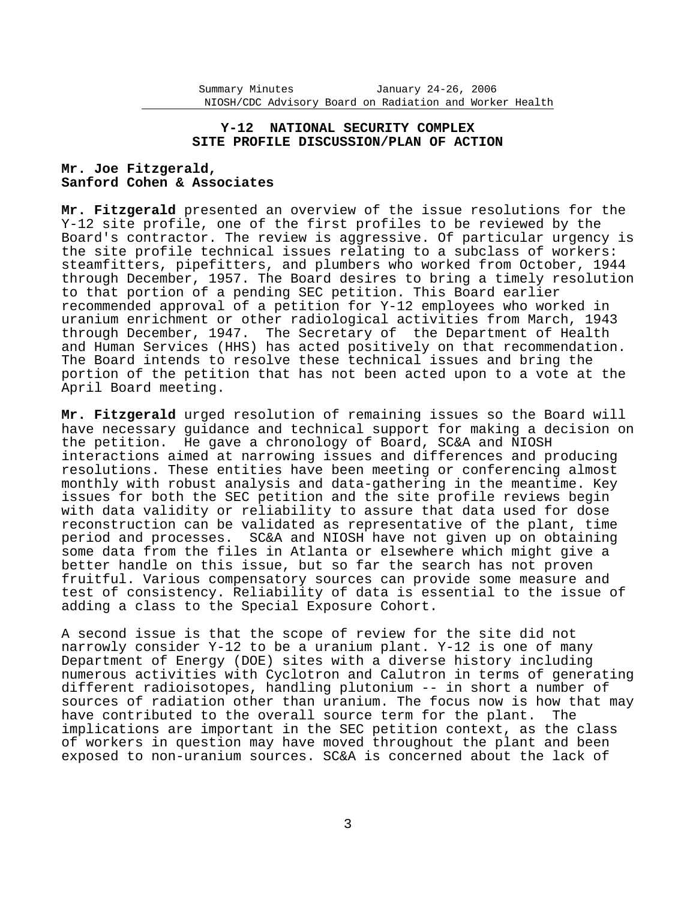## Y-12 NATIONAL SECURITY COMPLEX SITE PROFILE DISCUSSION/PLAN OF ACTION

**Mr. Joe Fitzgerald, Sanford Cohen & Associates**

**Mr. Fitzgerald** presented an overview of the issue resolutions for the Y-12 site profile, one of the first profiles to be reviewed by the Board's contractor. The review is aggressive. Of particular urgency is the site profile technical issues relating to a subclass of workers: steamfitters, pipefitters, and plumbers who worked from October, 1944 through December, 1957. The Board desires to bring a timely resolution to that portion of a pending SEC petition. This Board earlier recommended approval of a petition for Y-12 employees who worked in uranium enrichment or other radiological activities from March, 1943 through December, 1947. The Secretary of the Department of Health and Human Services (HHS) has acted positively on that recommendation. The Board intends to resolve these technical issues and bring the portion of the petition that has not been acted upon to a vote at the April Board meeting.

**Mr. Fitzgerald** urged resolution of remaining issues so the Board will have necessary guidance and technical support for making a decision on the petition. He gave a chronology of Board, SC&A and NIOSH interactions aimed at narrowing issues and differences and producing resolutions. These entities have been meeting or conferencing almost monthly with robust analysis and data-gathering in the meantime. Key issues for both the SEC petition and the site profile reviews begin with data validity or reliability to assure that data used for dose reconstruction can be validated as representative of the plant, time period and processes. SC&A and NIOSH have not given up on obtaining some data from the files in Atlanta or elsewhere which might give a better handle on this issue, but so far the search has not proven fruitful. Various compensatory sources can provide some measure and test of consistency. Reliability of data is essential to the issue of adding a class to the Special Exposure Cohort.

A second issue is that the scope of review for the site did not narrowly consider Y-12 to be a uranium plant. Y-12 is one of many Department of Energy (DOE) sites with a diverse history including numerous activities with Cyclotron and Calutron in terms of generating different radioisotopes, handling plutonium -- in short a number of sources of radiation other than uranium. The focus now is how that may have contributed to the overall source term for the plant. The implications are important in the SEC petition context, as the class of workers in question may have moved throughout the plant and been exposed to non-uranium sources. SC&A is concerned about the lack of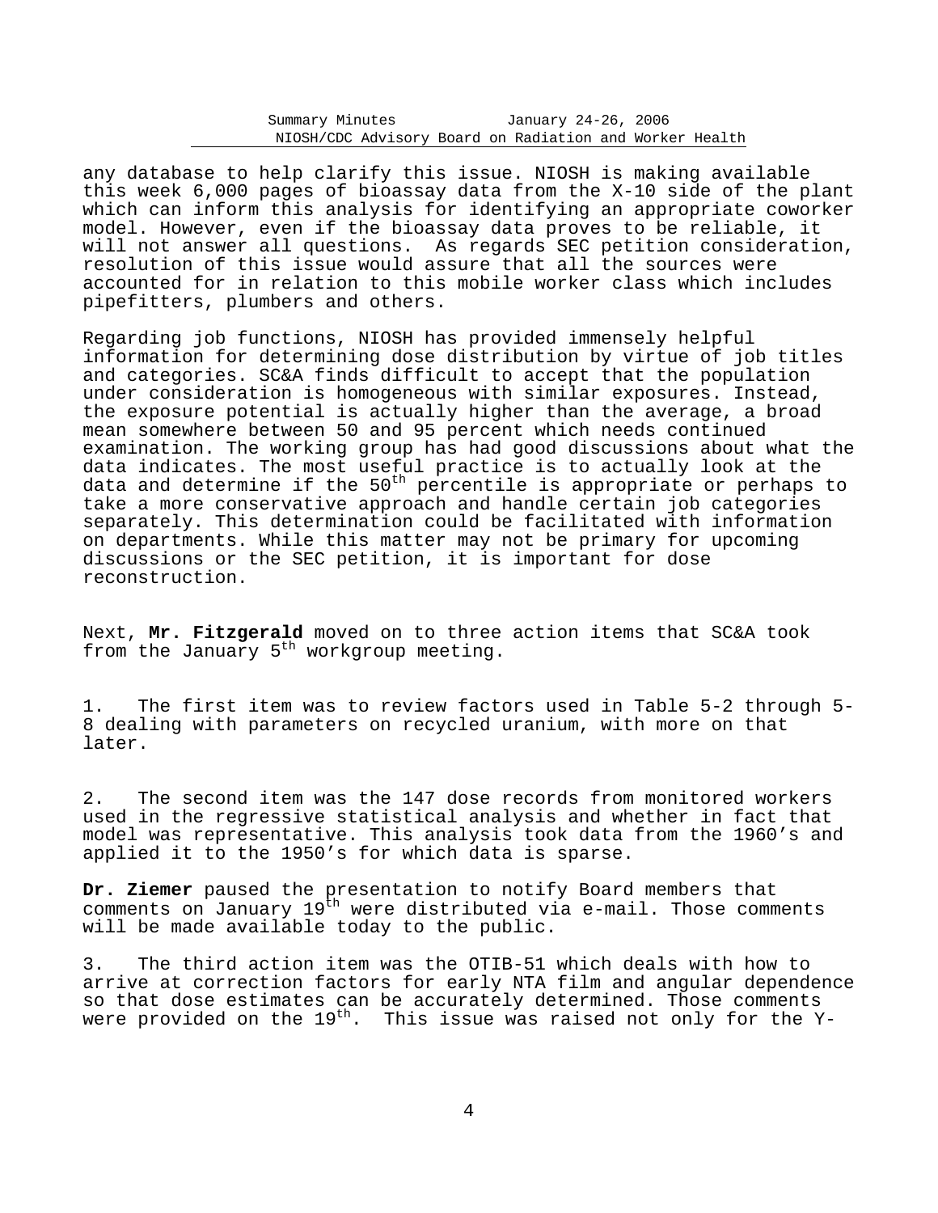any database to help clarify this issue. NIOSH is making available this week 6,000 pages of bioassay data from the X-10 side of the plant which can inform this analysis for identifying an appropriate coworker model. However, even if the bioassay data proves to be reliable, it will not answer all questions. As regards SEC petition consideration, resolution of this issue would assure that all the sources were accounted for in relation to this mobile worker class which includes pipefitters, plumbers and others.

Regarding job functions, NIOSH has provided immensely helpful information for determining dose distribution by virtue of job titles and categories. SC&A finds difficult to accept that the population under consideration is homogeneous with similar exposures. Instead, the exposure potential is actually higher than the average, a broad mean somewhere between 50 and 95 percent which needs continued examination. The working group has had good discussions about what the data indicates. The most useful practice is to actually look at the data and determine if the 50th percentile is appropriate or perhaps to take a more conservative approach and handle certain job categories separately. This determination could be facilitated with information on departments. While this matter may not be primary for upcoming discussions or the SEC petition, it is important for dose reconstruction.

Next, **Mr. Fitzgerald** moved on to three action items that SC&A took from the January 5th workgroup meeting.

1. The first item was to review factors used in Table 5-2 through 5-8 dealing with parameters on recycled uranium, with more on that later.

2. The second item was the 147 dose records from monitored workers used in the regressive statistical analysis and whether in fact that model was representative. This analysis took data from the 1960's and applied it to the 1950's for which data is sparse.

**Dr. Ziemer** paused the presentation to notify Board members that comments on January 19th were distributed via e-mail. Those comments will be made available today to the public.

3. The third action item was the OTIB-51 which deals with how to arrive at correction factors for early NTA film and angular dependence so that dose estimates can be accurately determined. Those comments were provided on the 19th. This issue was raised not only for the Y-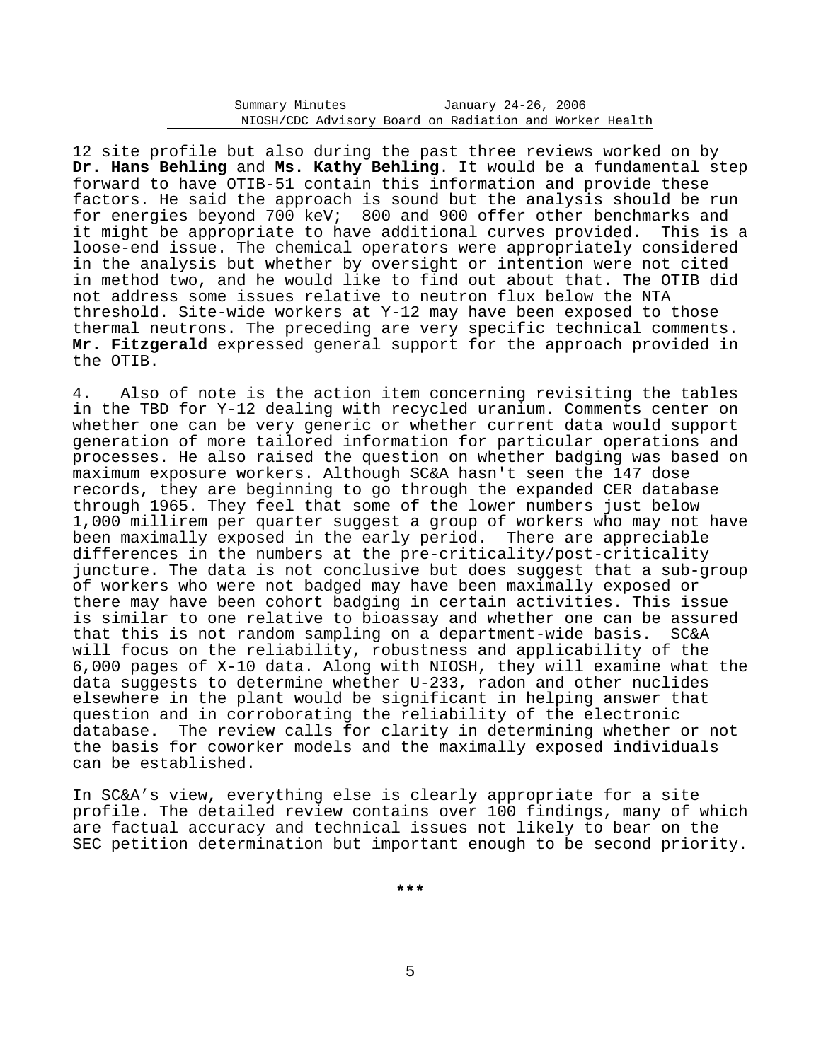12 site profile but also during the past three reviews worked on by **Dr. Hans Behling** and **Ms. Kathy Behling**. It would be a fundamental step forward to have OTIB-51 contain this information and provide these factors. He said the approach is sound but the analysis should be run for energies beyond 700 keV; 800 and 900 offer other benchmarks and it might be appropriate to have additional curves provided. This is a loose-end issue. The chemical operators were appropriately considered in the analysis but whether by oversight or intention were not cited in method two, and he would like to find out about that. The OTIB did not address some issues relative to neutron flux below the NTA threshold. Site-wide workers at Y-12 may have been exposed to those thermal neutrons. The preceding are very specific technical comments. **Mr. Fitzgerald** expressed general support for the approach provided in the OTIB.

4. Also of note is the action item concerning revisiting the tables in the TBD for Y-12 dealing with recycled uranium. Comments center on whether one can be very generic or whether current data would support generation of more tailored information for particular operations and processes. He also raised the question on whether badging was based on maximum exposure workers. Although SC&A hasn't seen the 147 dose records, they are beginning to go through the expanded CER database through 1965. They feel that some of the lower numbers just below 1,000 millirem per quarter suggest a group of workers who may not have been maximally exposed in the early period. There are appreciable differences in the numbers at the pre-criticality/post-criticality juncture. The data is not conclusive but does suggest that a sub-group of workers who were not badged may have been maximally exposed or there may have been cohort badging in certain activities. This issue is similar to one relative to bioassay and whether one can be assured that this is not random sampling on a department-wide basis. SC&A will focus on the reliability, robustness and applicability of the 6,000 pages of X-10 data. Along with NIOSH, they will examine what the data suggests to determine whether U-233, radon and other nuclides elsewhere in the plant would be significant in helping answer that question and in corroborating the reliability of the electronic database. The review calls for clarity in determining whether or not the basis for coworker models and the maximally exposed individuals can be established.

In SC&A's view, everything else is clearly appropriate for a site profile. The detailed review contains over 100 findings, many of which are factual accuracy and technical issues not likely to bear on the SEC petition determination but important enough to be second priority.

***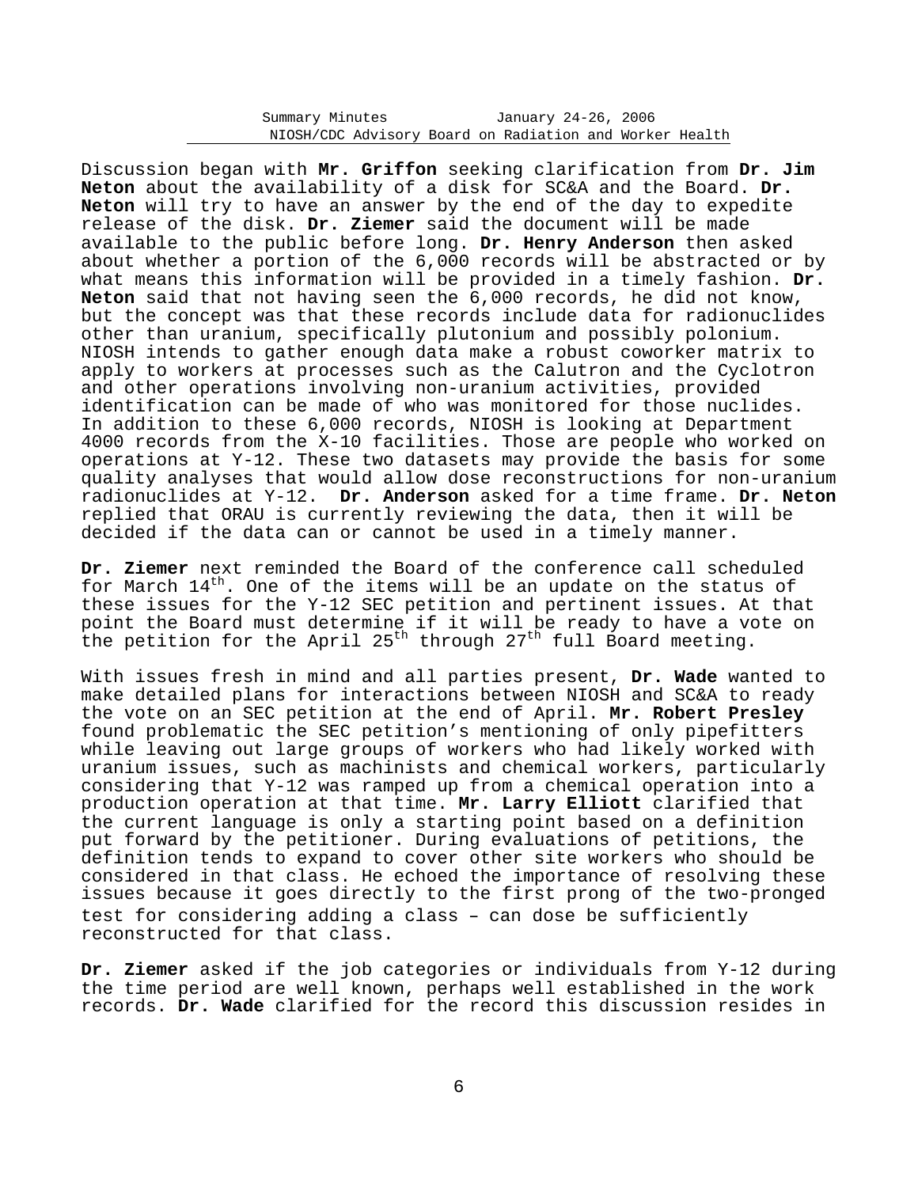Discussion began with **Mr. Griffon** seeking clarification from **Dr. Jim Neton** about the availability of a disk for SC&A and the Board. **Dr. Neton** will try to have an answer by the end of the day to expedite release of the disk. **Dr. Ziemer** said the document will be made available to the public before long. **Dr. Henry Anderson** then asked about whether a portion of the 6,000 records will be abstracted or by what means this information will be provided in a timely fashion. **Dr. Neton** said that not having seen the 6,000 records, he did not know, but the concept was that these records include data for radionuclides other than uranium, specifically plutonium and possibly polonium. NIOSH intends to gather enough data make a robust coworker matrix to apply to workers at processes such as the Calutron and the Cyclotron and other operations involving non-uranium activities, provided identification can be made of who was monitored for those nuclides. In addition to these 6,000 records, NIOSH is looking at Department 4000 records from the X-10 facilities. Those are people who worked on operations at Y-12. These two datasets may provide the basis for some quality analyses that would allow dose reconstructions for non-uranium radionuclides at Y-12. **Dr. Anderson** asked for a time frame. **Dr. Neton** replied that ORAU is currently reviewing the data, then it will be decided if the data can or cannot be used in a timely manner.

**Dr. Ziemer** next reminded the Board of the conference call scheduled for March 14th. One of the items will be an update on the status of these issues for the Y-12 SEC petition and pertinent issues. At that point the Board must determine if it will be ready to have a vote on the petition for the April 25th through 27th full Board meeting.

With issues fresh in mind and all parties present, **Dr. Wade** wanted to make detailed plans for interactions between NIOSH and SC&A to ready the vote on an SEC petition at the end of April. **Mr. Robert Presley** found problematic the SEC petition's mentioning of only pipefitters while leaving out large groups of workers who had likely worked with uranium issues, such as machinists and chemical workers, particularly considering that Y-12 was ramped up from a chemical operation into a production operation at that time. **Mr. Larry Elliott** clarified that the current language is only a starting point based on a definition put forward by the petitioner. During evaluations of petitions, the definition tends to expand to cover other site workers who should be considered in that class. He echoed the importance of resolving these issues because it goes directly to the first prong of the two-pronged test for considering adding a class – can dose be sufficiently reconstructed for that class.

**Dr. Ziemer** asked if the job categories or individuals from Y-12 during the time period are well known, perhaps well established in the work records. **Dr. Wade** clarified for the record this discussion resides in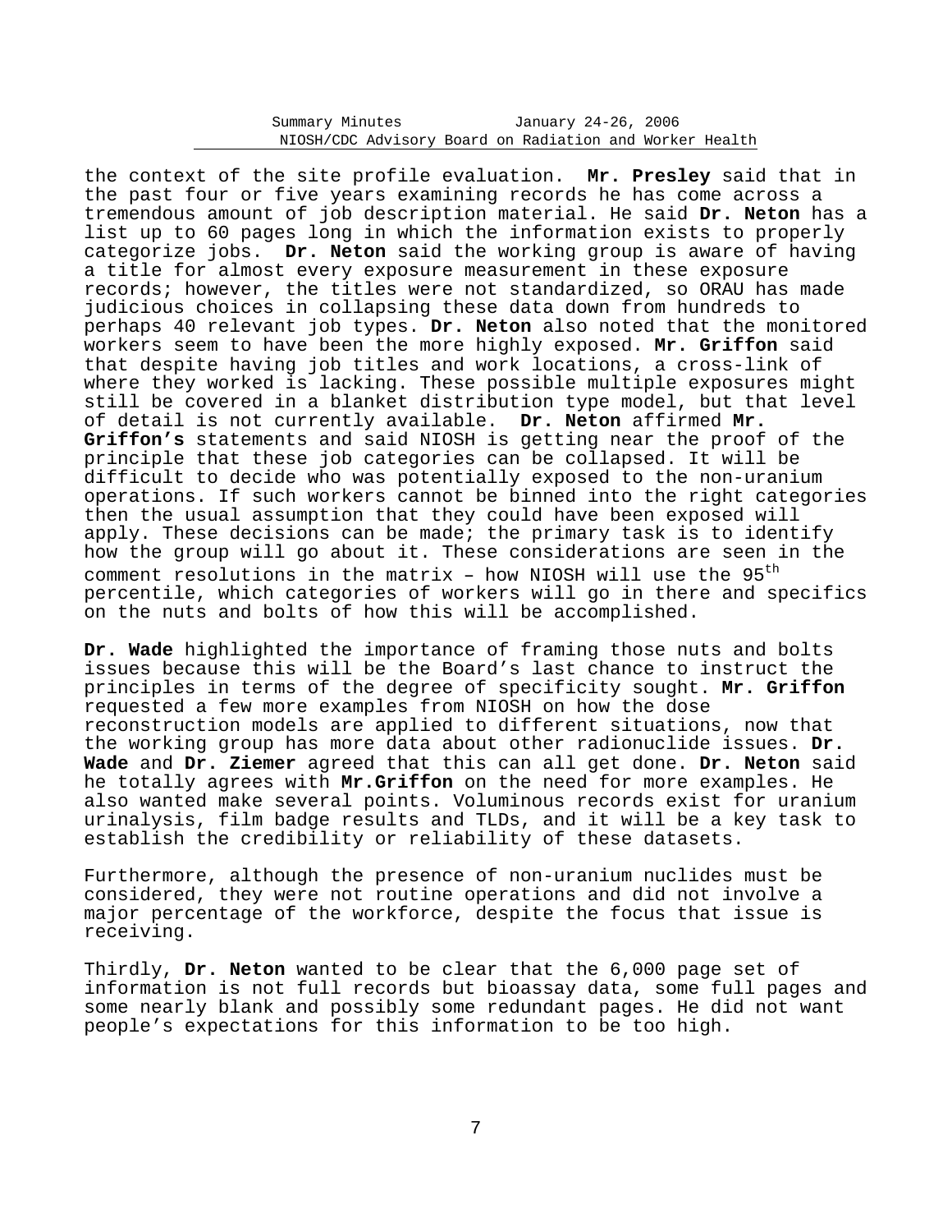the context of the site profile evaluation. **Mr. Presley** said that in the past four or five years examining records he has come across a tremendous amount of job description material. He said **Dr. Neton** has a list up to 60 pages long in which the information exists to properly categorize jobs. **Dr. Neton** said the working group is aware of having a title for almost every exposure measurement in these exposure records; however, the titles were not standardized, so ORAU has made judicious choices in collapsing these data down from hundreds to perhaps 40 relevant job types. **Dr. Neton** also noted that the monitored workers seem to have been the more highly exposed. **Mr. Griffon** said that despite having job titles and work locations, a cross-link of where they worked is lacking. These possible multiple exposures might still be covered in a blanket distribution type model, but that level of detail is not currently available. **Dr. Neton** affirmed **Mr. Griffon's** statements and said NIOSH is getting near the proof of the principle that these job categories can be collapsed. It will be difficult to decide who was potentially exposed to the non-uranium operations. If such workers cannot be binned into the right categories then the usual assumption that they could have been exposed will apply. These decisions can be made; the primary task is to identify how the group will go about it. These considerations are seen in the comment resolutions in the matrix – how NIOSH will use the 95th percentile, which categories of workers will go in there and specifics on the nuts and bolts of how this will be accomplished.

**Dr. Wade** highlighted the importance of framing those nuts and bolts issues because this will be the Board's last chance to instruct the principles in terms of the degree of specificity sought. **Mr. Griffon** requested a few more examples from NIOSH on how the dose reconstruction models are applied to different situations, now that the working group has more data about other radionuclide issues. **Dr. Wade** and **Dr. Ziemer** agreed that this can all get done. **Dr. Neton** said he totally agrees with **Mr.Griffon** on the need for more examples. He also wanted make several points. Voluminous records exist for uranium urinalysis, film badge results and TLDs, and it will be a key task to establish the credibility or reliability of these datasets.

Furthermore, although the presence of non-uranium nuclides must be considered, they were not routine operations and did not involve a major percentage of the workforce, despite the focus that issue is receiving.

Thirdly, **Dr. Neton** wanted to be clear that the 6,000 page set of information is not full records but bioassay data, some full pages and some nearly blank and possibly some redundant pages. He did not want people's expectations for this information to be too high.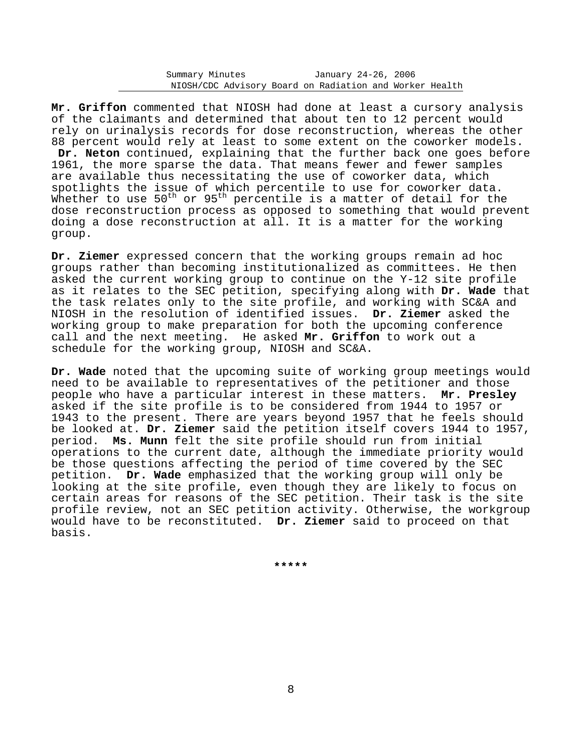**Mr. Griffon** commented that NIOSH had done at least a cursory analysis of the claimants and determined that about ten to 12 percent would rely on urinalysis records for dose reconstruction, whereas the other 88 percent would rely at least to some extent on the coworker models. **Dr. Neton** continued, explaining that the further back one goes before 1961, the more sparse the data. That means fewer and fewer samples are available thus necessitating the use of coworker data, which spotlights the issue of which percentile to use for coworker data. Whether to use 50$^{th}$ or 95$^{th}$ percentile is a matter of detail for the dose reconstruction process as opposed to something that would prevent doing a dose reconstruction at all. It is a matter for the working group.

**Dr. Ziemer** expressed concern that the working groups remain ad hoc groups rather than becoming institutionalized as committees. He then asked the current working group to continue on the Y-12 site profile as it relates to the SEC petition, specifying along with **Dr. Wade** that the task relates only to the site profile, and working with SC&A and NIOSH in the resolution of identified issues. **Dr. Ziemer** asked the working group to make preparation for both the upcoming conference call and the next meeting. He asked **Mr. Griffon** to work out a schedule for the working group, NIOSH and SC&A.

**Dr. Wade** noted that the upcoming suite of working group meetings would need to be available to representatives of the petitioner and those people who have a particular interest in these matters. **Mr. Presley** asked if the site profile is to be considered from 1944 to 1957 or 1943 to the present. There are years beyond 1957 that he feels should be looked at. **Dr. Ziemer** said the petition itself covers 1944 to 1957, period. **Ms. Munn** felt the site profile should run from initial operations to the current date, although the immediate priority would be those questions affecting the period of time covered by the SEC petition. **Dr. Wade** emphasized that the working group will only be looking at the site profile, even though they are likely to focus on certain areas for reasons of the SEC petition. Their task is the site profile review, not an SEC petition activity. Otherwise, the workgroup would have to be reconstituted. **Dr. Ziemer** said to proceed on that basis.

*****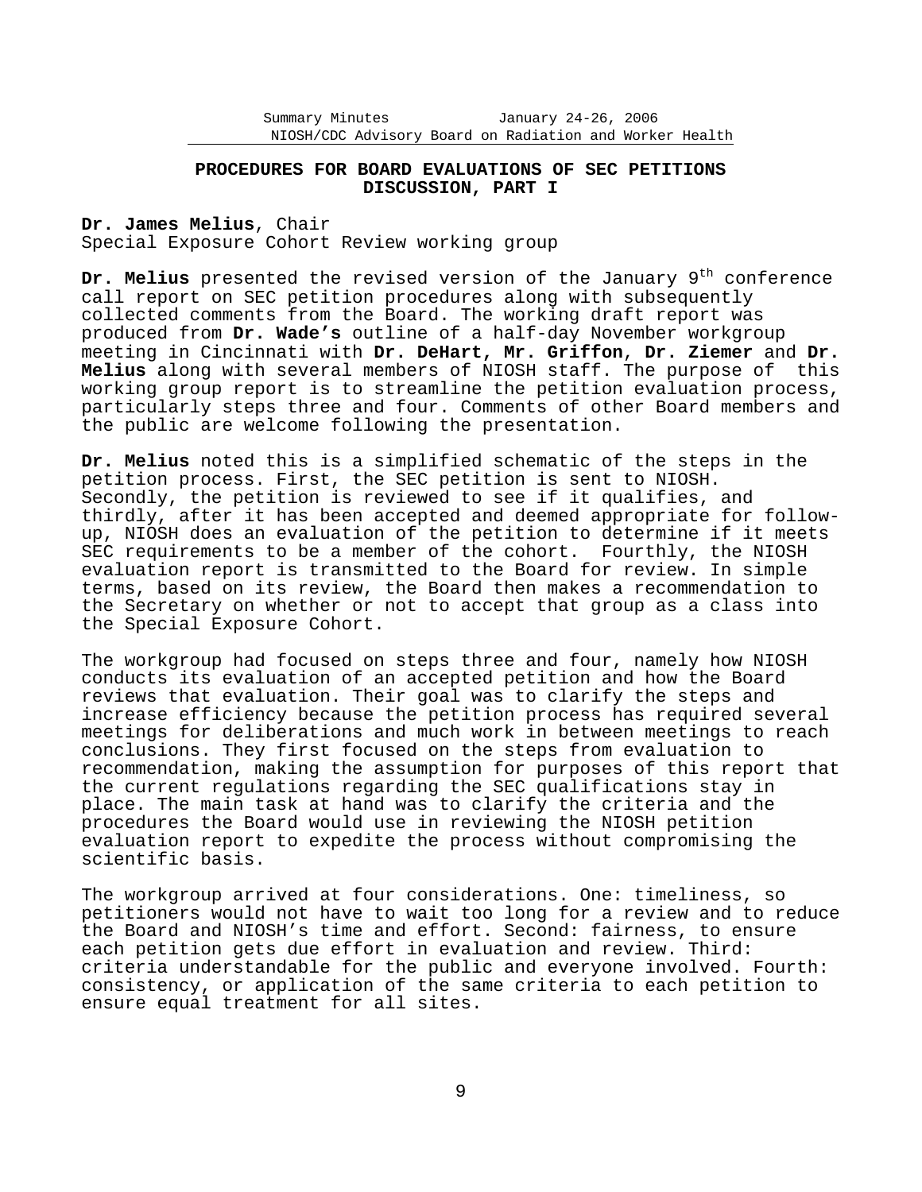## PROCEDURES FOR BOARD EVALUATIONS OF SEC PETITIONS DISCUSSION, PART I

**Dr. James Melius**, Chair
Special Exposure Cohort Review working group

**Dr. Melius** presented the revised version of the January 9th conference call report on SEC petition procedures along with subsequently collected comments from the Board. The working draft report was produced from **Dr. Wade's** outline of a half-day November workgroup meeting in Cincinnati with **Dr. DeHart**, **Mr. Griffon**, **Dr. Ziemer** and **Dr. Melius** along with several members of NIOSH staff. The purpose of this working group report is to streamline the petition evaluation process, particularly steps three and four. Comments of other Board members and the public are welcome following the presentation.

**Dr. Melius** noted this is a simplified schematic of the steps in the petition process. First, the SEC petition is sent to NIOSH. Secondly, the petition is reviewed to see if it qualifies, and thirdly, after it has been accepted and deemed appropriate for follow-up, NIOSH does an evaluation of the petition to determine if it meets SEC requirements to be a member of the cohort. Fourthly, the NIOSH evaluation report is transmitted to the Board for review. In simple terms, based on its review, the Board then makes a recommendation to the Secretary on whether or not to accept that group as a class into the Special Exposure Cohort.

The workgroup had focused on steps three and four, namely how NIOSH conducts its evaluation of an accepted petition and how the Board reviews that evaluation. Their goal was to clarify the steps and increase efficiency because the petition process has required several meetings for deliberations and much work in between meetings to reach conclusions. They first focused on the steps from evaluation to recommendation, making the assumption for purposes of this report that the current regulations regarding the SEC qualifications stay in place. The main task at hand was to clarify the criteria and the procedures the Board would use in reviewing the NIOSH petition evaluation report to expedite the process without compromising the scientific basis.

The workgroup arrived at four considerations. One: timeliness, so petitioners would not have to wait too long for a review and to reduce the Board and NIOSH's time and effort. Second: fairness, to ensure each petition gets due effort in evaluation and review. Third: criteria understandable for the public and everyone involved. Fourth: consistency, or application of the same criteria to each petition to ensure equal treatment for all sites.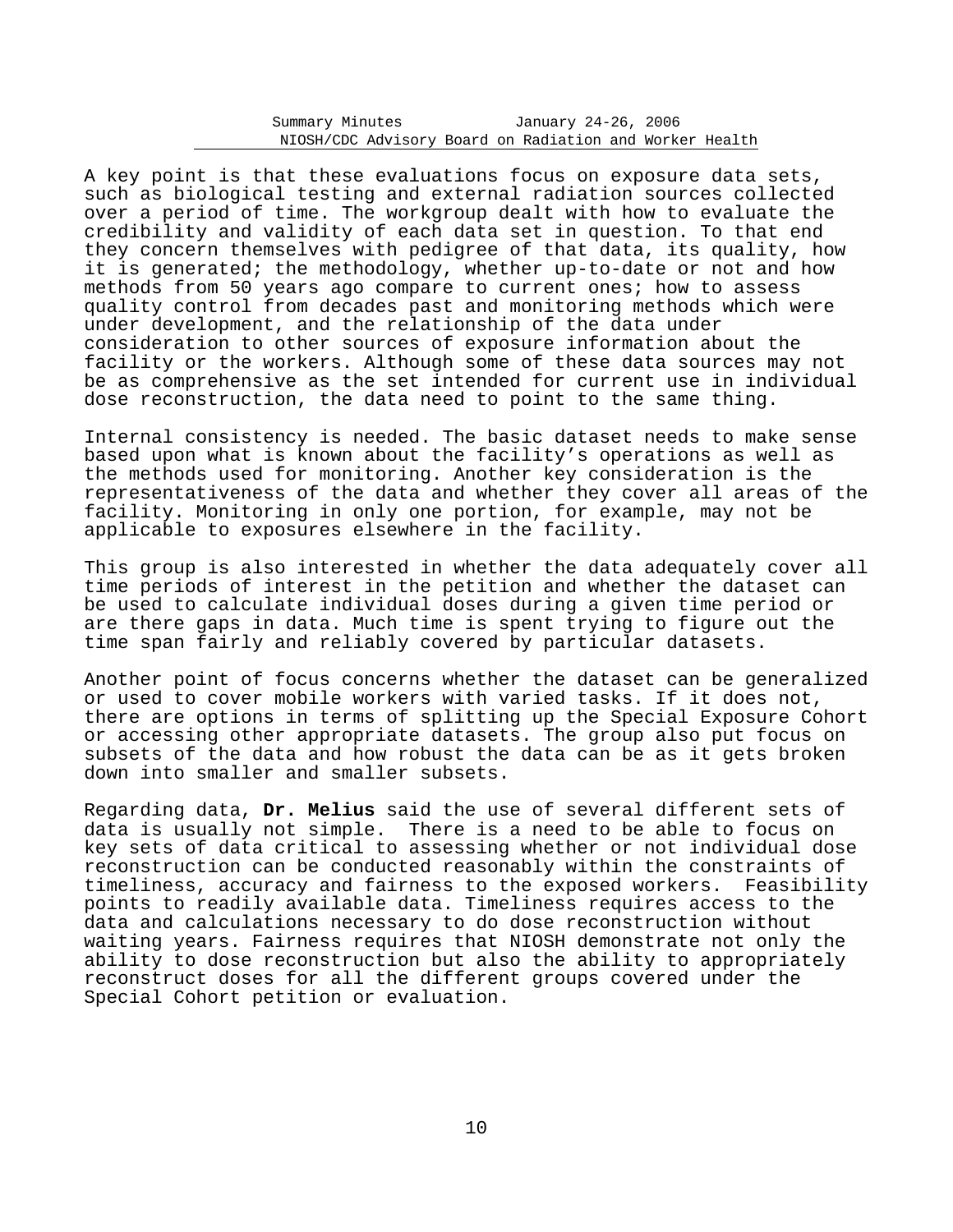A key point is that these evaluations focus on exposure data sets, such as biological testing and external radiation sources collected over a period of time. The workgroup dealt with how to evaluate the credibility and validity of each data set in question. To that end they concern themselves with pedigree of that data, its quality, how it is generated; the methodology, whether up-to-date or not and how methods from 50 years ago compare to current ones; how to assess quality control from decades past and monitoring methods which were under development, and the relationship of the data under consideration to other sources of exposure information about the facility or the workers. Although some of these data sources may not be as comprehensive as the set intended for current use in individual dose reconstruction, the data need to point to the same thing.

Internal consistency is needed. The basic dataset needs to make sense based upon what is known about the facility's operations as well as the methods used for monitoring. Another key consideration is the representativeness of the data and whether they cover all areas of the facility. Monitoring in only one portion, for example, may not be applicable to exposures elsewhere in the facility.

This group is also interested in whether the data adequately cover all time periods of interest in the petition and whether the dataset can be used to calculate individual doses during a given time period or are there gaps in data. Much time is spent trying to figure out the time span fairly and reliably covered by particular datasets.

Another point of focus concerns whether the dataset can be generalized or used to cover mobile workers with varied tasks. If it does not, there are options in terms of splitting up the Special Exposure Cohort or accessing other appropriate datasets. The group also put focus on subsets of the data and how robust the data can be as it gets broken down into smaller and smaller subsets.

Regarding data, **Dr. Melius** said the use of several different sets of data is usually not simple. There is a need to be able to focus on key sets of data critical to assessing whether or not individual dose reconstruction can be conducted reasonably within the constraints of timeliness, accuracy and fairness to the exposed workers. Feasibility points to readily available data. Timeliness requires access to the data and calculations necessary to do dose reconstruction without waiting years. Fairness requires that NIOSH demonstrate not only the ability to dose reconstruction but also the ability to appropriately reconstruct doses for all the different groups covered under the Special Cohort petition or evaluation.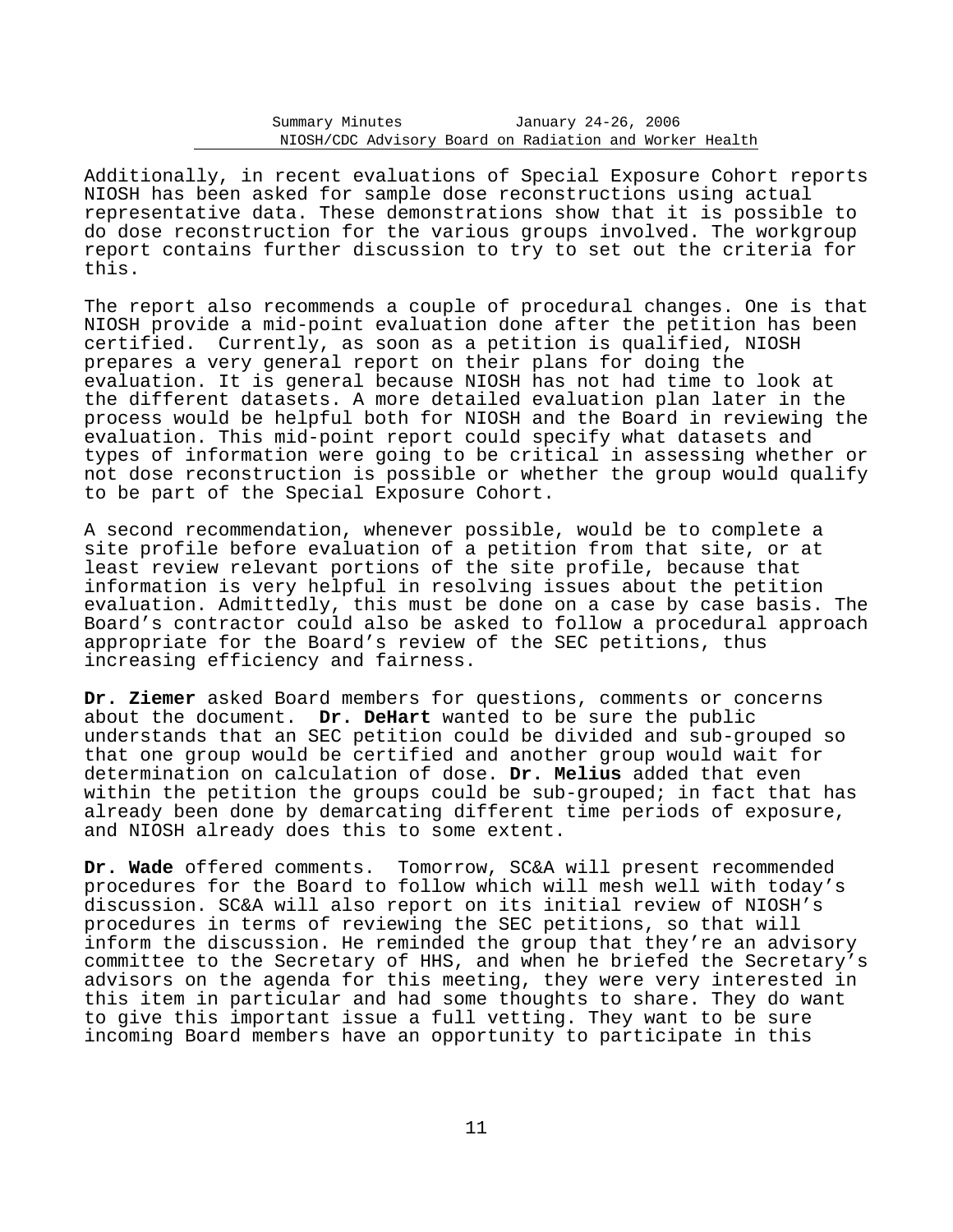Additionally, in recent evaluations of Special Exposure Cohort reports NIOSH has been asked for sample dose reconstructions using actual representative data. These demonstrations show that it is possible to do dose reconstruction for the various groups involved. The workgroup report contains further discussion to try to set out the criteria for this.

The report also recommends a couple of procedural changes. One is that NIOSH provide a mid-point evaluation done after the petition has been certified. Currently, as soon as a petition is qualified, NIOSH prepares a very general report on their plans for doing the evaluation. It is general because NIOSH has not had time to look at the different datasets. A more detailed evaluation plan later in the process would be helpful both for NIOSH and the Board in reviewing the evaluation. This mid-point report could specify what datasets and types of information were going to be critical in assessing whether or not dose reconstruction is possible or whether the group would qualify to be part of the Special Exposure Cohort.

A second recommendation, whenever possible, would be to complete a site profile before evaluation of a petition from that site, or at least review relevant portions of the site profile, because that information is very helpful in resolving issues about the petition evaluation. Admittedly, this must be done on a case by case basis. The Board's contractor could also be asked to follow a procedural approach appropriate for the Board's review of the SEC petitions, thus increasing efficiency and fairness.

**Dr. Ziemer** asked Board members for questions, comments or concerns about the document. **Dr. DeHart** wanted to be sure the public understands that an SEC petition could be divided and sub-grouped so that one group would be certified and another group would wait for determination on calculation of dose. **Dr. Melius** added that even within the petition the groups could be sub-grouped; in fact that has already been done by demarcating different time periods of exposure, and NIOSH already does this to some extent.

**Dr. Wade** offered comments. Tomorrow, SC&A will present recommended procedures for the Board to follow which will mesh well with today's discussion. SC&A will also report on its initial review of NIOSH's procedures in terms of reviewing the SEC petitions, so that will inform the discussion. He reminded the group that they're an advisory committee to the Secretary of HHS, and when he briefed the Secretary's advisors on the agenda for this meeting, they were very interested in this item in particular and had some thoughts to share. They do want to give this important issue a full vetting. They want to be sure incoming Board members have an opportunity to participate in this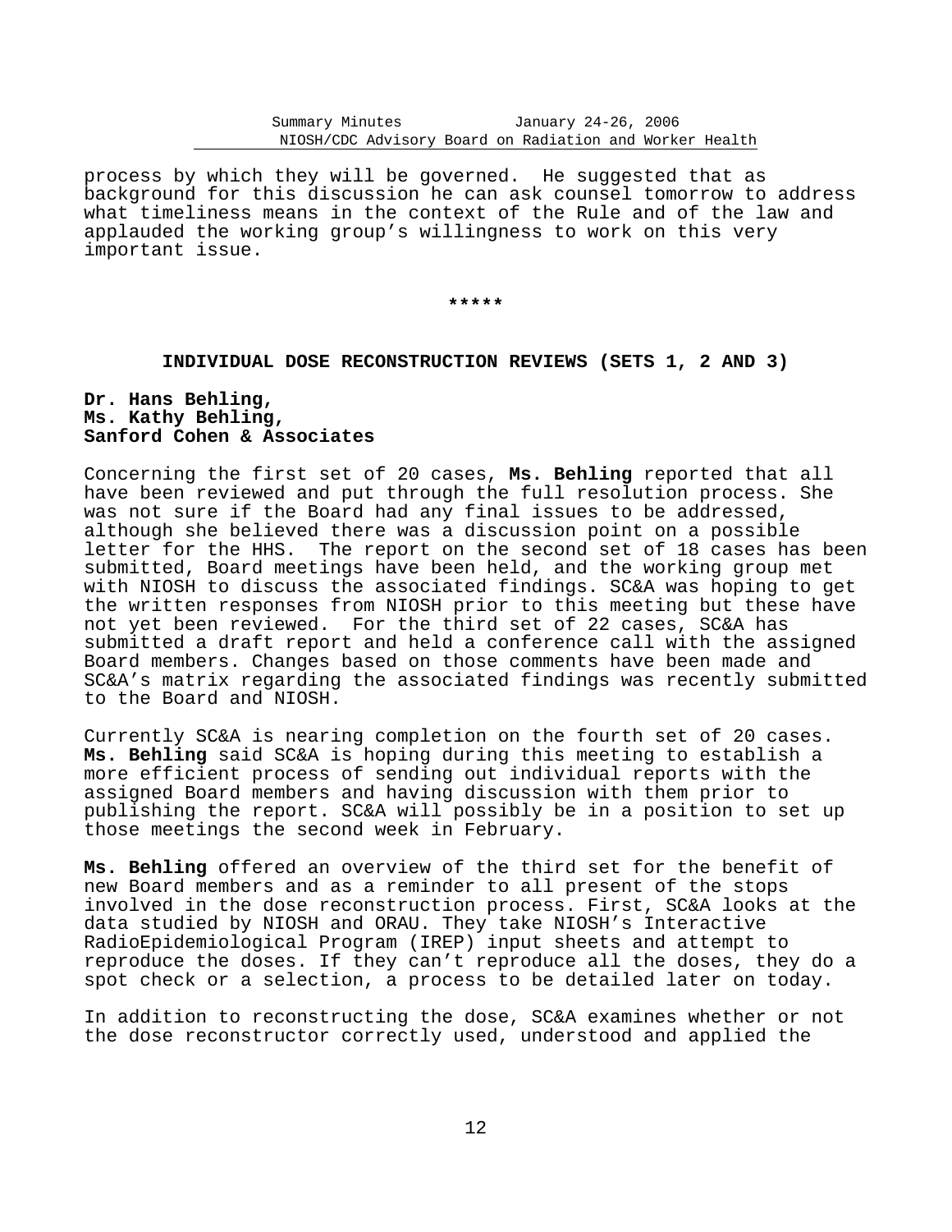process by which they will be governed. He suggested that as background for this discussion he can ask counsel tomorrow to address what timeliness means in the context of the Rule and of the law and applauded the working group's willingness to work on this very important issue.

**\*\*\*\*\***

## INDIVIDUAL DOSE RECONSTRUCTION REVIEWS (SETS 1, 2 AND 3)

**Dr. Hans Behling,**
**Ms. Kathy Behling,**
**Sanford Cohen & Associates**

Concerning the first set of 20 cases, **Ms. Behling** reported that all have been reviewed and put through the full resolution process. She was not sure if the Board had any final issues to be addressed, although she believed there was a discussion point on a possible letter for the HHS. The report on the second set of 18 cases has been submitted, Board meetings have been held, and the working group met with NIOSH to discuss the associated findings. SC&A was hoping to get the written responses from NIOSH prior to this meeting but these have not yet been reviewed. For the third set of 22 cases, SC&A has submitted a draft report and held a conference call with the assigned Board members. Changes based on those comments have been made and SC&A's matrix regarding the associated findings was recently submitted to the Board and NIOSH.

Currently SC&A is nearing completion on the fourth set of 20 cases. **Ms. Behling** said SC&A is hoping during this meeting to establish a more efficient process of sending out individual reports with the assigned Board members and having discussion with them prior to publishing the report. SC&A will possibly be in a position to set up those meetings the second week in February.

**Ms. Behling** offered an overview of the third set for the benefit of new Board members and as a reminder to all present of the stops involved in the dose reconstruction process. First, SC&A looks at the data studied by NIOSH and ORAU. They take NIOSH's Interactive RadioEpidemiological Program (IREP) input sheets and attempt to reproduce the doses. If they can't reproduce all the doses, they do a spot check or a selection, a process to be detailed later on today.

In addition to reconstructing the dose, SC&A examines whether or not the dose reconstructor correctly used, understood and applied the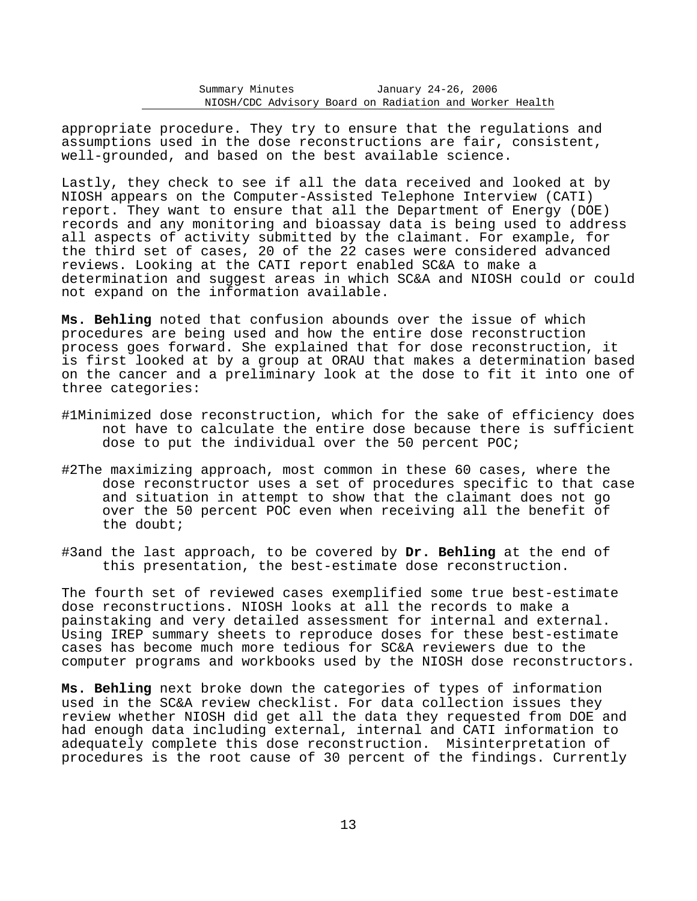appropriate procedure. They try to ensure that the regulations and assumptions used in the dose reconstructions are fair, consistent, well-grounded, and based on the best available science.

Lastly, they check to see if all the data received and looked at by NIOSH appears on the Computer-Assisted Telephone Interview (CATI) report. They want to ensure that all the Department of Energy (DOE) records and any monitoring and bioassay data is being used to address all aspects of activity submitted by the claimant. For example, for the third set of cases, 20 of the 22 cases were considered advanced reviews. Looking at the CATI report enabled SC&A to make a determination and suggest areas in which SC&A and NIOSH could or could not expand on the information available.

**Ms. Behling** noted that confusion abounds over the issue of which procedures are being used and how the entire dose reconstruction process goes forward. She explained that for dose reconstruction, it is first looked at by a group at ORAU that makes a determination based on the cancer and a preliminary look at the dose to fit it into one of three categories:

#1Minimized dose reconstruction, which for the sake of efficiency does not have to calculate the entire dose because there is sufficient dose to put the individual over the 50 percent POC;

#2The maximizing approach, most common in these 60 cases, where the dose reconstructor uses a set of procedures specific to that case and situation in attempt to show that the claimant does not go over the 50 percent POC even when receiving all the benefit of the doubt;

#3and the last approach, to be covered by **Dr. Behling** at the end of this presentation, the best-estimate dose reconstruction.

The fourth set of reviewed cases exemplified some true best-estimate dose reconstructions. NIOSH looks at all the records to make a painstaking and very detailed assessment for internal and external. Using IREP summary sheets to reproduce doses for these best-estimate cases has become much more tedious for SC&A reviewers due to the computer programs and workbooks used by the NIOSH dose reconstructors.

**Ms. Behling** next broke down the categories of types of information used in the SC&A review checklist. For data collection issues they review whether NIOSH did get all the data they requested from DOE and had enough data including external, internal and CATI information to adequately complete this dose reconstruction. Misinterpretation of procedures is the root cause of 30 percent of the findings. Currently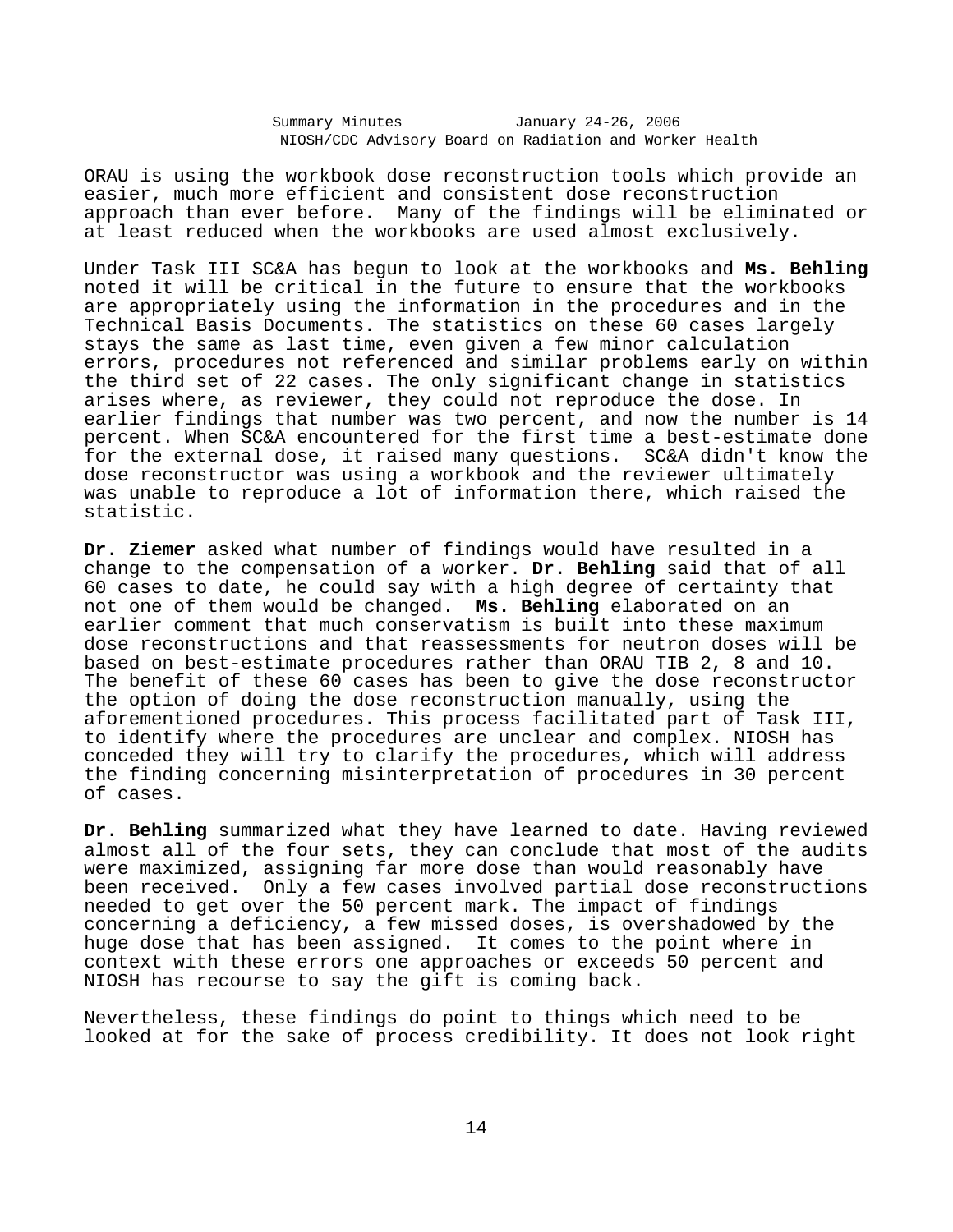ORAU is using the workbook dose reconstruction tools which provide an easier, much more efficient and consistent dose reconstruction approach than ever before. Many of the findings will be eliminated or at least reduced when the workbooks are used almost exclusively.

Under Task III SC&A has begun to look at the workbooks and **Ms. Behling** noted it will be critical in the future to ensure that the workbooks are appropriately using the information in the procedures and in the Technical Basis Documents. The statistics on these 60 cases largely stays the same as last time, even given a few minor calculation errors, procedures not referenced and similar problems early on within the third set of 22 cases. The only significant change in statistics arises where, as reviewer, they could not reproduce the dose. In earlier findings that number was two percent, and now the number is 14 percent. When SC&A encountered for the first time a best-estimate done for the external dose, it raised many questions. SC&A didn't know the dose reconstructor was using a workbook and the reviewer ultimately was unable to reproduce a lot of information there, which raised the statistic.

**Dr. Ziemer** asked what number of findings would have resulted in a change to the compensation of a worker. **Dr. Behling** said that of all 60 cases to date, he could say with a high degree of certainty that not one of them would be changed. **Ms. Behling** elaborated on an earlier comment that much conservatism is built into these maximum dose reconstructions and that reassessments for neutron doses will be based on best-estimate procedures rather than ORAU TIB 2, 8 and 10. The benefit of these 60 cases has been to give the dose reconstructor the option of doing the dose reconstruction manually, using the aforementioned procedures. This process facilitated part of Task III, to identify where the procedures are unclear and complex. NIOSH has conceded they will try to clarify the procedures, which will address the finding concerning misinterpretation of procedures in 30 percent of cases.

**Dr. Behling** summarized what they have learned to date. Having reviewed almost all of the four sets, they can conclude that most of the audits were maximized, assigning far more dose than would reasonably have been received. Only a few cases involved partial dose reconstructions needed to get over the 50 percent mark. The impact of findings concerning a deficiency, a few missed doses, is overshadowed by the huge dose that has been assigned. It comes to the point where in context with these errors one approaches or exceeds 50 percent and NIOSH has recourse to say the gift is coming back.

Nevertheless, these findings do point to things which need to be looked at for the sake of process credibility. It does not look right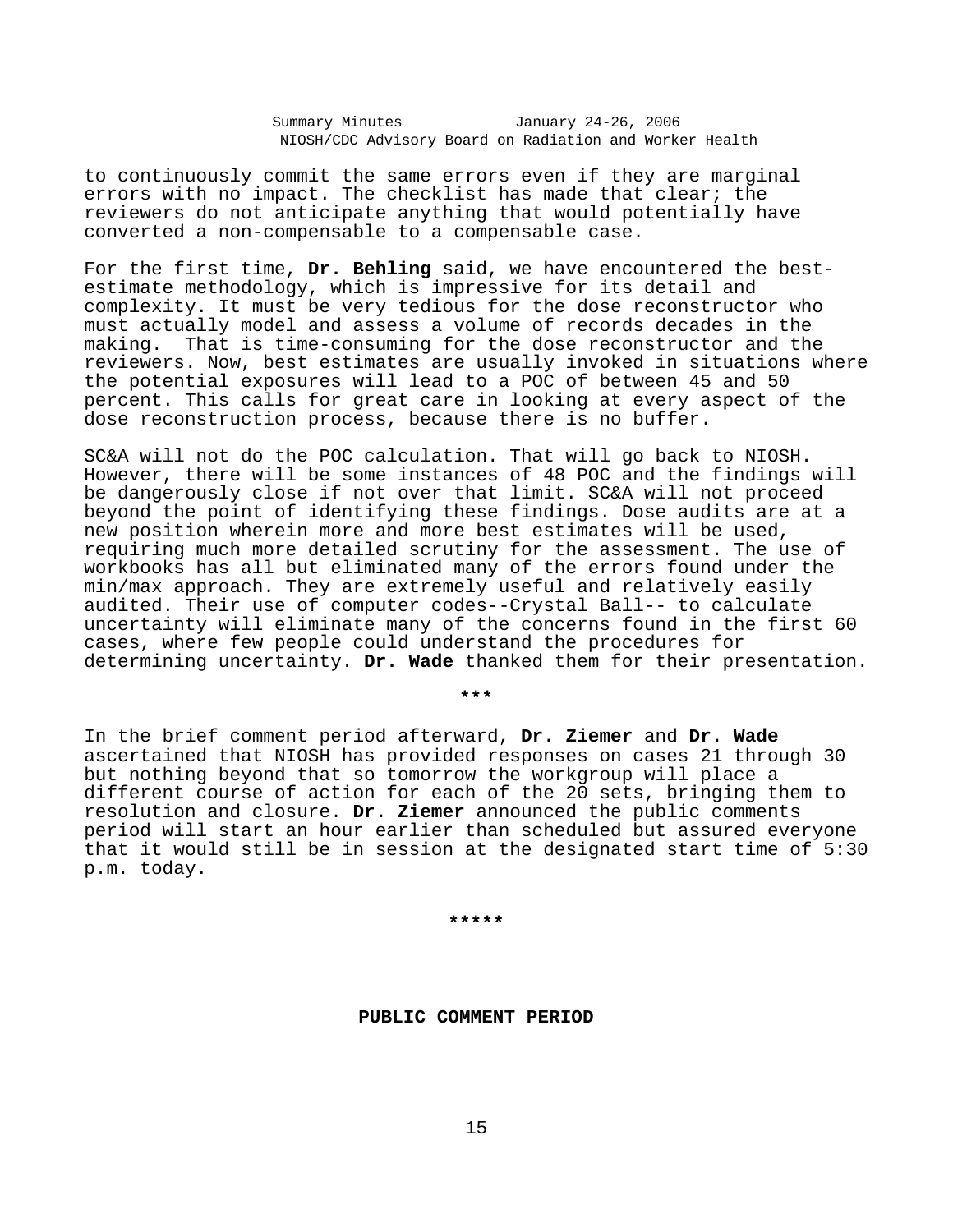to continuously commit the same errors even if they are marginal errors with no impact. The checklist has made that clear; the reviewers do not anticipate anything that would potentially have converted a non-compensable to a compensable case.

For the first time, **Dr. Behling** said, we have encountered the best-estimate methodology, which is impressive for its detail and complexity. It must be very tedious for the dose reconstructor who must actually model and assess a volume of records decades in the making. That is time-consuming for the dose reconstructor and the reviewers. Now, best estimates are usually invoked in situations where the potential exposures will lead to a POC of between 45 and 50 percent. This calls for great care in looking at every aspect of the dose reconstruction process, because there is no buffer.

SC&A will not do the POC calculation. That will go back to NIOSH. However, there will be some instances of 48 POC and the findings will be dangerously close if not over that limit. SC&A will not proceed beyond the point of identifying these findings. Dose audits are at a new position wherein more and more best estimates will be used, requiring much more detailed scrutiny for the assessment. The use of workbooks has all but eliminated many of the errors found under the min/max approach. They are extremely useful and relatively easily audited. Their use of computer codes--Crystal Ball-- to calculate uncertainty will eliminate many of the concerns found in the first 60 cases, where few people could understand the procedures for determining uncertainty. **Dr. Wade** thanked them for their presentation.

***

In the brief comment period afterward, **Dr. Ziemer** and **Dr. Wade** ascertained that NIOSH has provided responses on cases 21 through 30 but nothing beyond that so tomorrow the workgroup will place a different course of action for each of the 20 sets, bringing them to resolution and closure. **Dr. Ziemer** announced the public comments period will start an hour earlier than scheduled but assured everyone that it would still be in session at the designated start time of 5:30 p.m. today.

*****

## PUBLIC COMMENT PERIOD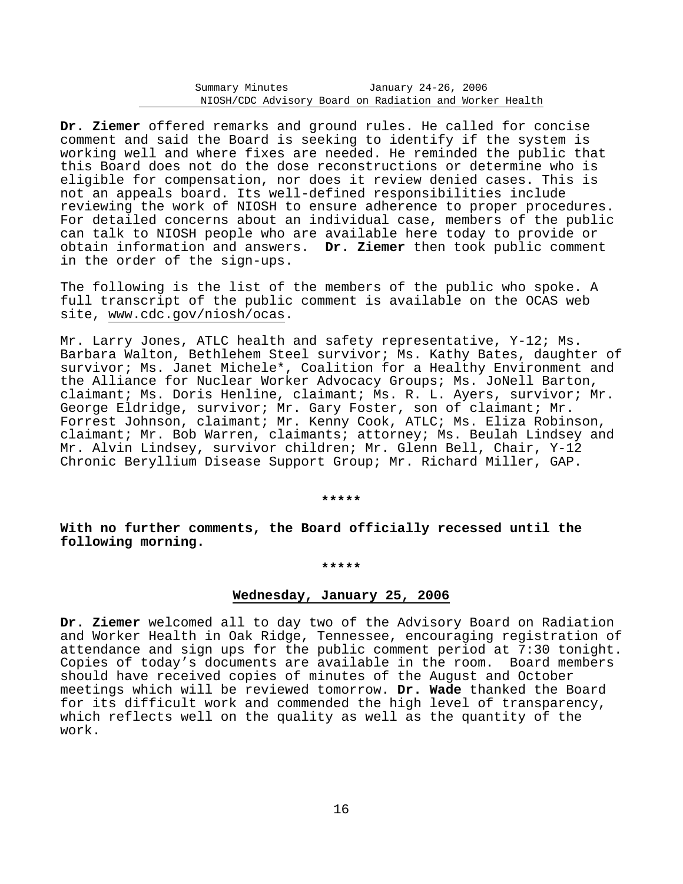**Dr. Ziemer** offered remarks and ground rules. He called for concise comment and said the Board is seeking to identify if the system is working well and where fixes are needed. He reminded the public that this Board does not do the dose reconstructions or determine who is eligible for compensation, nor does it review denied cases. This is not an appeals board. Its well-defined responsibilities include reviewing the work of NIOSH to ensure adherence to proper procedures. For detailed concerns about an individual case, members of the public can talk to NIOSH people who are available here today to provide or obtain information and answers. **Dr. Ziemer** then took public comment in the order of the sign-ups.

The following is the list of the members of the public who spoke. A full transcript of the public comment is available on the OCAS web site, www.cdc.gov/niosh/ocas.

Mr. Larry Jones, ATLC health and safety representative, Y-12; Ms. Barbara Walton, Bethlehem Steel survivor; Ms. Kathy Bates, daughter of survivor; Ms. Janet Michele*, Coalition for a Healthy Environment and the Alliance for Nuclear Worker Advocacy Groups; Ms. JoNell Barton, claimant; Ms. Doris Henline, claimant; Ms. R. L. Ayers, survivor; Mr. George Eldridge, survivor; Mr. Gary Foster, son of claimant; Mr. Forrest Johnson, claimant; Mr. Kenny Cook, ATLC; Ms. Eliza Robinson, claimant; Mr. Bob Warren, claimants; attorney; Ms. Beulah Lindsey and Mr. Alvin Lindsey, survivor children; Mr. Glenn Bell, Chair, Y-12 Chronic Beryllium Disease Support Group; Mr. Richard Miller, GAP.

*****

**With no further comments, the Board officially recessed until the following morning.**

*****

## Wednesday, January 25, 2006

**Dr. Ziemer** welcomed all to day two of the Advisory Board on Radiation and Worker Health in Oak Ridge, Tennessee, encouraging registration of attendance and sign ups for the public comment period at 7:30 tonight. Copies of today's documents are available in the room. Board members should have received copies of minutes of the August and October meetings which will be reviewed tomorrow. **Dr. Wade** thanked the Board for its difficult work and commended the high level of transparency, which reflects well on the quality as well as the quantity of the work.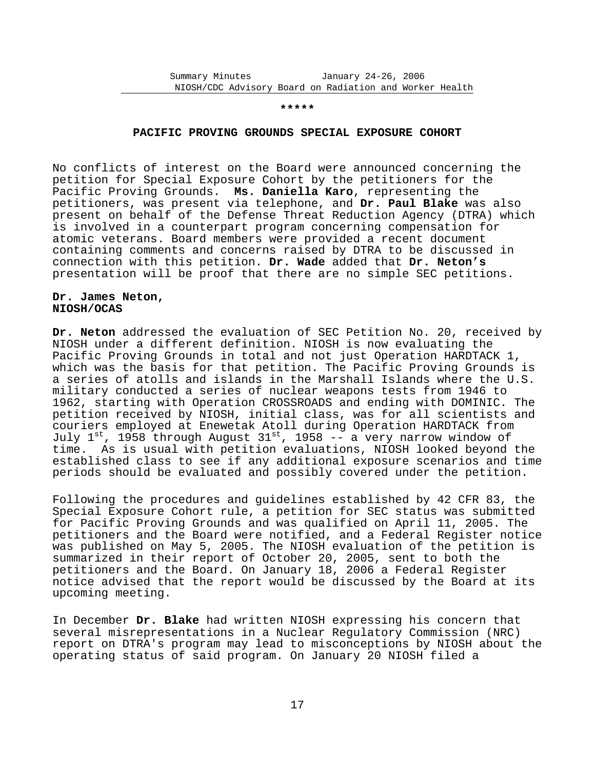\*\*\*\*\*

## PACIFIC PROVING GROUNDS SPECIAL EXPOSURE COHORT

No conflicts of interest on the Board were announced concerning the petition for Special Exposure Cohort by the petitioners for the Pacific Proving Grounds. **Ms. Daniella Karo**, representing the petitioners, was present via telephone, and **Dr. Paul Blake** was also present on behalf of the Defense Threat Reduction Agency (DTRA) which is involved in a counterpart program concerning compensation for atomic veterans. Board members were provided a recent document containing comments and concerns raised by DTRA to be discussed in connection with this petition. **Dr. Wade** added that **Dr. Neton's** presentation will be proof that there are no simple SEC petitions.

**Dr. James Neton,**
**NIOSH/OCAS**

**Dr. Neton** addressed the evaluation of SEC Petition No. 20, received by NIOSH under a different definition. NIOSH is now evaluating the Pacific Proving Grounds in total and not just Operation HARDTACK 1, which was the basis for that petition. The Pacific Proving Grounds is a series of atolls and islands in the Marshall Islands where the U.S. military conducted a series of nuclear weapons tests from 1946 to 1962, starting with Operation CROSSROADS and ending with DOMINIC. The petition received by NIOSH, initial class, was for all scientists and couriers employed at Enewetak Atoll during Operation HARDTACK from July 1st, 1958 through August 31st, 1958 -- a very narrow window of time. As is usual with petition evaluations, NIOSH looked beyond the established class to see if any additional exposure scenarios and time periods should be evaluated and possibly covered under the petition.

Following the procedures and guidelines established by 42 CFR 83, the Special Exposure Cohort rule, a petition for SEC status was submitted for Pacific Proving Grounds and was qualified on April 11, 2005. The petitioners and the Board were notified, and a Federal Register notice was published on May 5, 2005. The NIOSH evaluation of the petition is summarized in their report of October 20, 2005, sent to both the petitioners and the Board. On January 18, 2006 a Federal Register notice advised that the report would be discussed by the Board at its upcoming meeting.

In December **Dr. Blake** had written NIOSH expressing his concern that several misrepresentations in a Nuclear Regulatory Commission (NRC) report on DTRA's program may lead to misconceptions by NIOSH about the operating status of said program. On January 20 NIOSH filed a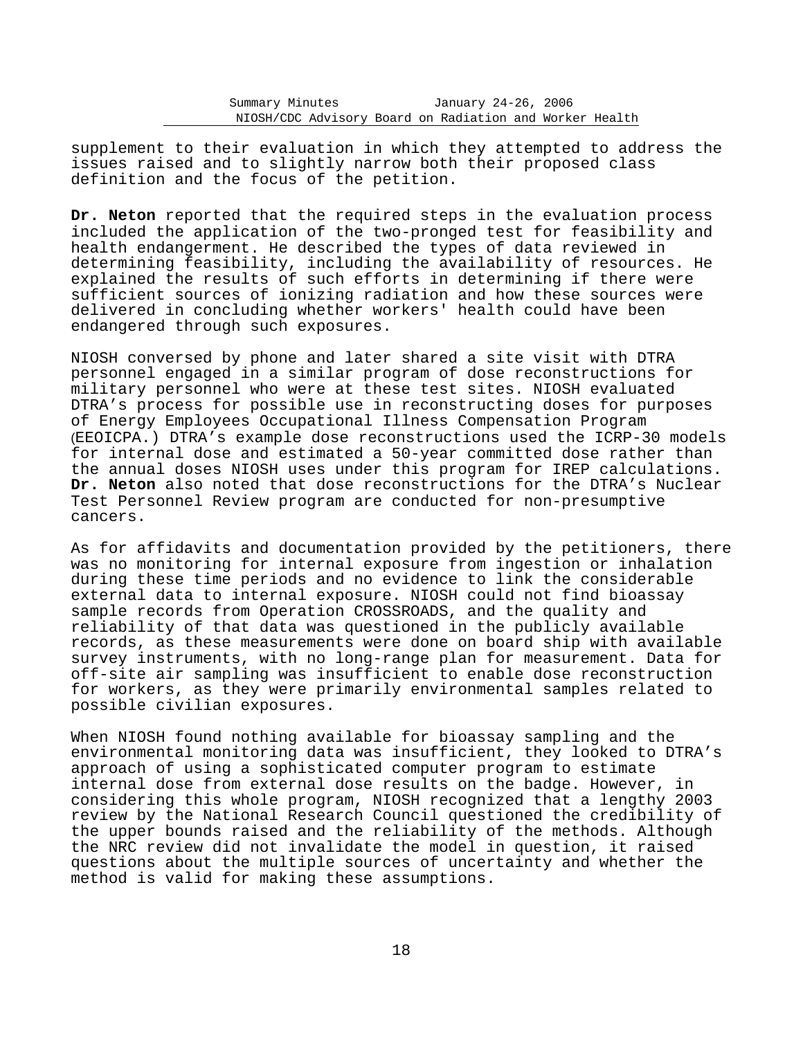supplement to their evaluation in which they attempted to address the issues raised and to slightly narrow both their proposed class definition and the focus of the petition.

**Dr. Neton** reported that the required steps in the evaluation process included the application of the two-pronged test for feasibility and health endangerment. He described the types of data reviewed in determining feasibility, including the availability of resources. He explained the results of such efforts in determining if there were sufficient sources of ionizing radiation and how these sources were delivered in concluding whether workers' health could have been endangered through such exposures.

NIOSH conversed by phone and later shared a site visit with DTRA personnel engaged in a similar program of dose reconstructions for military personnel who were at these test sites. NIOSH evaluated DTRA's process for possible use in reconstructing doses for purposes of Energy Employees Occupational Illness Compensation Program (EEOICPA.) DTRA's example dose reconstructions used the ICRP-30 models for internal dose and estimated a 50-year committed dose rather than the annual doses NIOSH uses under this program for IREP calculations. **Dr. Neton** also noted that dose reconstructions for the DTRA's Nuclear Test Personnel Review program are conducted for non-presumptive cancers.

As for affidavits and documentation provided by the petitioners, there was no monitoring for internal exposure from ingestion or inhalation during these time periods and no evidence to link the considerable external data to internal exposure. NIOSH could not find bioassay sample records from Operation CROSSROADS, and the quality and reliability of that data was questioned in the publicly available records, as these measurements were done on board ship with available survey instruments, with no long-range plan for measurement. Data for off-site air sampling was insufficient to enable dose reconstruction for workers, as they were primarily environmental samples related to possible civilian exposures.

When NIOSH found nothing available for bioassay sampling and the environmental monitoring data was insufficient, they looked to DTRA's approach of using a sophisticated computer program to estimate internal dose from external dose results on the badge. However, in considering this whole program, NIOSH recognized that a lengthy 2003 review by the National Research Council questioned the credibility of the upper bounds raised and the reliability of the methods. Although the NRC review did not invalidate the model in question, it raised questions about the multiple sources of uncertainty and whether the method is valid for making these assumptions.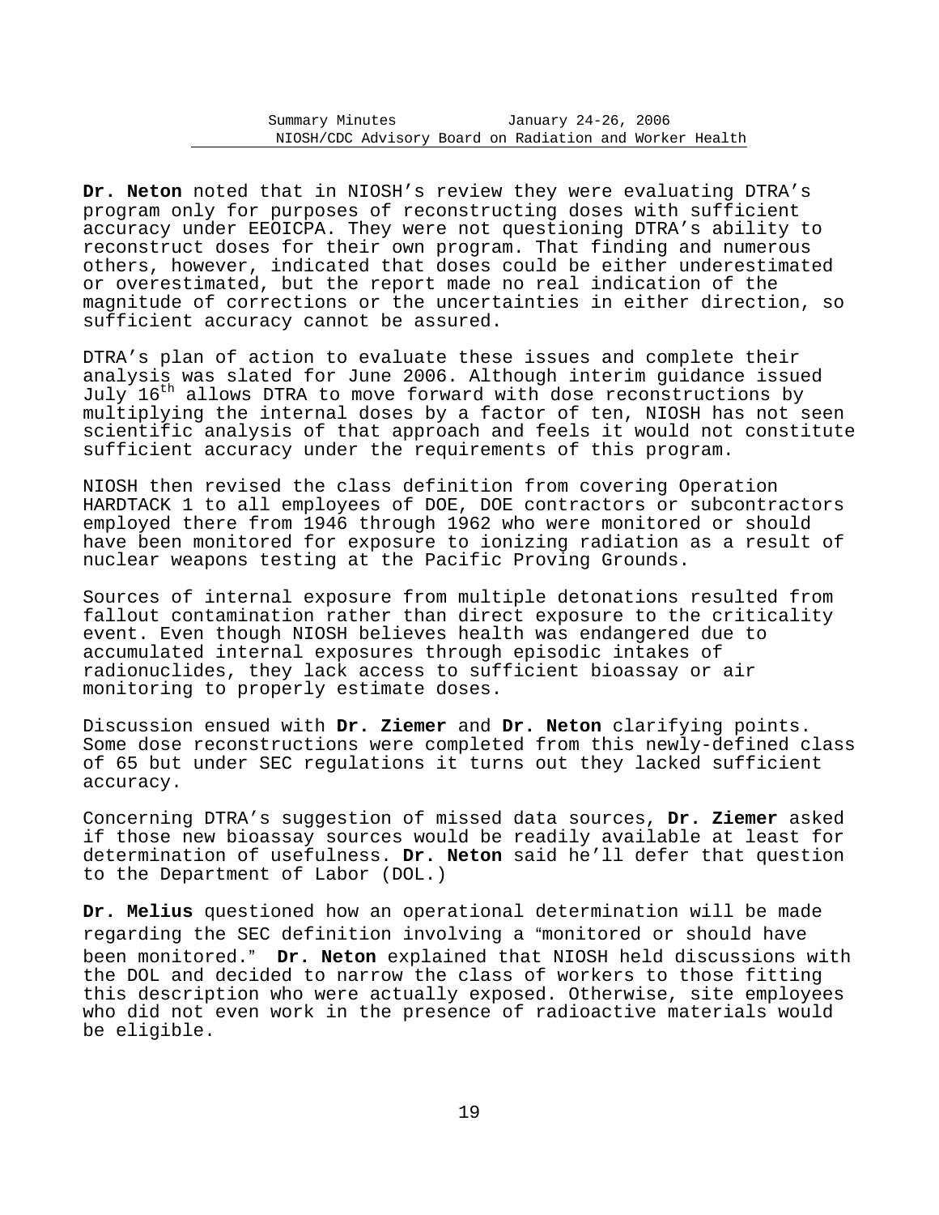**Dr. Neton** noted that in NIOSH's review they were evaluating DTRA's program only for purposes of reconstructing doses with sufficient accuracy under EEOICPA. They were not questioning DTRA's ability to reconstruct doses for their own program. That finding and numerous others, however, indicated that doses could be either underestimated or overestimated, but the report made no real indication of the magnitude of corrections or the uncertainties in either direction, so sufficient accuracy cannot be assured.

DTRA's plan of action to evaluate these issues and complete their analysis was slated for June 2006. Although interim guidance issued July 16th allows DTRA to move forward with dose reconstructions by multiplying the internal doses by a factor of ten, NIOSH has not seen scientific analysis of that approach and feels it would not constitute sufficient accuracy under the requirements of this program.

NIOSH then revised the class definition from covering Operation HARDTACK 1 to all employees of DOE, DOE contractors or subcontractors employed there from 1946 through 1962 who were monitored or should have been monitored for exposure to ionizing radiation as a result of nuclear weapons testing at the Pacific Proving Grounds.

Sources of internal exposure from multiple detonations resulted from fallout contamination rather than direct exposure to the criticality event. Even though NIOSH believes health was endangered due to accumulated internal exposures through episodic intakes of radionuclides, they lack access to sufficient bioassay or air monitoring to properly estimate doses.

Discussion ensued with **Dr. Ziemer** and **Dr. Neton** clarifying points. Some dose reconstructions were completed from this newly-defined class of 65 but under SEC regulations it turns out they lacked sufficient accuracy.

Concerning DTRA's suggestion of missed data sources, **Dr. Ziemer** asked if those new bioassay sources would be readily available at least for determination of usefulness. **Dr. Neton** said he'll defer that question to the Department of Labor (DOL.)

**Dr. Melius** questioned how an operational determination will be made regarding the SEC definition involving a "monitored or should have been monitored." **Dr. Neton** explained that NIOSH held discussions with the DOL and decided to narrow the class of workers to those fitting this description who were actually exposed. Otherwise, site employees who did not even work in the presence of radioactive materials would be eligible.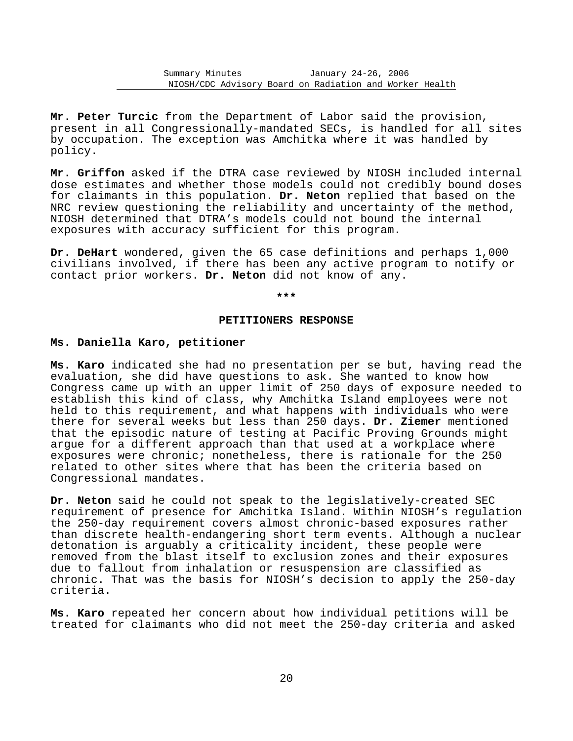**Mr. Peter Turcic** from the Department of Labor said the provision, present in all Congressionally-mandated SECs, is handled for all sites by occupation. The exception was Amchitka where it was handled by policy.

**Mr. Griffon** asked if the DTRA case reviewed by NIOSH included internal dose estimates and whether those models could not credibly bound doses for claimants in this population. **Dr. Neton** replied that based on the NRC review questioning the reliability and uncertainty of the method, NIOSH determined that DTRA's models could not bound the internal exposures with accuracy sufficient for this program.

**Dr. DeHart** wondered, given the 65 case definitions and perhaps 1,000 civilians involved, if there has been any active program to notify or contact prior workers. **Dr. Neton** did not know of any.

***

## PETITIONERS RESPONSE

### Ms. Daniella Karo, petitioner

**Ms. Karo** indicated she had no presentation per se but, having read the evaluation, she did have questions to ask. She wanted to know how Congress came up with an upper limit of 250 days of exposure needed to establish this kind of class, why Amchitka Island employees were not held to this requirement, and what happens with individuals who were there for several weeks but less than 250 days. **Dr. Ziemer** mentioned that the episodic nature of testing at Pacific Proving Grounds might argue for a different approach than that used at a workplace where exposures were chronic; nonetheless, there is rationale for the 250 related to other sites where that has been the criteria based on Congressional mandates.

**Dr. Neton** said he could not speak to the legislatively-created SEC requirement of presence for Amchitka Island. Within NIOSH's regulation the 250-day requirement covers almost chronic-based exposures rather than discrete health-endangering short term events. Although a nuclear detonation is arguably a criticality incident, these people were removed from the blast itself to exclusion zones and their exposures due to fallout from inhalation or resuspension are classified as chronic. That was the basis for NIOSH's decision to apply the 250-day criteria.

**Ms. Karo** repeated her concern about how individual petitions will be treated for claimants who did not meet the 250-day criteria and asked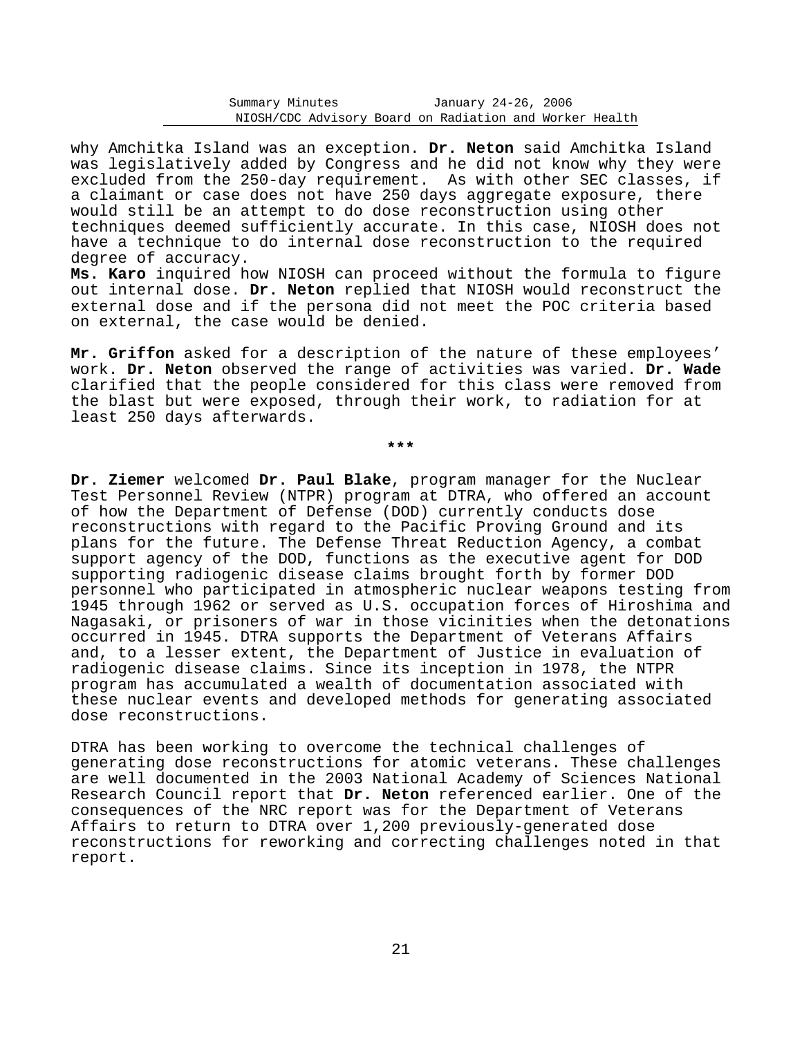why Amchitka Island was an exception. **Dr. Neton** said Amchitka Island was legislatively added by Congress and he did not know why they were excluded from the 250-day requirement. As with other SEC classes, if a claimant or case does not have 250 days aggregate exposure, there would still be an attempt to do dose reconstruction using other techniques deemed sufficiently accurate. In this case, NIOSH does not have a technique to do internal dose reconstruction to the required degree of accuracy.
**Ms. Karo** inquired how NIOSH can proceed without the formula to figure out internal dose. **Dr. Neton** replied that NIOSH would reconstruct the external dose and if the persona did not meet the POC criteria based on external, the case would be denied.

**Mr. Griffon** asked for a description of the nature of these employees' work. **Dr. Neton** observed the range of activities was varied. **Dr. Wade** clarified that the people considered for this class were removed from the blast but were exposed, through their work, to radiation for at least 250 days afterwards.

***

**Dr. Ziemer** welcomed **Dr. Paul Blake**, program manager for the Nuclear Test Personnel Review (NTPR) program at DTRA, who offered an account of how the Department of Defense (DOD) currently conducts dose reconstructions with regard to the Pacific Proving Ground and its plans for the future. The Defense Threat Reduction Agency, a combat support agency of the DOD, functions as the executive agent for DOD supporting radiogenic disease claims brought forth by former DOD personnel who participated in atmospheric nuclear weapons testing from 1945 through 1962 or served as U.S. occupation forces of Hiroshima and Nagasaki, or prisoners of war in those vicinities when the detonations occurred in 1945. DTRA supports the Department of Veterans Affairs and, to a lesser extent, the Department of Justice in evaluation of radiogenic disease claims. Since its inception in 1978, the NTPR program has accumulated a wealth of documentation associated with these nuclear events and developed methods for generating associated dose reconstructions.

DTRA has been working to overcome the technical challenges of generating dose reconstructions for atomic veterans. These challenges are well documented in the 2003 National Academy of Sciences National Research Council report that **Dr. Neton** referenced earlier. One of the consequences of the NRC report was for the Department of Veterans Affairs to return to DTRA over 1,200 previously-generated dose reconstructions for reworking and correcting challenges noted in that report.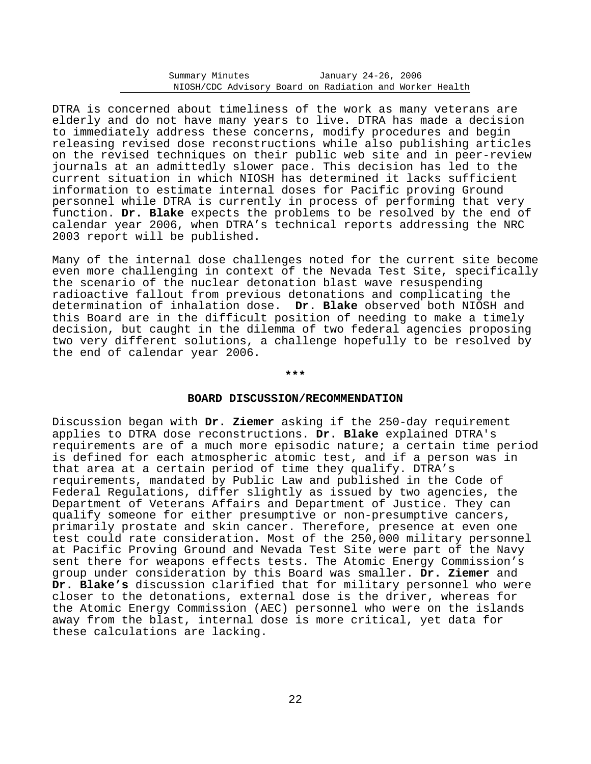DTRA is concerned about timeliness of the work as many veterans are elderly and do not have many years to live. DTRA has made a decision to immediately address these concerns, modify procedures and begin releasing revised dose reconstructions while also publishing articles on the revised techniques on their public web site and in peer-review journals at an admittedly slower pace. This decision has led to the current situation in which NIOSH has determined it lacks sufficient information to estimate internal doses for Pacific proving Ground personnel while DTRA is currently in process of performing that very function. **Dr. Blake** expects the problems to be resolved by the end of calendar year 2006, when DTRA's technical reports addressing the NRC 2003 report will be published.

Many of the internal dose challenges noted for the current site become even more challenging in context of the Nevada Test Site, specifically the scenario of the nuclear detonation blast wave resuspending radioactive fallout from previous detonations and complicating the determination of inhalation dose. **Dr. Blake** observed both NIOSH and this Board are in the difficult position of needing to make a timely decision, but caught in the dilemma of two federal agencies proposing two very different solutions, a challenge hopefully to be resolved by the end of calendar year 2006.

***

## BOARD DISCUSSION/RECOMMENDATION

Discussion began with **Dr. Ziemer** asking if the 250-day requirement applies to DTRA dose reconstructions. **Dr. Blake** explained DTRA's requirements are of a much more episodic nature; a certain time period is defined for each atmospheric atomic test, and if a person was in that area at a certain period of time they qualify. DTRA's requirements, mandated by Public Law and published in the Code of Federal Regulations, differ slightly as issued by two agencies, the Department of Veterans Affairs and Department of Justice. They can qualify someone for either presumptive or non-presumptive cancers, primarily prostate and skin cancer. Therefore, presence at even one test could rate consideration. Most of the 250,000 military personnel at Pacific Proving Ground and Nevada Test Site were part of the Navy sent there for weapons effects tests. The Atomic Energy Commission's group under consideration by this Board was smaller. **Dr. Ziemer** and **Dr. Blake's** discussion clarified that for military personnel who were closer to the detonations, external dose is the driver, whereas for the Atomic Energy Commission (AEC) personnel who were on the islands away from the blast, internal dose is more critical, yet data for these calculations are lacking.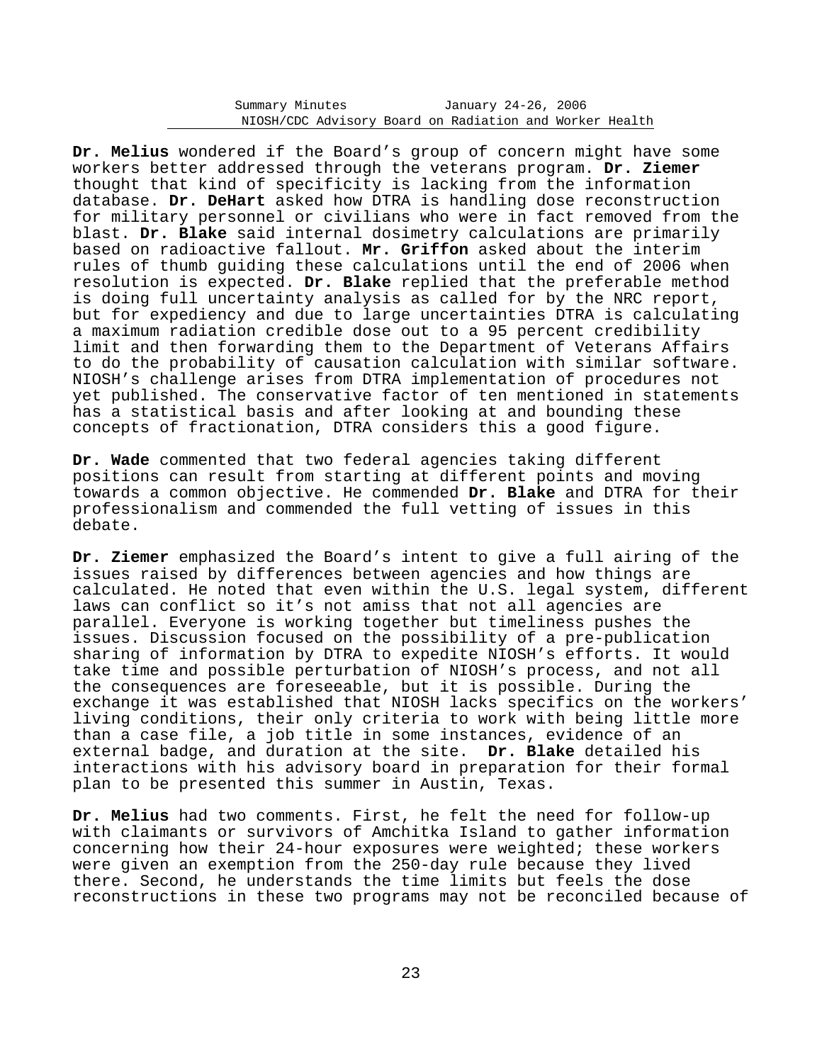**Dr. Melius** wondered if the Board's group of concern might have some workers better addressed through the veterans program. **Dr. Ziemer** thought that kind of specificity is lacking from the information database. **Dr. DeHart** asked how DTRA is handling dose reconstruction for military personnel or civilians who were in fact removed from the blast. **Dr. Blake** said internal dosimetry calculations are primarily based on radioactive fallout. **Mr. Griffon** asked about the interim rules of thumb guiding these calculations until the end of 2006 when resolution is expected. **Dr. Blake** replied that the preferable method is doing full uncertainty analysis as called for by the NRC report, but for expediency and due to large uncertainties DTRA is calculating a maximum radiation credible dose out to a 95 percent credibility limit and then forwarding them to the Department of Veterans Affairs to do the probability of causation calculation with similar software. NIOSH's challenge arises from DTRA implementation of procedures not yet published. The conservative factor of ten mentioned in statements has a statistical basis and after looking at and bounding these concepts of fractionation, DTRA considers this a good figure.

**Dr. Wade** commented that two federal agencies taking different positions can result from starting at different points and moving towards a common objective. He commended **Dr. Blake** and DTRA for their professionalism and commended the full vetting of issues in this debate.

**Dr. Ziemer** emphasized the Board's intent to give a full airing of the issues raised by differences between agencies and how things are calculated. He noted that even within the U.S. legal system, different laws can conflict so it's not amiss that not all agencies are parallel. Everyone is working together but timeliness pushes the issues. Discussion focused on the possibility of a pre-publication sharing of information by DTRA to expedite NIOSH's efforts. It would take time and possible perturbation of NIOSH's process, and not all the consequences are foreseeable, but it is possible. During the exchange it was established that NIOSH lacks specifics on the workers' living conditions, their only criteria to work with being little more than a case file, a job title in some instances, evidence of an external badge, and duration at the site. **Dr. Blake** detailed his interactions with his advisory board in preparation for their formal plan to be presented this summer in Austin, Texas.

**Dr. Melius** had two comments. First, he felt the need for follow-up with claimants or survivors of Amchitka Island to gather information concerning how their 24-hour exposures were weighted; these workers were given an exemption from the 250-day rule because they lived there. Second, he understands the time limits but feels the dose reconstructions in these two programs may not be reconciled because of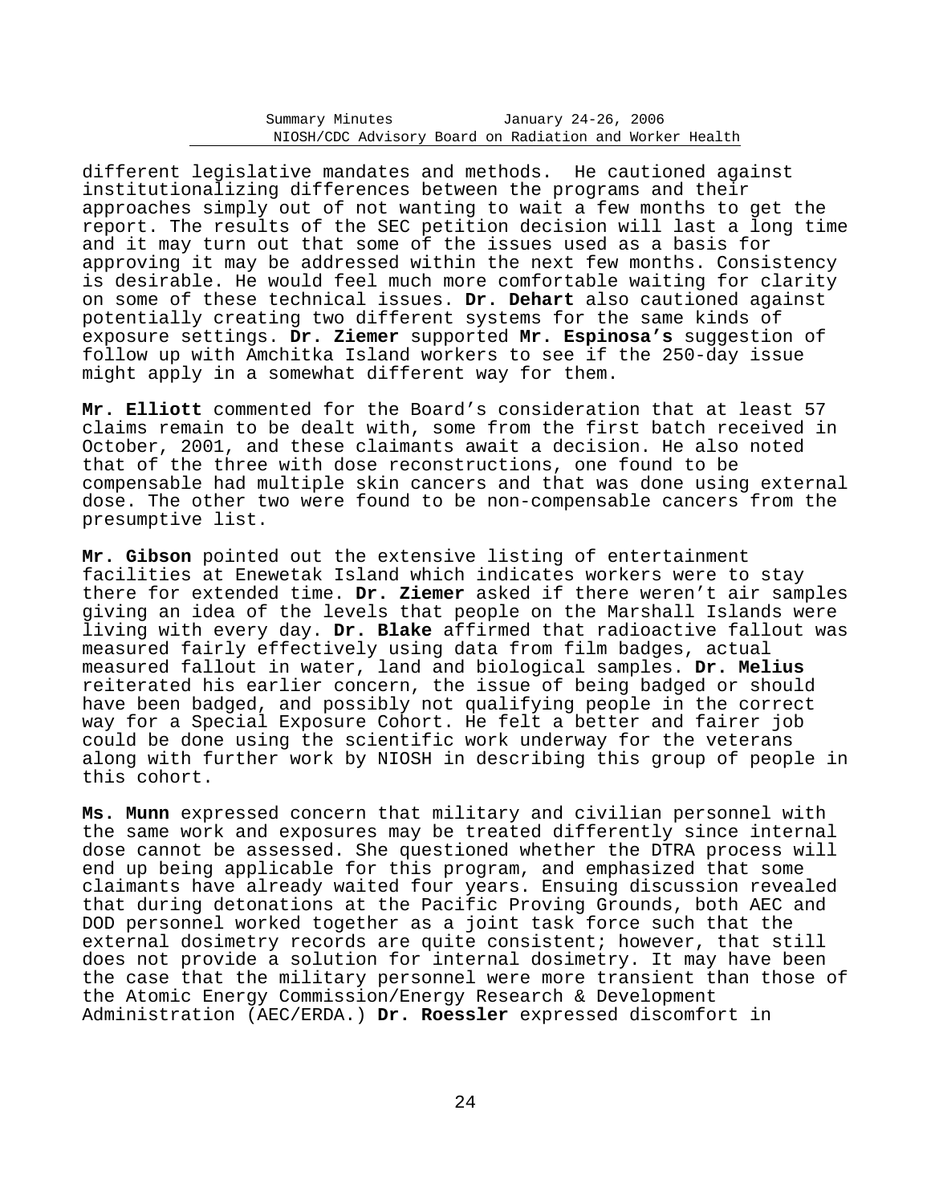different legislative mandates and methods. He cautioned against institutionalizing differences between the programs and their approaches simply out of not wanting to wait a few months to get the report. The results of the SEC petition decision will last a long time and it may turn out that some of the issues used as a basis for approving it may be addressed within the next few months. Consistency is desirable. He would feel much more comfortable waiting for clarity on some of these technical issues. **Dr. Dehart** also cautioned against potentially creating two different systems for the same kinds of exposure settings. **Dr. Ziemer** supported **Mr. Espinosa's** suggestion of follow up with Amchitka Island workers to see if the 250-day issue might apply in a somewhat different way for them.

**Mr. Elliott** commented for the Board's consideration that at least 57 claims remain to be dealt with, some from the first batch received in October, 2001, and these claimants await a decision. He also noted that of the three with dose reconstructions, one found to be compensable had multiple skin cancers and that was done using external dose. The other two were found to be non-compensable cancers from the presumptive list.

**Mr. Gibson** pointed out the extensive listing of entertainment facilities at Enewetak Island which indicates workers were to stay there for extended time. **Dr. Ziemer** asked if there weren't air samples giving an idea of the levels that people on the Marshall Islands were living with every day. **Dr. Blake** affirmed that radioactive fallout was measured fairly effectively using data from film badges, actual measured fallout in water, land and biological samples. **Dr. Melius** reiterated his earlier concern, the issue of being badged or should have been badged, and possibly not qualifying people in the correct way for a Special Exposure Cohort. He felt a better and fairer job could be done using the scientific work underway for the veterans along with further work by NIOSH in describing this group of people in this cohort.

**Ms. Munn** expressed concern that military and civilian personnel with the same work and exposures may be treated differently since internal dose cannot be assessed. She questioned whether the DTRA process will end up being applicable for this program, and emphasized that some claimants have already waited four years. Ensuing discussion revealed that during detonations at the Pacific Proving Grounds, both AEC and DOD personnel worked together as a joint task force such that the external dosimetry records are quite consistent; however, that still does not provide a solution for internal dosimetry. It may have been the case that the military personnel were more transient than those of the Atomic Energy Commission/Energy Research & Development Administration (AEC/ERDA.) **Dr. Roessler** expressed discomfort in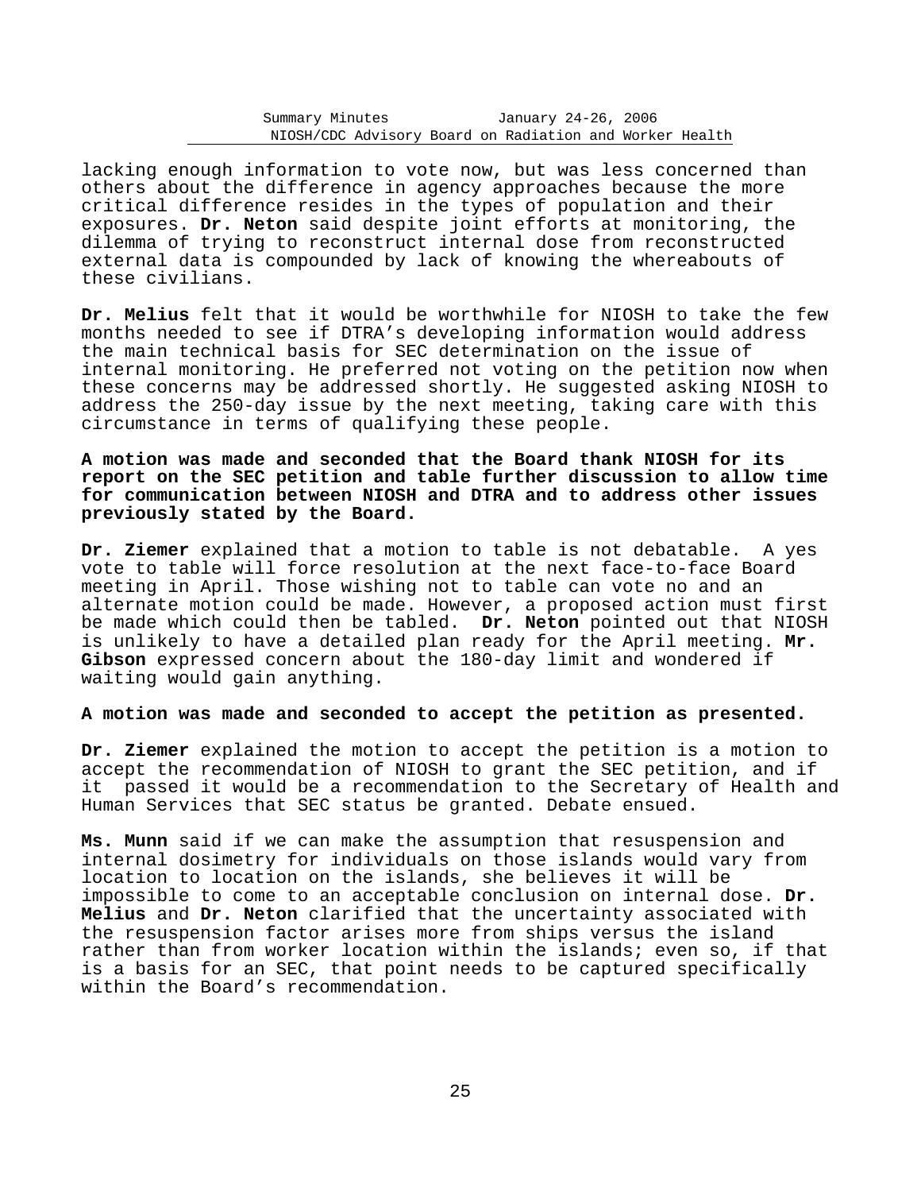lacking enough information to vote now, but was less concerned than others about the difference in agency approaches because the more critical difference resides in the types of population and their exposures. **Dr. Neton** said despite joint efforts at monitoring, the dilemma of trying to reconstruct internal dose from reconstructed external data is compounded by lack of knowing the whereabouts of these civilians.

**Dr. Melius** felt that it would be worthwhile for NIOSH to take the few months needed to see if DTRA's developing information would address the main technical basis for SEC determination on the issue of internal monitoring. He preferred not voting on the petition now when these concerns may be addressed shortly. He suggested asking NIOSH to address the 250-day issue by the next meeting, taking care with this circumstance in terms of qualifying these people.

**A motion was made and seconded that the Board thank NIOSH for its report on the SEC petition and table further discussion to allow time for communication between NIOSH and DTRA and to address other issues previously stated by the Board.**

**Dr. Ziemer** explained that a motion to table is not debatable. A yes vote to table will force resolution at the next face-to-face Board meeting in April. Those wishing not to table can vote no and an alternate motion could be made. However, a proposed action must first be made which could then be tabled. **Dr. Neton** pointed out that NIOSH is unlikely to have a detailed plan ready for the April meeting. **Mr. Gibson** expressed concern about the 180-day limit and wondered if waiting would gain anything.

**A motion was made and seconded to accept the petition as presented.**

**Dr. Ziemer** explained the motion to accept the petition is a motion to accept the recommendation of NIOSH to grant the SEC petition, and if it passed it would be a recommendation to the Secretary of Health and Human Services that SEC status be granted. Debate ensued.

**Ms. Munn** said if we can make the assumption that resuspension and internal dosimetry for individuals on those islands would vary from location to location on the islands, she believes it will be impossible to come to an acceptable conclusion on internal dose. **Dr. Melius** and **Dr. Neton** clarified that the uncertainty associated with the resuspension factor arises more from ships versus the island rather than from worker location within the islands; even so, if that is a basis for an SEC, that point needs to be captured specifically within the Board's recommendation.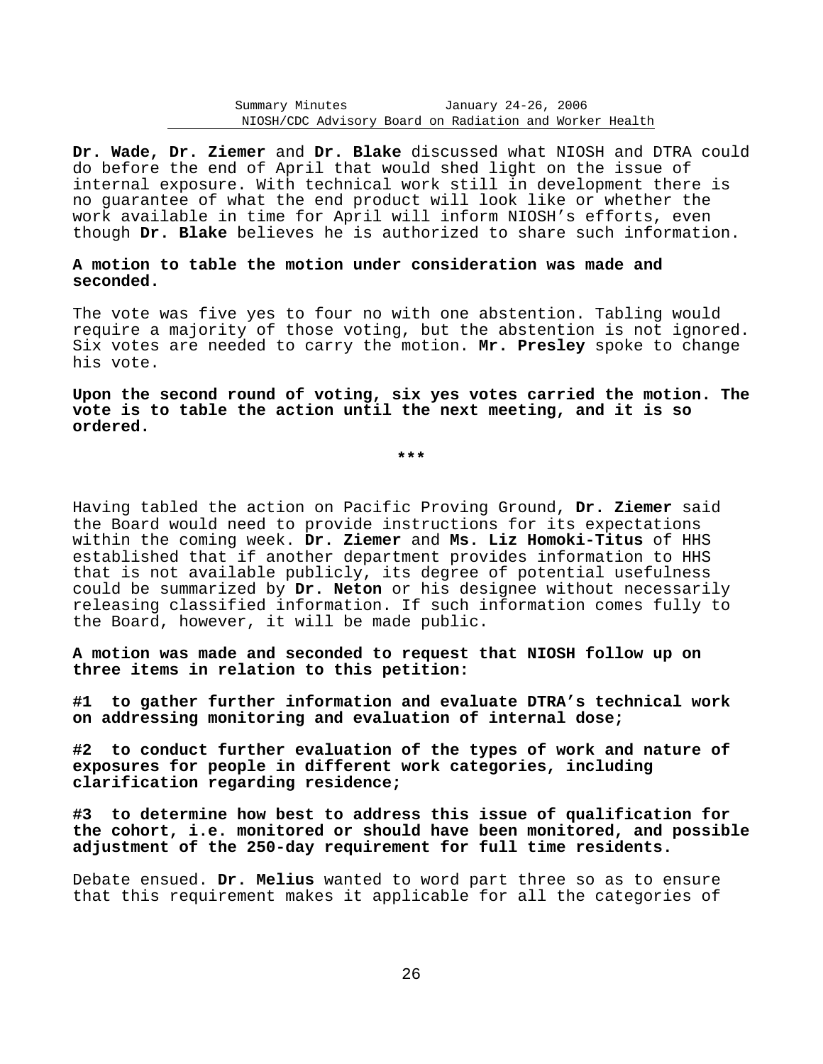**Dr. Wade, Dr. Ziemer** and **Dr. Blake** discussed what NIOSH and DTRA could do before the end of April that would shed light on the issue of internal exposure. With technical work still in development there is no guarantee of what the end product will look like or whether the work available in time for April will inform NIOSH's efforts, even though **Dr. Blake** believes he is authorized to share such information.

**A motion to table the motion under consideration was made and seconded.**

The vote was five yes to four no with one abstention. Tabling would require a majority of those voting, but the abstention is not ignored. Six votes are needed to carry the motion. **Mr. Presley** spoke to change his vote.

**Upon the second round of voting, six yes votes carried the motion. The vote is to table the action until the next meeting, and it is so ordered.**

***

Having tabled the action on Pacific Proving Ground, **Dr. Ziemer** said the Board would need to provide instructions for its expectations within the coming week. **Dr. Ziemer** and **Ms. Liz Homoki-Titus** of HHS established that if another department provides information to HHS that is not available publicly, its degree of potential usefulness could be summarized by **Dr. Neton** or his designee without necessarily releasing classified information. If such information comes fully to the Board, however, it will be made public.

**A motion was made and seconded to request that NIOSH follow up on three items in relation to this petition:**

**#1 to gather further information and evaluate DTRA's technical work on addressing monitoring and evaluation of internal dose;**

**#2 to conduct further evaluation of the types of work and nature of exposures for people in different work categories, including clarification regarding residence;**

**#3 to determine how best to address this issue of qualification for the cohort, i.e. monitored or should have been monitored, and possible adjustment of the 250-day requirement for full time residents.**

Debate ensued. **Dr. Melius** wanted to word part three so as to ensure that this requirement makes it applicable for all the categories of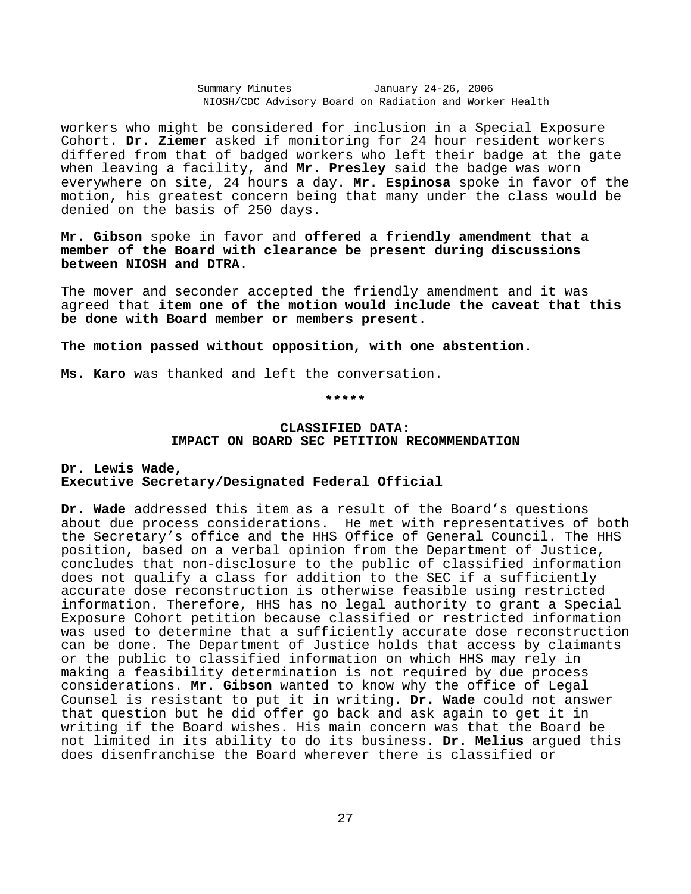workers who might be considered for inclusion in a Special Exposure Cohort. **Dr. Ziemer** asked if monitoring for 24 hour resident workers differed from that of badged workers who left their badge at the gate when leaving a facility, and **Mr. Presley** said the badge was worn everywhere on site, 24 hours a day. **Mr. Espinosa** spoke in favor of the motion, his greatest concern being that many under the class would be denied on the basis of 250 days.

**Mr. Gibson** spoke in favor and **offered a friendly amendment that a member of the Board with clearance be present during discussions between NIOSH and DTRA**.

The mover and seconder accepted the friendly amendment and it was agreed that **item one of the motion would include the caveat that this be done with Board member or members present**.

**The motion passed without opposition, with one abstention.**

**Ms. Karo** was thanked and left the conversation.

\*\*\*\*\*

## CLASSIFIED DATA: IMPACT ON BOARD SEC PETITION RECOMMENDATION

**Dr. Lewis Wade,**
**Executive Secretary/Designated Federal Official**

**Dr. Wade** addressed this item as a result of the Board's questions about due process considerations. He met with representatives of both the Secretary's office and the HHS Office of General Council. The HHS position, based on a verbal opinion from the Department of Justice, concludes that non-disclosure to the public of classified information does not qualify a class for addition to the SEC if a sufficiently accurate dose reconstruction is otherwise feasible using restricted information. Therefore, HHS has no legal authority to grant a Special Exposure Cohort petition because classified or restricted information was used to determine that a sufficiently accurate dose reconstruction can be done. The Department of Justice holds that access by claimants or the public to classified information on which HHS may rely in making a feasibility determination is not required by due process considerations. **Mr. Gibson** wanted to know why the office of Legal Counsel is resistant to put it in writing. **Dr. Wade** could not answer that question but he did offer go back and ask again to get it in writing if the Board wishes. His main concern was that the Board be not limited in its ability to do its business. **Dr. Melius** argued this does disenfranchise the Board wherever there is classified or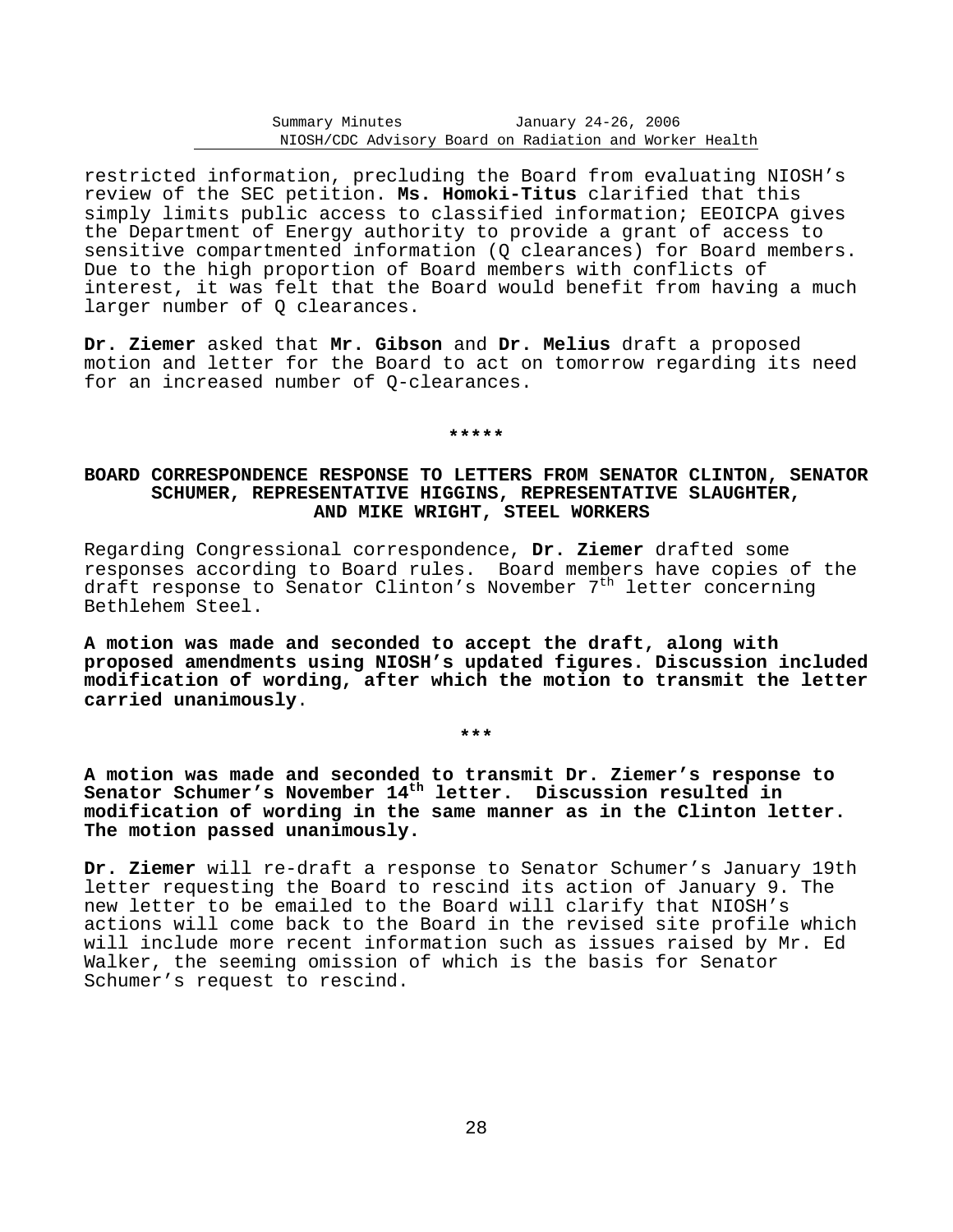restricted information, precluding the Board from evaluating NIOSH's review of the SEC petition. **Ms. Homoki-Titus** clarified that this simply limits public access to classified information; EEOICPA gives the Department of Energy authority to provide a grant of access to sensitive compartmented information (Q clearances) for Board members. Due to the high proportion of Board members with conflicts of interest, it was felt that the Board would benefit from having a much larger number of Q clearances.

**Dr. Ziemer** asked that **Mr. Gibson** and **Dr. Melius** draft a proposed motion and letter for the Board to act on tomorrow regarding its need for an increased number of Q-clearances.

\*\*\*\*\*

## BOARD CORRESPONDENCE RESPONSE TO LETTERS FROM SENATOR CLINTON, SENATOR SCHUMER, REPRESENTATIVE HIGGINS, REPRESENTATIVE SLAUGHTER, AND MIKE WRIGHT, STEEL WORKERS

Regarding Congressional correspondence, **Dr. Ziemer** drafted some responses according to Board rules. Board members have copies of the draft response to Senator Clinton's November 7th letter concerning Bethlehem Steel.

**A motion was made and seconded to accept the draft, along with proposed amendments using NIOSH's updated figures. Discussion included modification of wording, after which the motion to transmit the letter carried unanimously**.

\*\*\*

**A motion was made and seconded to transmit Dr. Ziemer's response to Senator Schumer's November 14th letter. Discussion resulted in modification of wording in the same manner as in the Clinton letter. The motion passed unanimously.**

**Dr. Ziemer** will re-draft a response to Senator Schumer's January 19th letter requesting the Board to rescind its action of January 9. The new letter to be emailed to the Board will clarify that NIOSH's actions will come back to the Board in the revised site profile which will include more recent information such as issues raised by Mr. Ed Walker, the seeming omission of which is the basis for Senator Schumer's request to rescind.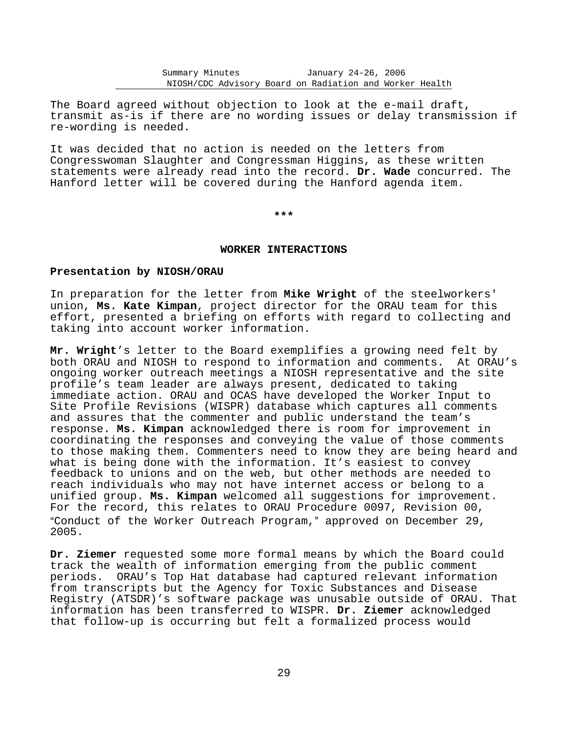The Board agreed without objection to look at the e-mail draft, transmit as-is if there are no wording issues or delay transmission if re-wording is needed.

It was decided that no action is needed on the letters from Congresswoman Slaughter and Congressman Higgins, as these written statements were already read into the record. **Dr. Wade** concurred. The Hanford letter will be covered during the Hanford agenda item.

***

## WORKER INTERACTIONS

### Presentation by NIOSH/ORAU

In preparation for the letter from **Mike Wright** of the steelworkers' union, **Ms. Kate Kimpan**, project director for the ORAU team for this effort, presented a briefing on efforts with regard to collecting and taking into account worker information.

**Mr. Wright**'s letter to the Board exemplifies a growing need felt by both ORAU and NIOSH to respond to information and comments. At ORAU's ongoing worker outreach meetings a NIOSH representative and the site profile's team leader are always present, dedicated to taking immediate action. ORAU and OCAS have developed the Worker Input to Site Profile Revisions (WISPR) database which captures all comments and assures that the commenter and public understand the team's response. **Ms. Kimpan** acknowledged there is room for improvement in coordinating the responses and conveying the value of those comments to those making them. Commenters need to know they are being heard and what is being done with the information. It's easiest to convey feedback to unions and on the web, but other methods are needed to reach individuals who may not have internet access or belong to a unified group. **Ms. Kimpan** welcomed all suggestions for improvement. For the record, this relates to ORAU Procedure 0097, Revision 00, "Conduct of the Worker Outreach Program," approved on December 29, 2005.

**Dr. Ziemer** requested some more formal means by which the Board could track the wealth of information emerging from the public comment periods. ORAU's Top Hat database had captured relevant information from transcripts but the Agency for Toxic Substances and Disease Registry (ATSDR)'s software package was unusable outside of ORAU. That information has been transferred to WISPR. **Dr. Ziemer** acknowledged that follow-up is occurring but felt a formalized process would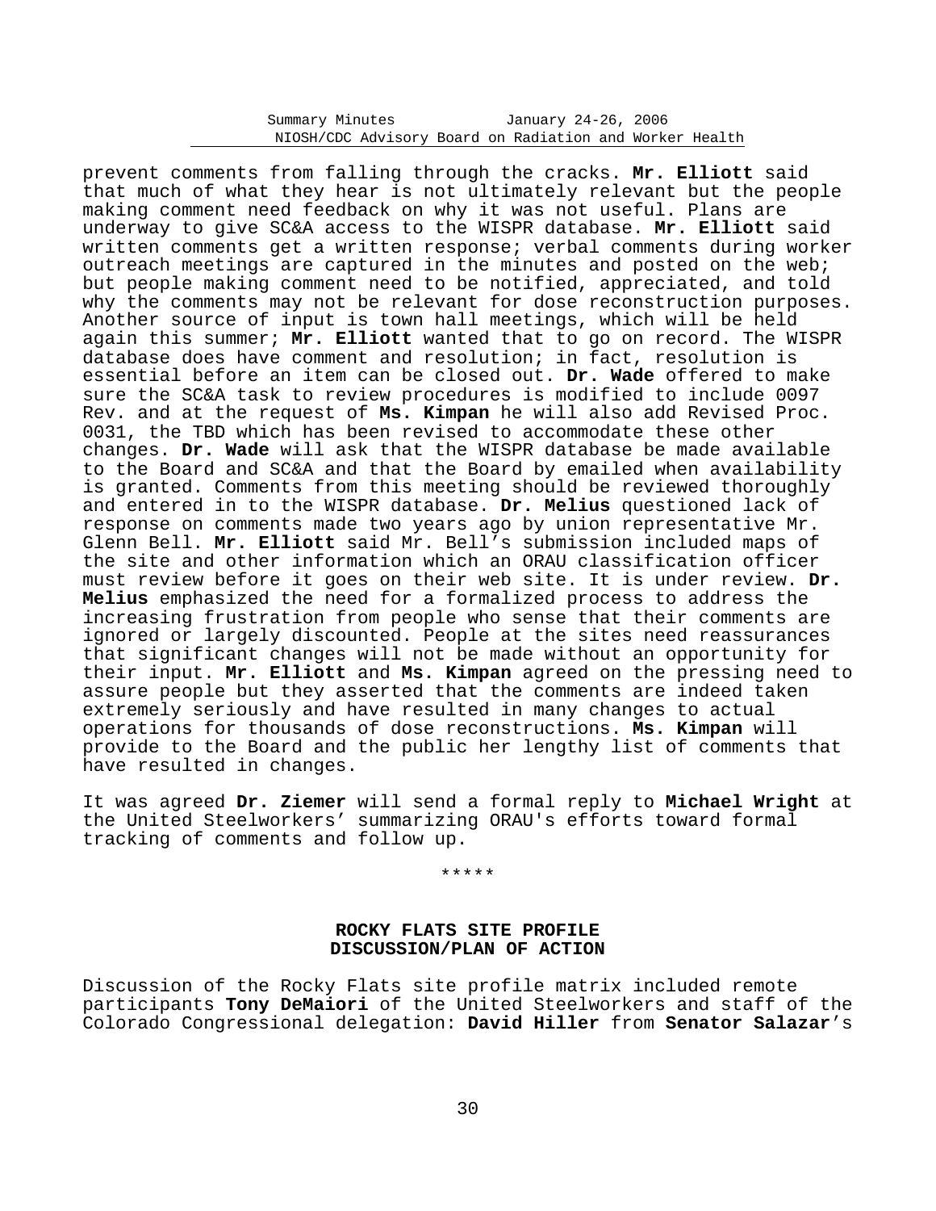prevent comments from falling through the cracks. **Mr. Elliott** said that much of what they hear is not ultimately relevant but the people making comment need feedback on why it was not useful. Plans are underway to give SC&A access to the WISPR database. **Mr. Elliott** said written comments get a written response; verbal comments during worker outreach meetings are captured in the minutes and posted on the web; but people making comment need to be notified, appreciated, and told why the comments may not be relevant for dose reconstruction purposes. Another source of input is town hall meetings, which will be held again this summer; **Mr. Elliott** wanted that to go on record. The WISPR database does have comment and resolution; in fact, resolution is essential before an item can be closed out. **Dr. Wade** offered to make sure the SC&A task to review procedures is modified to include 0097 Rev. and at the request of **Ms. Kimpan** he will also add Revised Proc. 0031, the TBD which has been revised to accommodate these other changes. **Dr. Wade** will ask that the WISPR database be made available to the Board and SC&A and that the Board by emailed when availability is granted. Comments from this meeting should be reviewed thoroughly and entered in to the WISPR database. **Dr. Melius** questioned lack of response on comments made two years ago by union representative Mr. Glenn Bell. **Mr. Elliott** said Mr. Bell's submission included maps of the site and other information which an ORAU classification officer must review before it goes on their web site. It is under review. **Dr. Melius** emphasized the need for a formalized process to address the increasing frustration from people who sense that their comments are ignored or largely discounted. People at the sites need reassurances that significant changes will not be made without an opportunity for their input. **Mr. Elliott** and **Ms. Kimpan** agreed on the pressing need to assure people but they asserted that the comments are indeed taken extremely seriously and have resulted in many changes to actual operations for thousands of dose reconstructions. **Ms. Kimpan** will provide to the Board and the public her lengthy list of comments that have resulted in changes.

It was agreed **Dr. Ziemer** will send a formal reply to **Michael Wright** at the United Steelworkers' summarizing ORAU's efforts toward formal tracking of comments and follow up.

\*\*\*\*\*

## ROCKY FLATS SITE PROFILE DISCUSSION/PLAN OF ACTION

Discussion of the Rocky Flats site profile matrix included remote participants **Tony DeMaiori** of the United Steelworkers and staff of the Colorado Congressional delegation: **David Hiller** from **Senator Salazar**'s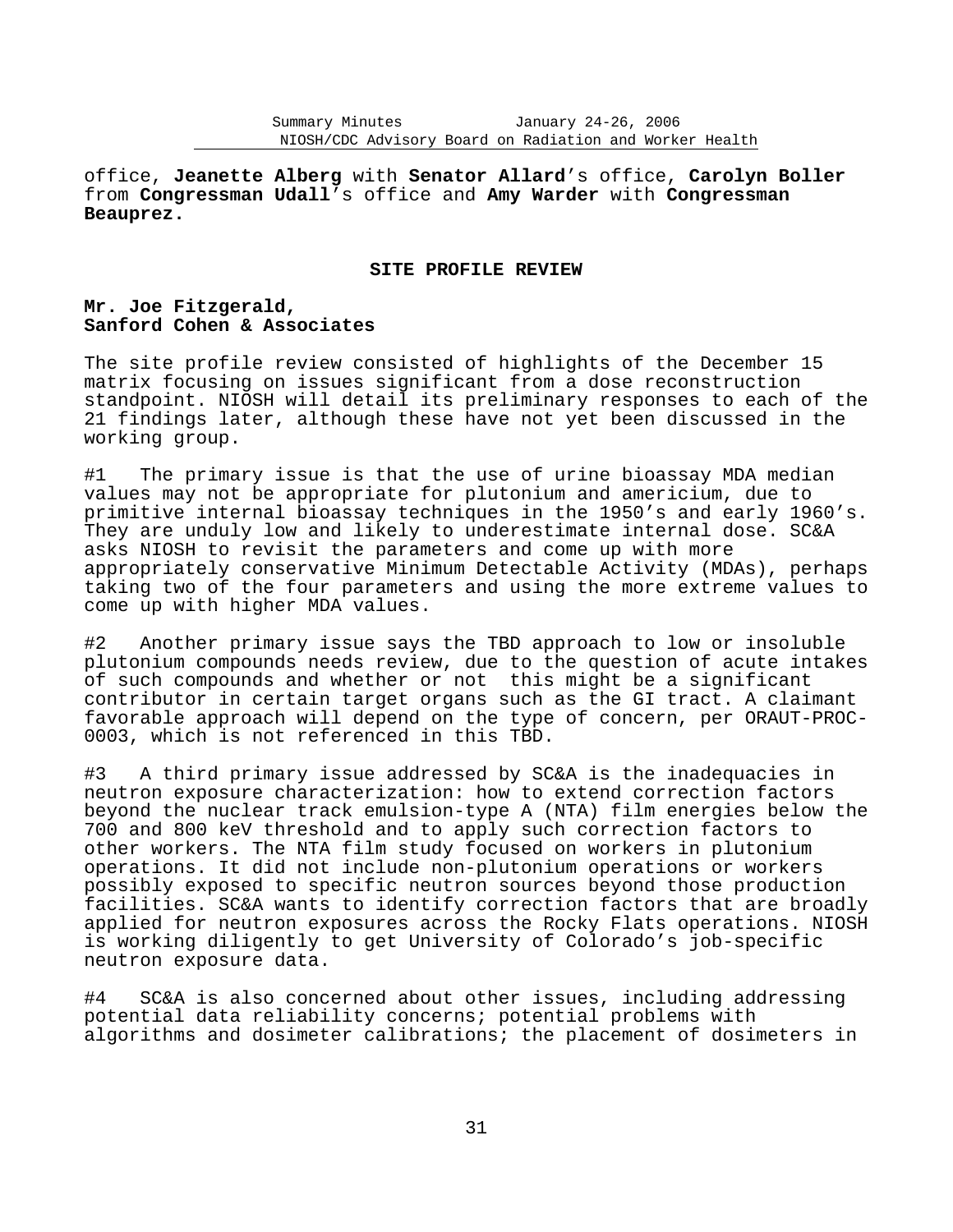office, **Jeanette Alberg** with **Senator Allard**'s office, **Carolyn Boller** from **Congressman Udall**'s office and **Amy Warder** with **Congressman Beauprez.**

## SITE PROFILE REVIEW

**Mr. Joe Fitzgerald,**
**Sanford Cohen & Associates**

The site profile review consisted of highlights of the December 15 matrix focusing on issues significant from a dose reconstruction standpoint. NIOSH will detail its preliminary responses to each of the 21 findings later, although these have not yet been discussed in the working group.

#1 The primary issue is that the use of urine bioassay MDA median values may not be appropriate for plutonium and americium, due to primitive internal bioassay techniques in the 1950's and early 1960's. They are unduly low and likely to underestimate internal dose. SC&A asks NIOSH to revisit the parameters and come up with more appropriately conservative Minimum Detectable Activity (MDAs), perhaps taking two of the four parameters and using the more extreme values to come up with higher MDA values.

#2 Another primary issue says the TBD approach to low or insoluble plutonium compounds needs review, due to the question of acute intakes of such compounds and whether or not this might be a significant contributor in certain target organs such as the GI tract. A claimant favorable approach will depend on the type of concern, per ORAUT-PROC-0003, which is not referenced in this TBD.

#3 A third primary issue addressed by SC&A is the inadequacies in neutron exposure characterization: how to extend correction factors beyond the nuclear track emulsion-type A (NTA) film energies below the 700 and 800 keV threshold and to apply such correction factors to other workers. The NTA film study focused on workers in plutonium operations. It did not include non-plutonium operations or workers possibly exposed to specific neutron sources beyond those production facilities. SC&A wants to identify correction factors that are broadly applied for neutron exposures across the Rocky Flats operations. NIOSH is working diligently to get University of Colorado's job-specific neutron exposure data.

#4 SC&A is also concerned about other issues, including addressing potential data reliability concerns; potential problems with algorithms and dosimeter calibrations; the placement of dosimeters in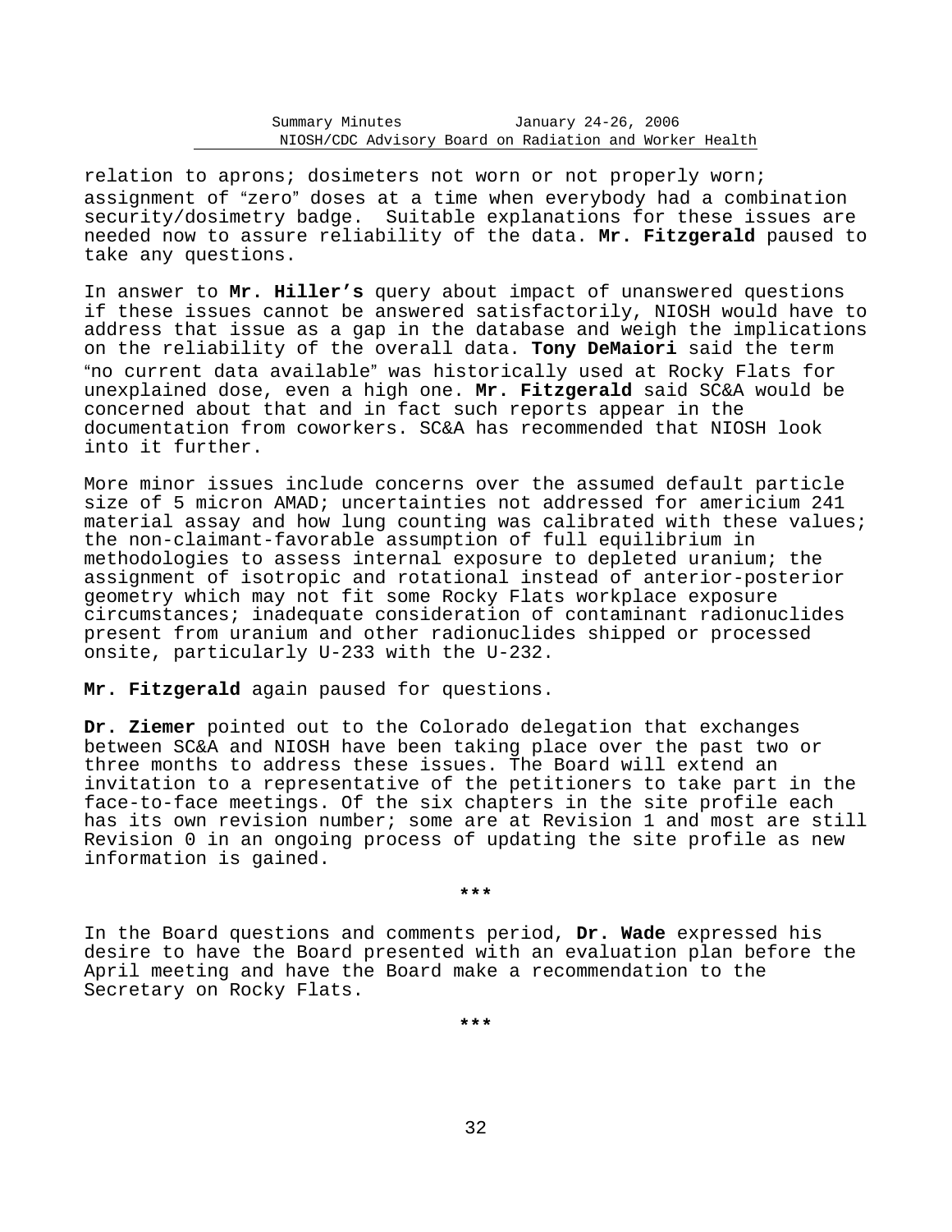relation to aprons; dosimeters not worn or not properly worn; assignment of "zero" doses at a time when everybody had a combination security/dosimetry badge. Suitable explanations for these issues are needed now to assure reliability of the data. **Mr. Fitzgerald** paused to take any questions.

In answer to **Mr. Hiller's** query about impact of unanswered questions if these issues cannot be answered satisfactorily, NIOSH would have to address that issue as a gap in the database and weigh the implications on the reliability of the overall data. **Tony DeMaiori** said the term "no current data available" was historically used at Rocky Flats for unexplained dose, even a high one. **Mr. Fitzgerald** said SC&A would be concerned about that and in fact such reports appear in the documentation from coworkers. SC&A has recommended that NIOSH look into it further.

More minor issues include concerns over the assumed default particle size of 5 micron AMAD; uncertainties not addressed for americium 241 material assay and how lung counting was calibrated with these values; the non-claimant-favorable assumption of full equilibrium in methodologies to assess internal exposure to depleted uranium; the assignment of isotropic and rotational instead of anterior-posterior geometry which may not fit some Rocky Flats workplace exposure circumstances; inadequate consideration of contaminant radionuclides present from uranium and other radionuclides shipped or processed onsite, particularly U-233 with the U-232.

**Mr. Fitzgerald** again paused for questions.

**Dr. Ziemer** pointed out to the Colorado delegation that exchanges between SC&A and NIOSH have been taking place over the past two or three months to address these issues. The Board will extend an invitation to a representative of the petitioners to take part in the face-to-face meetings. Of the six chapters in the site profile each has its own revision number; some are at Revision 1 and most are still Revision 0 in an ongoing process of updating the site profile as new information is gained.

***

In the Board questions and comments period, **Dr. Wade** expressed his desire to have the Board presented with an evaluation plan before the April meeting and have the Board make a recommendation to the Secretary on Rocky Flats.

***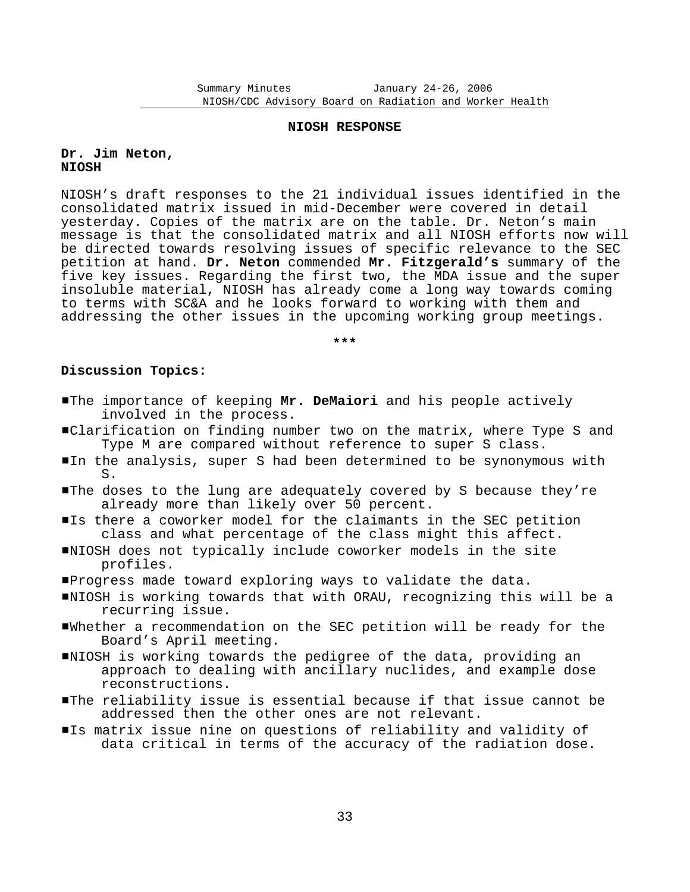## NIOSH RESPONSE

**Dr. Jim Neton, NIOSH**

NIOSH's draft responses to the 21 individual issues identified in the consolidated matrix issued in mid-December were covered in detail yesterday. Copies of the matrix are on the table. Dr. Neton's main message is that the consolidated matrix and all NIOSH efforts now will be directed towards resolving issues of specific relevance to the SEC petition at hand. **Dr. Neton** commended **Mr. Fitzgerald's** summary of the five key issues. Regarding the first two, the MDA issue and the super insoluble material, NIOSH has already come a long way towards coming to terms with SC&A and he looks forward to working with them and addressing the other issues in the upcoming working group meetings.

\*\*\*

**Discussion Topics:**

- The importance of keeping **Mr. DeMaiori** and his people actively involved in the process.
- Clarification on finding number two on the matrix, where Type S and Type M are compared without reference to super S class.
- In the analysis, super S had been determined to be synonymous with S.
- The doses to the lung are adequately covered by S because they're already more than likely over 50 percent.
- Is there a coworker model for the claimants in the SEC petition class and what percentage of the class might this affect.
- NIOSH does not typically include coworker models in the site profiles.
- Progress made toward exploring ways to validate the data.
- NIOSH is working towards that with ORAU, recognizing this will be a recurring issue.
- Whether a recommendation on the SEC petition will be ready for the Board's April meeting.
- NIOSH is working towards the pedigree of the data, providing an approach to dealing with ancillary nuclides, and example dose reconstructions.
- The reliability issue is essential because if that issue cannot be addressed then the other ones are not relevant.
- Is matrix issue nine on questions of reliability and validity of data critical in terms of the accuracy of the radiation dose.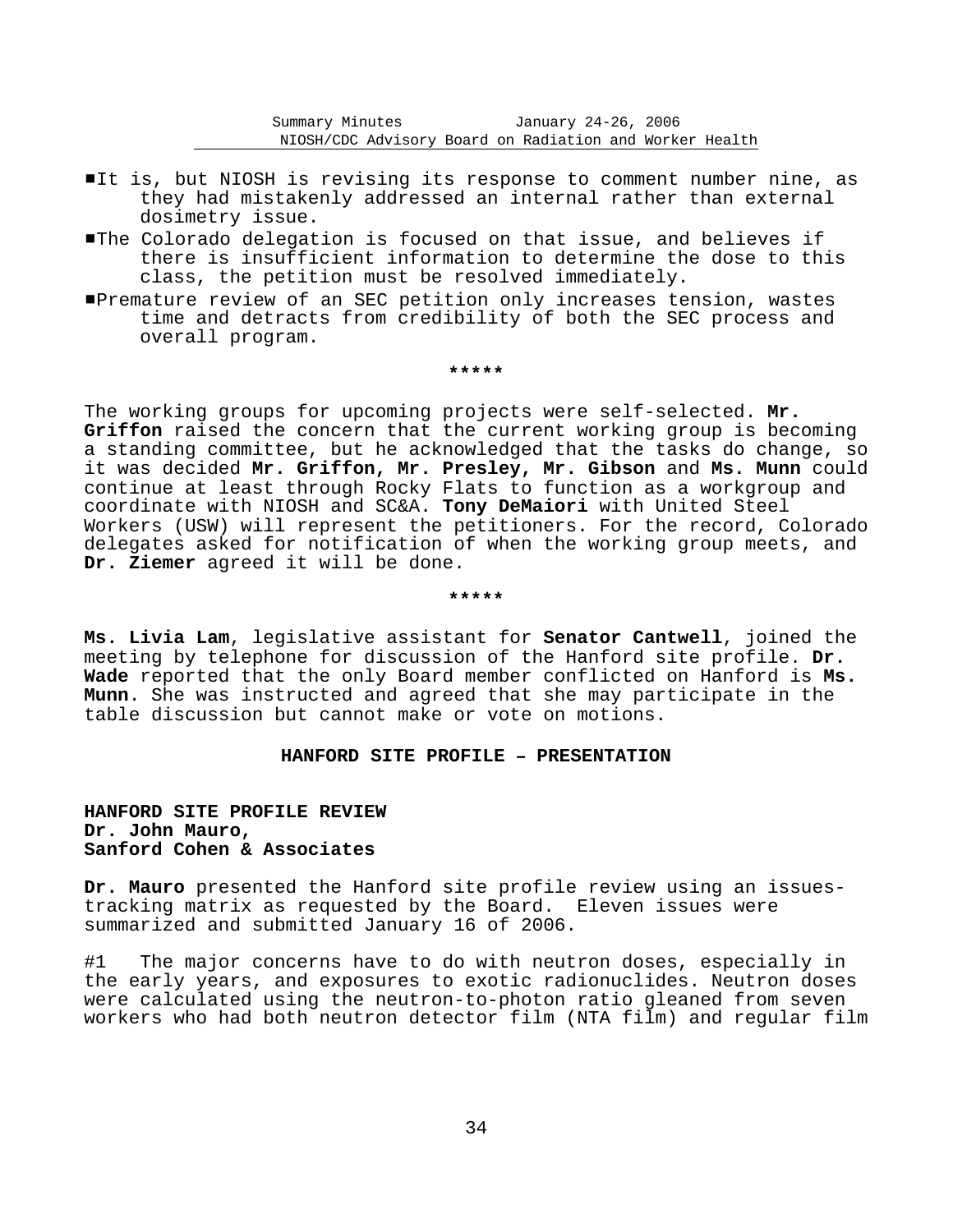- It is, but NIOSH is revising its response to comment number nine, as they had mistakenly addressed an internal rather than external dosimetry issue.
- The Colorado delegation is focused on that issue, and believes if there is insufficient information to determine the dose to this class, the petition must be resolved immediately.
- Premature review of an SEC petition only increases tension, wastes time and detracts from credibility of both the SEC process and overall program.

*****

The working groups for upcoming projects were self-selected. **Mr. Griffon** raised the concern that the current working group is becoming a standing committee, but he acknowledged that the tasks do change, so it was decided **Mr. Griffon, Mr. Presley, Mr. Gibson** and **Ms. Munn** could continue at least through Rocky Flats to function as a workgroup and coordinate with NIOSH and SC&A. **Tony DeMaiori** with United Steel Workers (USW) will represent the petitioners. For the record, Colorado delegates asked for notification of when the working group meets, and **Dr. Ziemer** agreed it will be done.

*****

**Ms. Livia Lam**, legislative assistant for **Senator Cantwell**, joined the meeting by telephone for discussion of the Hanford site profile. **Dr. Wade** reported that the only Board member conflicted on Hanford is **Ms. Munn**. She was instructed and agreed that she may participate in the table discussion but cannot make or vote on motions.

## HANFORD SITE PROFILE – PRESENTATION

**HANFORD SITE PROFILE REVIEW**
**Dr. John Mauro,**
**Sanford Cohen & Associates**

**Dr. Mauro** presented the Hanford site profile review using an issues-tracking matrix as requested by the Board. Eleven issues were summarized and submitted January 16 of 2006.

#1 The major concerns have to do with neutron doses, especially in the early years, and exposures to exotic radionuclides. Neutron doses were calculated using the neutron-to-photon ratio gleaned from seven workers who had both neutron detector film (NTA film) and regular film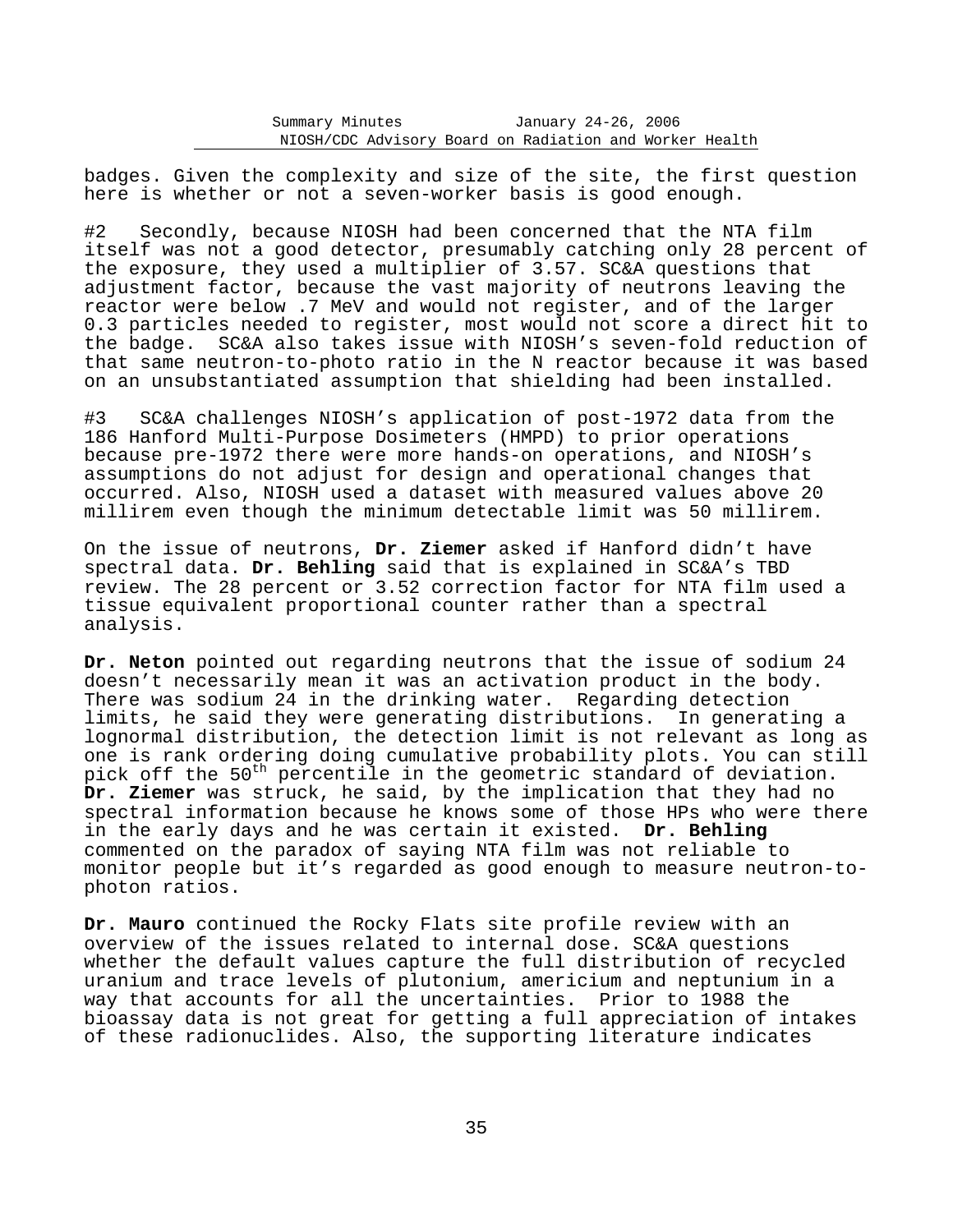badges. Given the complexity and size of the site, the first question here is whether or not a seven-worker basis is good enough.

#2 Secondly, because NIOSH had been concerned that the NTA film itself was not a good detector, presumably catching only 28 percent of the exposure, they used a multiplier of 3.57. SC&A questions that adjustment factor, because the vast majority of neutrons leaving the reactor were below .7 MeV and would not register, and of the larger 0.3 particles needed to register, most would not score a direct hit to the badge. SC&A also takes issue with NIOSH's seven-fold reduction of that same neutron-to-photo ratio in the N reactor because it was based on an unsubstantiated assumption that shielding had been installed.

#3 SC&A challenges NIOSH's application of post-1972 data from the 186 Hanford Multi-Purpose Dosimeters (HMPD) to prior operations because pre-1972 there were more hands-on operations, and NIOSH's assumptions do not adjust for design and operational changes that occurred. Also, NIOSH used a dataset with measured values above 20 millirem even though the minimum detectable limit was 50 millirem.

On the issue of neutrons, **Dr. Ziemer** asked if Hanford didn't have spectral data. **Dr. Behling** said that is explained in SC&A's TBD review. The 28 percent or 3.52 correction factor for NTA film used a tissue equivalent proportional counter rather than a spectral analysis.

**Dr. Neton** pointed out regarding neutrons that the issue of sodium 24 doesn't necessarily mean it was an activation product in the body. There was sodium 24 in the drinking water. Regarding detection limits, he said they were generating distributions. In generating a lognormal distribution, the detection limit is not relevant as long as one is rank ordering doing cumulative probability plots. You can still pick off the 50$^{th}$ percentile in the geometric standard of deviation. **Dr. Ziemer** was struck, he said, by the implication that they had no spectral information because he knows some of those HPs who were there in the early days and he was certain it existed. **Dr. Behling** commented on the paradox of saying NTA film was not reliable to monitor people but it's regarded as good enough to measure neutron-to-photon ratios.

**Dr. Mauro** continued the Rocky Flats site profile review with an overview of the issues related to internal dose. SC&A questions whether the default values capture the full distribution of recycled uranium and trace levels of plutonium, americium and neptunium in a way that accounts for all the uncertainties. Prior to 1988 the bioassay data is not great for getting a full appreciation of intakes of these radionuclides. Also, the supporting literature indicates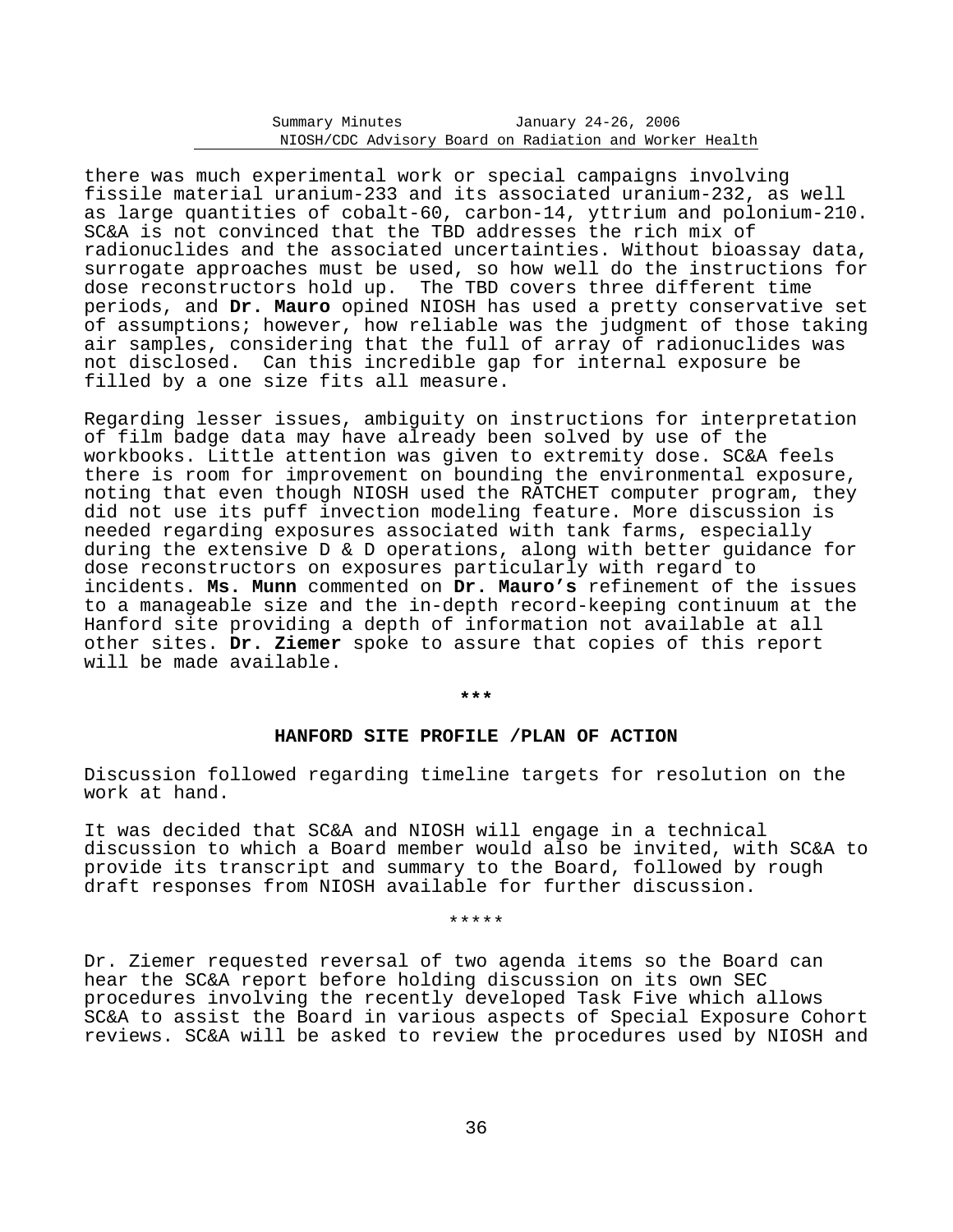there was much experimental work or special campaigns involving fissile material uranium-233 and its associated uranium-232, as well as large quantities of cobalt-60, carbon-14, yttrium and polonium-210. SC&A is not convinced that the TBD addresses the rich mix of radionuclides and the associated uncertainties. Without bioassay data, surrogate approaches must be used, so how well do the instructions for dose reconstructors hold up. The TBD covers three different time periods, and **Dr. Mauro** opined NIOSH has used a pretty conservative set of assumptions; however, how reliable was the judgment of those taking air samples, considering that the full of array of radionuclides was not disclosed. Can this incredible gap for internal exposure be filled by a one size fits all measure.

Regarding lesser issues, ambiguity on instructions for interpretation of film badge data may have already been solved by use of the workbooks. Little attention was given to extremity dose. SC&A feels there is room for improvement on bounding the environmental exposure, noting that even though NIOSH used the RATCHET computer program, they did not use its puff invection modeling feature. More discussion is needed regarding exposures associated with tank farms, especially during the extensive D & D operations, along with better guidance for dose reconstructors on exposures particularly with regard to incidents. **Ms. Munn** commented on **Dr. Mauro's** refinement of the issues to a manageable size and the in-depth record-keeping continuum at the Hanford site providing a depth of information not available at all other sites. **Dr. Ziemer** spoke to assure that copies of this report will be made available.

***

**HANFORD SITE PROFILE /PLAN OF ACTION**

Discussion followed regarding timeline targets for resolution on the work at hand.

It was decided that SC&A and NIOSH will engage in a technical discussion to which a Board member would also be invited, with SC&A to provide its transcript and summary to the Board, followed by rough draft responses from NIOSH available for further discussion.

*****

Dr. Ziemer requested reversal of two agenda items so the Board can hear the SC&A report before holding discussion on its own SEC procedures involving the recently developed Task Five which allows SC&A to assist the Board in various aspects of Special Exposure Cohort reviews. SC&A will be asked to review the procedures used by NIOSH and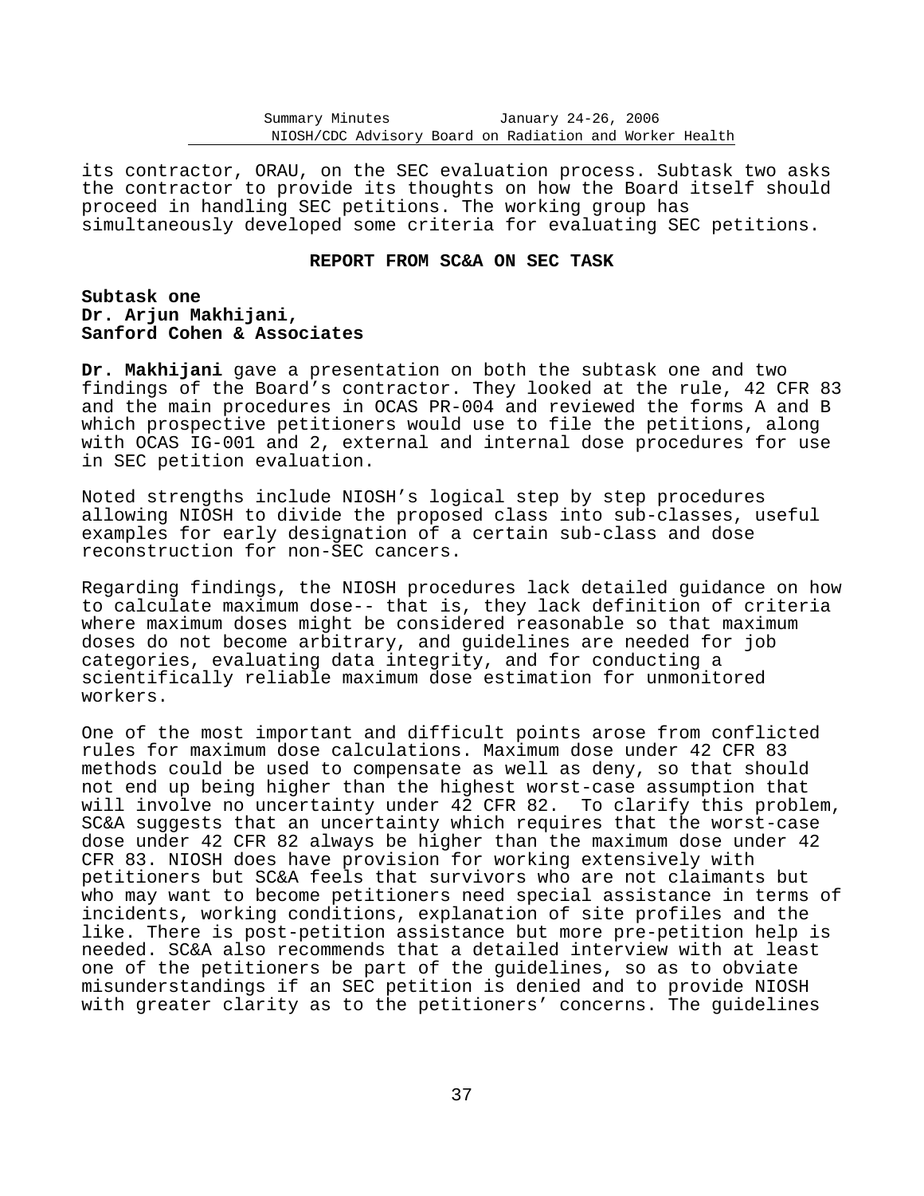its contractor, ORAU, on the SEC evaluation process. Subtask two asks the contractor to provide its thoughts on how the Board itself should proceed in handling SEC petitions. The working group has simultaneously developed some criteria for evaluating SEC petitions.

## REPORT FROM SC&A ON SEC TASK

**Subtask one**
**Dr. Arjun Makhijani,**
**Sanford Cohen & Associates**

**Dr. Makhijani** gave a presentation on both the subtask one and two findings of the Board's contractor. They looked at the rule, 42 CFR 83 and the main procedures in OCAS PR-004 and reviewed the forms A and B which prospective petitioners would use to file the petitions, along with OCAS IG-001 and 2, external and internal dose procedures for use in SEC petition evaluation.

Noted strengths include NIOSH's logical step by step procedures allowing NIOSH to divide the proposed class into sub-classes, useful examples for early designation of a certain sub-class and dose reconstruction for non-SEC cancers.

Regarding findings, the NIOSH procedures lack detailed guidance on how to calculate maximum dose-- that is, they lack definition of criteria where maximum doses might be considered reasonable so that maximum doses do not become arbitrary, and guidelines are needed for job categories, evaluating data integrity, and for conducting a scientifically reliable maximum dose estimation for unmonitored workers.

One of the most important and difficult points arose from conflicted rules for maximum dose calculations. Maximum dose under 42 CFR 83 methods could be used to compensate as well as deny, so that should not end up being higher than the highest worst-case assumption that will involve no uncertainty under 42 CFR 82. To clarify this problem, SC&A suggests that an uncertainty which requires that the worst-case dose under 42 CFR 82 always be higher than the maximum dose under 42 CFR 83. NIOSH does have provision for working extensively with petitioners but SC&A feels that survivors who are not claimants but who may want to become petitioners need special assistance in terms of incidents, working conditions, explanation of site profiles and the like. There is post-petition assistance but more pre-petition help is needed. SC&A also recommends that a detailed interview with at least one of the petitioners be part of the guidelines, so as to obviate misunderstandings if an SEC petition is denied and to provide NIOSH with greater clarity as to the petitioners' concerns. The guidelines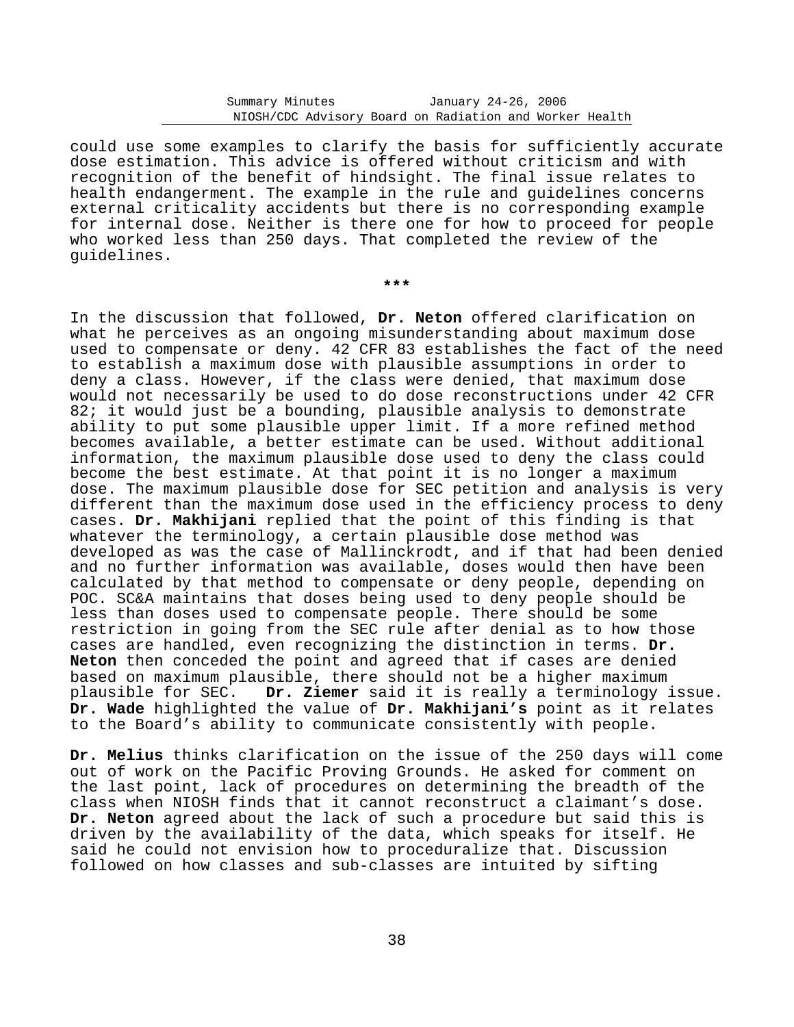could use some examples to clarify the basis for sufficiently accurate dose estimation. This advice is offered without criticism and with recognition of the benefit of hindsight. The final issue relates to health endangerment. The example in the rule and guidelines concerns external criticality accidents but there is no corresponding example for internal dose. Neither is there one for how to proceed for people who worked less than 250 days. That completed the review of the guidelines.

***

In the discussion that followed, **Dr. Neton** offered clarification on what he perceives as an ongoing misunderstanding about maximum dose used to compensate or deny. 42 CFR 83 establishes the fact of the need to establish a maximum dose with plausible assumptions in order to deny a class. However, if the class were denied, that maximum dose would not necessarily be used to do dose reconstructions under 42 CFR 82; it would just be a bounding, plausible analysis to demonstrate ability to put some plausible upper limit. If a more refined method becomes available, a better estimate can be used. Without additional information, the maximum plausible dose used to deny the class could become the best estimate. At that point it is no longer a maximum dose. The maximum plausible dose for SEC petition and analysis is very different than the maximum dose used in the efficiency process to deny cases. **Dr. Makhijani** replied that the point of this finding is that whatever the terminology, a certain plausible dose method was developed as was the case of Mallinckrodt, and if that had been denied and no further information was available, doses would then have been calculated by that method to compensate or deny people, depending on POC. SC&A maintains that doses being used to deny people should be less than doses used to compensate people. There should be some restriction in going from the SEC rule after denial as to how those cases are handled, even recognizing the distinction in terms. **Dr. Neton** then conceded the point and agreed that if cases are denied based on maximum plausible, there should not be a higher maximum plausible for SEC. **Dr. Ziemer** said it is really a terminology issue. **Dr. Wade** highlighted the value of **Dr. Makhijani's** point as it relates to the Board's ability to communicate consistently with people.

**Dr. Melius** thinks clarification on the issue of the 250 days will come out of work on the Pacific Proving Grounds. He asked for comment on the last point, lack of procedures on determining the breadth of the class when NIOSH finds that it cannot reconstruct a claimant's dose. **Dr. Neton** agreed about the lack of such a procedure but said this is driven by the availability of the data, which speaks for itself. He said he could not envision how to proceduralize that. Discussion followed on how classes and sub-classes are intuited by sifting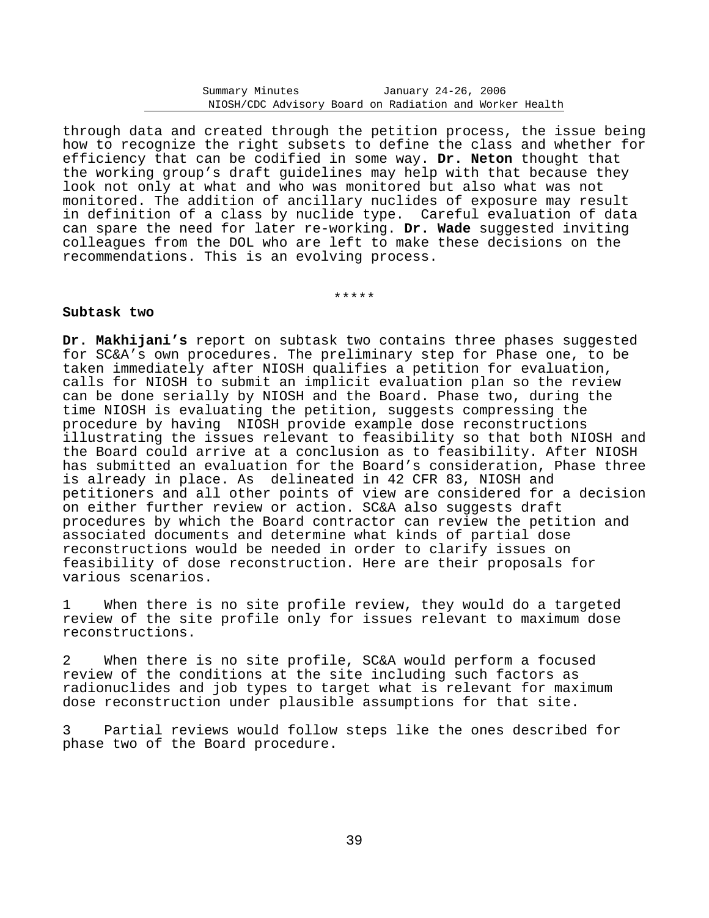through data and created through the petition process, the issue being how to recognize the right subsets to define the class and whether for efficiency that can be codified in some way. **Dr. Neton** thought that the working group's draft guidelines may help with that because they look not only at what and who was monitored but also what was not monitored. The addition of ancillary nuclides of exposure may result in definition of a class by nuclide type. Careful evaluation of data can spare the need for later re-working. **Dr. Wade** suggested inviting colleagues from the DOL who are left to make these decisions on the recommendations. This is an evolving process.

*****

**Subtask two**

**Dr. Makhijani's** report on subtask two contains three phases suggested for SC&A's own procedures. The preliminary step for Phase one, to be taken immediately after NIOSH qualifies a petition for evaluation, calls for NIOSH to submit an implicit evaluation plan so the review can be done serially by NIOSH and the Board. Phase two, during the time NIOSH is evaluating the petition, suggests compressing the procedure by having NIOSH provide example dose reconstructions illustrating the issues relevant to feasibility so that both NIOSH and the Board could arrive at a conclusion as to feasibility. After NIOSH has submitted an evaluation for the Board's consideration, Phase three is already in place. As delineated in 42 CFR 83, NIOSH and petitioners and all other points of view are considered for a decision on either further review or action. SC&A also suggests draft procedures by which the Board contractor can review the petition and associated documents and determine what kinds of partial dose reconstructions would be needed in order to clarify issues on feasibility of dose reconstruction. Here are their proposals for various scenarios.

1 When there is no site profile review, they would do a targeted review of the site profile only for issues relevant to maximum dose reconstructions.

2 When there is no site profile, SC&A would perform a focused review of the conditions at the site including such factors as radionuclides and job types to target what is relevant for maximum dose reconstruction under plausible assumptions for that site.

3 Partial reviews would follow steps like the ones described for phase two of the Board procedure.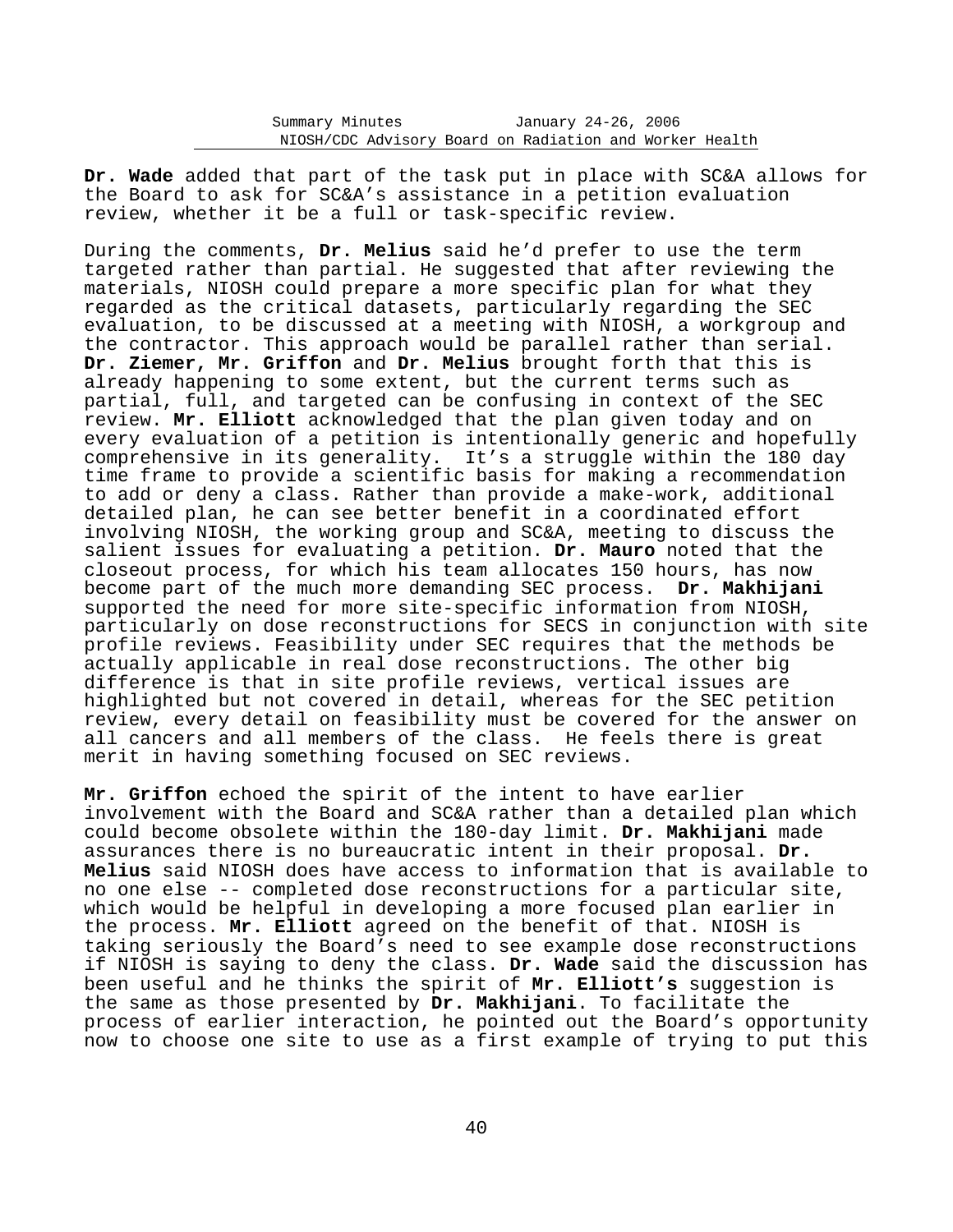**Dr. Wade** added that part of the task put in place with SC&A allows for the Board to ask for SC&A's assistance in a petition evaluation review, whether it be a full or task-specific review.

During the comments, **Dr. Melius** said he'd prefer to use the term targeted rather than partial. He suggested that after reviewing the materials, NIOSH could prepare a more specific plan for what they regarded as the critical datasets, particularly regarding the SEC evaluation, to be discussed at a meeting with NIOSH, a workgroup and the contractor. This approach would be parallel rather than serial. **Dr. Ziemer, Mr. Griffon** and **Dr. Melius** brought forth that this is already happening to some extent, but the current terms such as partial, full, and targeted can be confusing in context of the SEC review. **Mr. Elliott** acknowledged that the plan given today and on every evaluation of a petition is intentionally generic and hopefully comprehensive in its generality. It's a struggle within the 180 day time frame to provide a scientific basis for making a recommendation to add or deny a class. Rather than provide a make-work, additional detailed plan, he can see better benefit in a coordinated effort involving NIOSH, the working group and SC&A, meeting to discuss the salient issues for evaluating a petition. **Dr. Mauro** noted that the closeout process, for which his team allocates 150 hours, has now become part of the much more demanding SEC process. **Dr. Makhijani** supported the need for more site-specific information from NIOSH, particularly on dose reconstructions for SECS in conjunction with site profile reviews. Feasibility under SEC requires that the methods be actually applicable in real dose reconstructions. The other big difference is that in site profile reviews, vertical issues are highlighted but not covered in detail, whereas for the SEC petition review, every detail on feasibility must be covered for the answer on all cancers and all members of the class. He feels there is great merit in having something focused on SEC reviews.

**Mr. Griffon** echoed the spirit of the intent to have earlier involvement with the Board and SC&A rather than a detailed plan which could become obsolete within the 180-day limit. **Dr. Makhijani** made assurances there is no bureaucratic intent in their proposal. **Dr. Melius** said NIOSH does have access to information that is available to no one else -- completed dose reconstructions for a particular site, which would be helpful in developing a more focused plan earlier in the process. **Mr. Elliott** agreed on the benefit of that. NIOSH is taking seriously the Board's need to see example dose reconstructions if NIOSH is saying to deny the class. **Dr. Wade** said the discussion has been useful and he thinks the spirit of **Mr. Elliott's** suggestion is the same as those presented by **Dr. Makhijani**. To facilitate the process of earlier interaction, he pointed out the Board's opportunity now to choose one site to use as a first example of trying to put this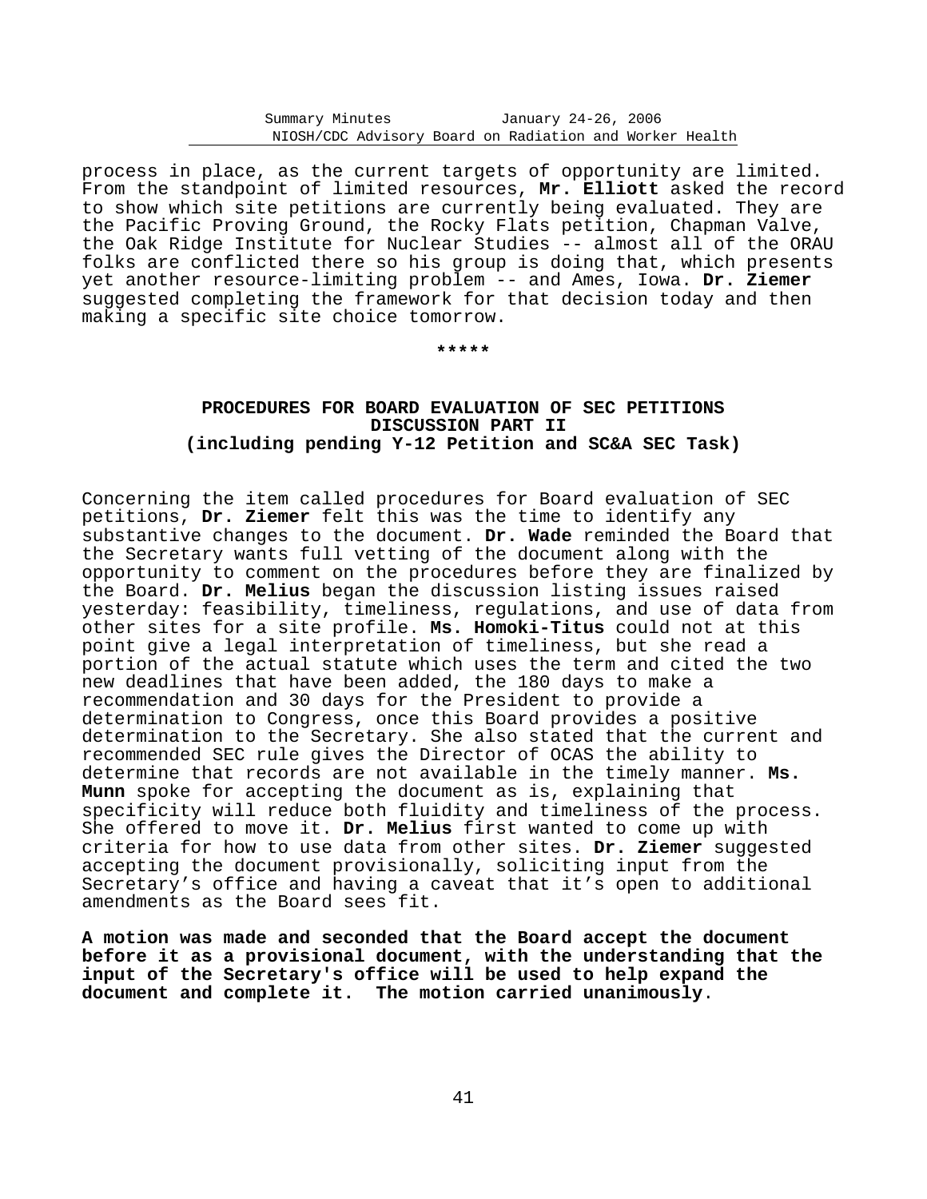process in place, as the current targets of opportunity are limited. From the standpoint of limited resources, **Mr. Elliott** asked the record to show which site petitions are currently being evaluated. They are the Pacific Proving Ground, the Rocky Flats petition, Chapman Valve, the Oak Ridge Institute for Nuclear Studies -- almost all of the ORAU folks are conflicted there so his group is doing that, which presents yet another resource-limiting problem -- and Ames, Iowa. **Dr. Ziemer** suggested completing the framework for that decision today and then making a specific site choice tomorrow.

*****

## PROCEDURES FOR BOARD EVALUATION OF SEC PETITIONS DISCUSSION PART II (including pending Y-12 Petition and SC&A SEC Task)

Concerning the item called procedures for Board evaluation of SEC petitions, **Dr. Ziemer** felt this was the time to identify any substantive changes to the document. **Dr. Wade** reminded the Board that the Secretary wants full vetting of the document along with the opportunity to comment on the procedures before they are finalized by the Board. **Dr. Melius** began the discussion listing issues raised yesterday: feasibility, timeliness, regulations, and use of data from other sites for a site profile. **Ms. Homoki-Titus** could not at this point give a legal interpretation of timeliness, but she read a portion of the actual statute which uses the term and cited the two new deadlines that have been added, the 180 days to make a recommendation and 30 days for the President to provide a determination to Congress, once this Board provides a positive determination to the Secretary. She also stated that the current and recommended SEC rule gives the Director of OCAS the ability to determine that records are not available in the timely manner. **Ms. Munn** spoke for accepting the document as is, explaining that specificity will reduce both fluidity and timeliness of the process. She offered to move it. **Dr. Melius** first wanted to come up with criteria for how to use data from other sites. **Dr. Ziemer** suggested accepting the document provisionally, soliciting input from the Secretary's office and having a caveat that it's open to additional amendments as the Board sees fit.

**A motion was made and seconded that the Board accept the document before it as a provisional document, with the understanding that the input of the Secretary's office will be used to help expand the document and complete it. The motion carried unanimously**.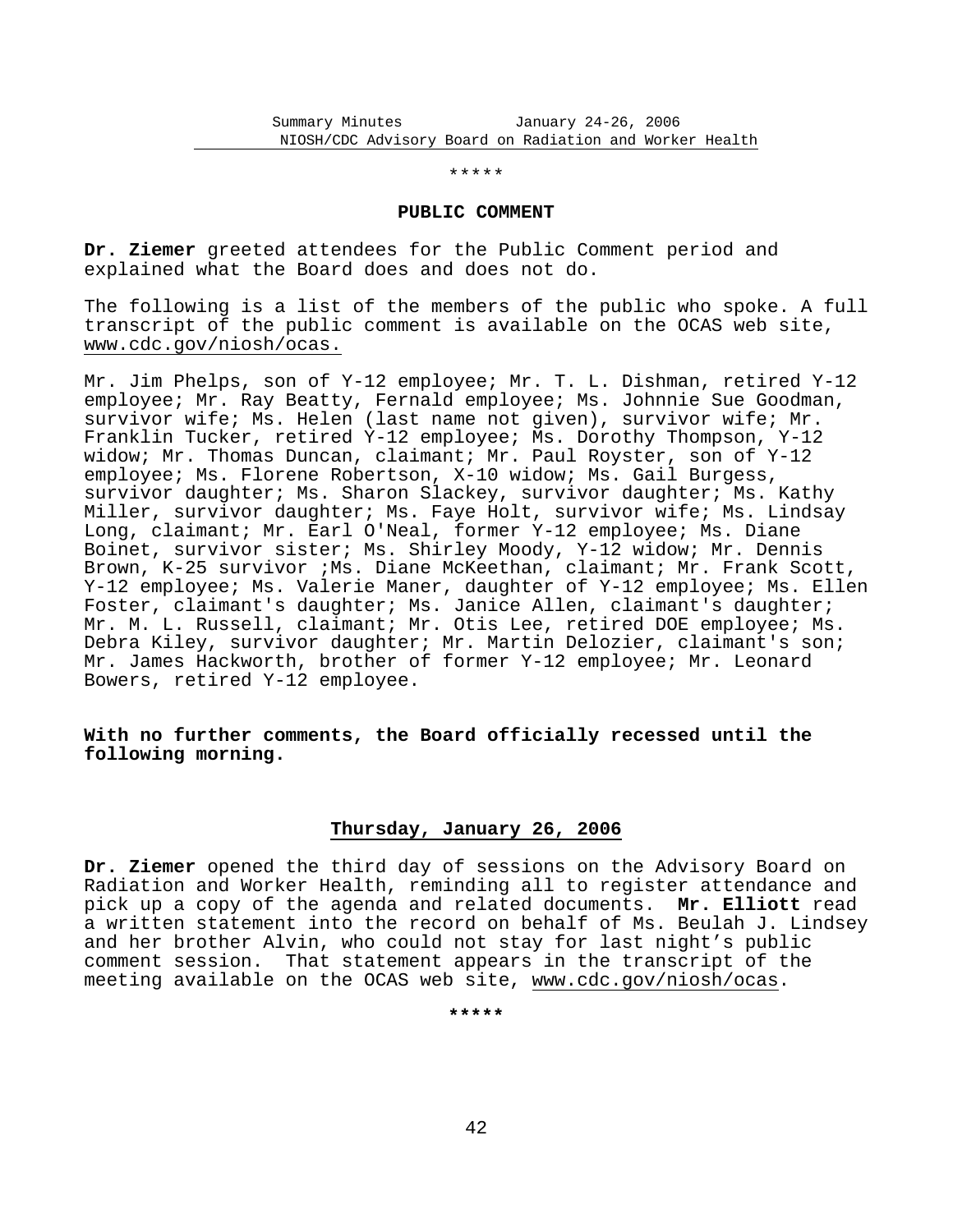\*\*\*\*\*

**PUBLIC COMMENT**

**Dr. Ziemer** greeted attendees for the Public Comment period and explained what the Board does and does not do.

The following is a list of the members of the public who spoke. A full transcript of the public comment is available on the OCAS web site, www.cdc.gov/niosh/ocas.

Mr. Jim Phelps, son of Y-12 employee; Mr. T. L. Dishman, retired Y-12 employee; Mr. Ray Beatty, Fernald employee; Ms. Johnnie Sue Goodman, survivor wife; Ms. Helen (last name not given), survivor wife; Mr. Franklin Tucker, retired Y-12 employee; Ms. Dorothy Thompson, Y-12 widow; Mr. Thomas Duncan, claimant; Mr. Paul Royster, son of Y-12 employee; Ms. Florene Robertson, X-10 widow; Ms. Gail Burgess, survivor daughter; Ms. Sharon Slackey, survivor daughter; Ms. Kathy Miller, survivor daughter; Ms. Faye Holt, survivor wife; Ms. Lindsay Long, claimant; Mr. Earl O'Neal, former Y-12 employee; Ms. Diane Boinet, survivor sister; Ms. Shirley Moody, Y-12 widow; Mr. Dennis Brown, K-25 survivor ;Ms. Diane McKeethan, claimant; Mr. Frank Scott, Y-12 employee; Ms. Valerie Maner, daughter of Y-12 employee; Ms. Ellen Foster, claimant's daughter; Ms. Janice Allen, claimant's daughter; Mr. M. L. Russell, claimant; Mr. Otis Lee, retired DOE employee; Ms. Debra Kiley, survivor daughter; Mr. Martin Delozier, claimant's son; Mr. James Hackworth, brother of former Y-12 employee; Mr. Leonard Bowers, retired Y-12 employee.

**With no further comments, the Board officially recessed until the following morning.**

## Thursday, January 26, 2006

**Dr. Ziemer** opened the third day of sessions on the Advisory Board on Radiation and Worker Health, reminding all to register attendance and pick up a copy of the agenda and related documents. **Mr. Elliott** read a written statement into the record on behalf of Ms. Beulah J. Lindsey and her brother Alvin, who could not stay for last night's public comment session. That statement appears in the transcript of the meeting available on the OCAS web site, www.cdc.gov/niosh/ocas.

\*\*\*\*\*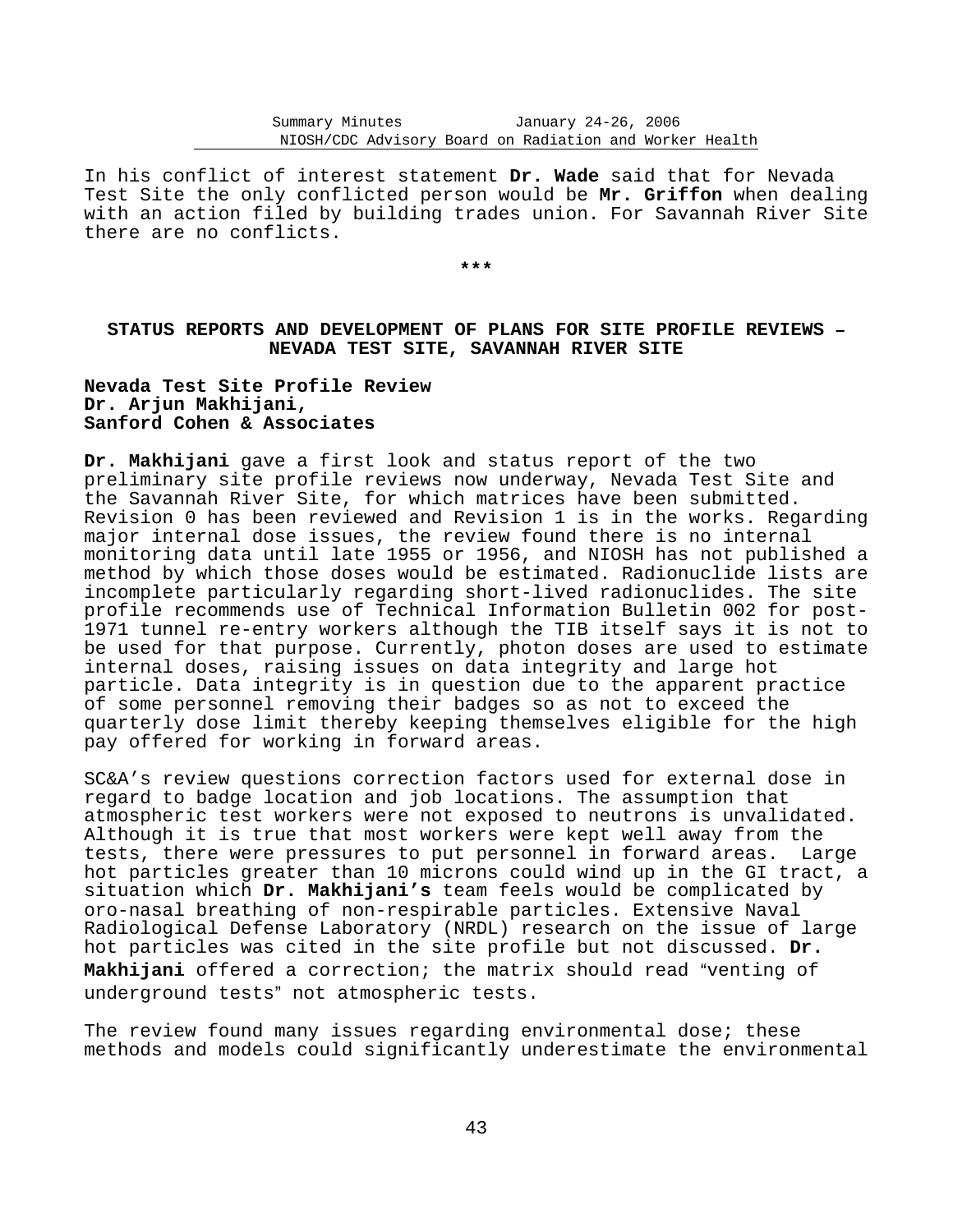In his conflict of interest statement **Dr. Wade** said that for Nevada Test Site the only conflicted person would be **Mr. Griffon** when dealing with an action filed by building trades union. For Savannah River Site there are no conflicts.

***

## STATUS REPORTS AND DEVELOPMENT OF PLANS FOR SITE PROFILE REVIEWS – NEVADA TEST SITE, SAVANNAH RIVER SITE

### Nevada Test Site Profile Review
**Dr. Arjun Makhijani,**
**Sanford Cohen & Associates**

**Dr. Makhijani** gave a first look and status report of the two preliminary site profile reviews now underway, Nevada Test Site and the Savannah River Site, for which matrices have been submitted. Revision 0 has been reviewed and Revision 1 is in the works. Regarding major internal dose issues, the review found there is no internal monitoring data until late 1955 or 1956, and NIOSH has not published a method by which those doses would be estimated. Radionuclide lists are incomplete particularly regarding short-lived radionuclides. The site profile recommends use of Technical Information Bulletin 002 for post-1971 tunnel re-entry workers although the TIB itself says it is not to be used for that purpose. Currently, photon doses are used to estimate internal doses, raising issues on data integrity and large hot particle. Data integrity is in question due to the apparent practice of some personnel removing their badges so as not to exceed the quarterly dose limit thereby keeping themselves eligible for the high pay offered for working in forward areas.

SC&A's review questions correction factors used for external dose in regard to badge location and job locations. The assumption that atmospheric test workers were not exposed to neutrons is unvalidated. Although it is true that most workers were kept well away from the tests, there were pressures to put personnel in forward areas. Large hot particles greater than 10 microns could wind up in the GI tract, a situation which **Dr. Makhijani's** team feels would be complicated by oro-nasal breathing of non-respirable particles. Extensive Naval Radiological Defense Laboratory (NRDL) research on the issue of large hot particles was cited in the site profile but not discussed. **Dr. Makhijani** offered a correction; the matrix should read "venting of underground tests" not atmospheric tests.

The review found many issues regarding environmental dose; these methods and models could significantly underestimate the environmental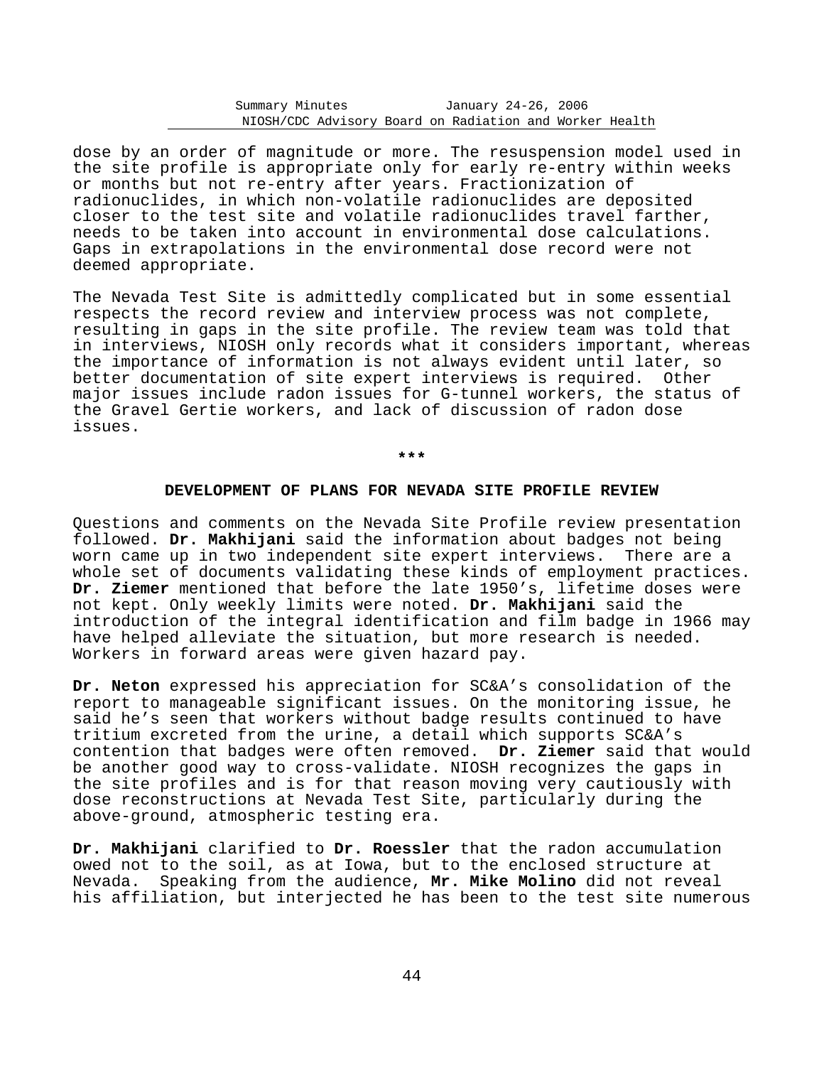dose by an order of magnitude or more. The resuspension model used in the site profile is appropriate only for early re-entry within weeks or months but not re-entry after years. Fractionization of radionuclides, in which non-volatile radionuclides are deposited closer to the test site and volatile radionuclides travel farther, needs to be taken into account in environmental dose calculations. Gaps in extrapolations in the environmental dose record were not deemed appropriate.

The Nevada Test Site is admittedly complicated but in some essential respects the record review and interview process was not complete, resulting in gaps in the site profile. The review team was told that in interviews, NIOSH only records what it considers important, whereas the importance of information is not always evident until later, so better documentation of site expert interviews is required. Other major issues include radon issues for G-tunnel workers, the status of the Gravel Gertie workers, and lack of discussion of radon dose issues.

***

## DEVELOPMENT OF PLANS FOR NEVADA SITE PROFILE REVIEW

Questions and comments on the Nevada Site Profile review presentation followed. **Dr. Makhijani** said the information about badges not being worn came up in two independent site expert interviews. There are a whole set of documents validating these kinds of employment practices. **Dr. Ziemer** mentioned that before the late 1950's, lifetime doses were not kept. Only weekly limits were noted. **Dr. Makhijani** said the introduction of the integral identification and film badge in 1966 may have helped alleviate the situation, but more research is needed. Workers in forward areas were given hazard pay.

**Dr. Neton** expressed his appreciation for SC&A's consolidation of the report to manageable significant issues. On the monitoring issue, he said he's seen that workers without badge results continued to have tritium excreted from the urine, a detail which supports SC&A's contention that badges were often removed. **Dr. Ziemer** said that would be another good way to cross-validate. NIOSH recognizes the gaps in the site profiles and is for that reason moving very cautiously with dose reconstructions at Nevada Test Site, particularly during the above-ground, atmospheric testing era.

**Dr. Makhijani** clarified to **Dr. Roessler** that the radon accumulation owed not to the soil, as at Iowa, but to the enclosed structure at Nevada. Speaking from the audience, **Mr. Mike Molino** did not reveal his affiliation, but interjected he has been to the test site numerous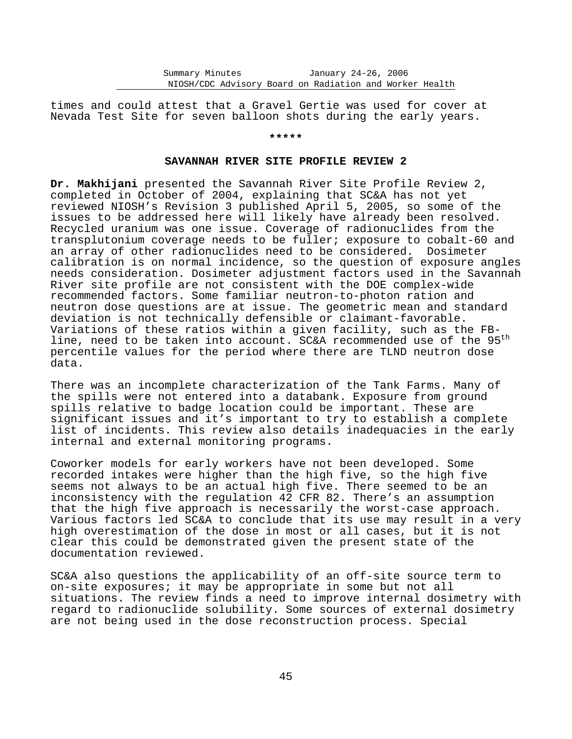times and could attest that a Gravel Gertie was used for cover at Nevada Test Site for seven balloon shots during the early years.

*****

## SAVANNAH RIVER SITE PROFILE REVIEW 2

**Dr. Makhijani** presented the Savannah River Site Profile Review 2, completed in October of 2004, explaining that SC&A has not yet reviewed NIOSH's Revision 3 published April 5, 2005, so some of the issues to be addressed here will likely have already been resolved. Recycled uranium was one issue. Coverage of radionuclides from the transplutonium coverage needs to be fuller; exposure to cobalt-60 and an array of other radionuclides need to be considered. Dosimeter calibration is on normal incidence, so the question of exposure angles needs consideration. Dosimeter adjustment factors used in the Savannah River site profile are not consistent with the DOE complex-wide recommended factors. Some familiar neutron-to-photon ration and neutron dose questions are at issue. The geometric mean and standard deviation is not technically defensible or claimant-favorable. Variations of these ratios within a given facility, such as the FB-line, need to be taken into account. SC&A recommended use of the 95th percentile values for the period where there are TLND neutron dose data.

There was an incomplete characterization of the Tank Farms. Many of the spills were not entered into a databank. Exposure from ground spills relative to badge location could be important. These are significant issues and it's important to try to establish a complete list of incidents. This review also details inadequacies in the early internal and external monitoring programs.

Coworker models for early workers have not been developed. Some recorded intakes were higher than the high five, so the high five seems not always to be an actual high five. There seemed to be an inconsistency with the regulation 42 CFR 82. There's an assumption that the high five approach is necessarily the worst-case approach. Various factors led SC&A to conclude that its use may result in a very high overestimation of the dose in most or all cases, but it is not clear this could be demonstrated given the present state of the documentation reviewed.

SC&A also questions the applicability of an off-site source term to on-site exposures; it may be appropriate in some but not all situations. The review finds a need to improve internal dosimetry with regard to radionuclide solubility. Some sources of external dosimetry are not being used in the dose reconstruction process. Special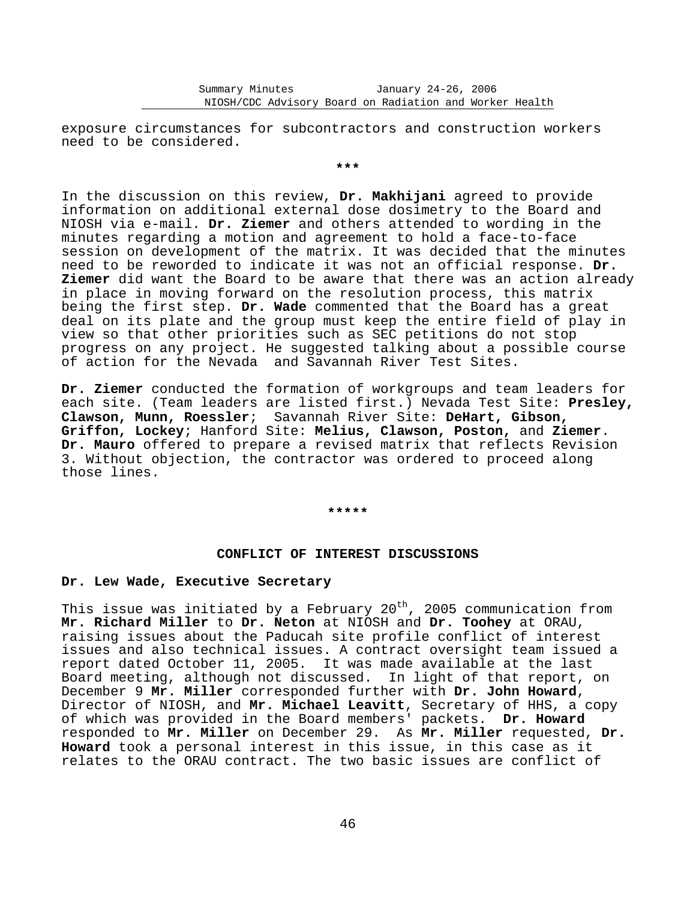exposure circumstances for subcontractors and construction workers need to be considered.

***

In the discussion on this review, **Dr. Makhijani** agreed to provide information on additional external dose dosimetry to the Board and NIOSH via e-mail. **Dr. Ziemer** and others attended to wording in the minutes regarding a motion and agreement to hold a face-to-face session on development of the matrix. It was decided that the minutes need to be reworded to indicate it was not an official response. **Dr. Ziemer** did want the Board to be aware that there was an action already in place in moving forward on the resolution process, this matrix being the first step. **Dr. Wade** commented that the Board has a great deal on its plate and the group must keep the entire field of play in view so that other priorities such as SEC petitions do not stop progress on any project. He suggested talking about a possible course of action for the Nevada and Savannah River Test Sites.

**Dr. Ziemer** conducted the formation of workgroups and team leaders for each site. (Team leaders are listed first.) Nevada Test Site: **Presley, Clawson, Munn, Roessler**; Savannah River Site: **DeHart, Gibson, Griffon, Lockey**; Hanford Site: **Melius, Clawson, Poston,** and **Ziemer**. **Dr. Mauro** offered to prepare a revised matrix that reflects Revision 3. Without objection, the contractor was ordered to proceed along those lines.

*****

## CONFLICT OF INTEREST DISCUSSIONS

### Dr. Lew Wade, Executive Secretary

This issue was initiated by a February 20th, 2005 communication from **Mr. Richard Miller** to **Dr. Neton** at NIOSH and **Dr. Toohey** at ORAU, raising issues about the Paducah site profile conflict of interest issues and also technical issues. A contract oversight team issued a report dated October 11, 2005. It was made available at the last Board meeting, although not discussed. In light of that report, on December 9 **Mr. Miller** corresponded further with **Dr. John Howard**, Director of NIOSH, and **Mr. Michael Leavitt**, Secretary of HHS, a copy of which was provided in the Board members' packets. **Dr. Howard** responded to **Mr. Miller** on December 29. As **Mr. Miller** requested, **Dr. Howard** took a personal interest in this issue, in this case as it relates to the ORAU contract. The two basic issues are conflict of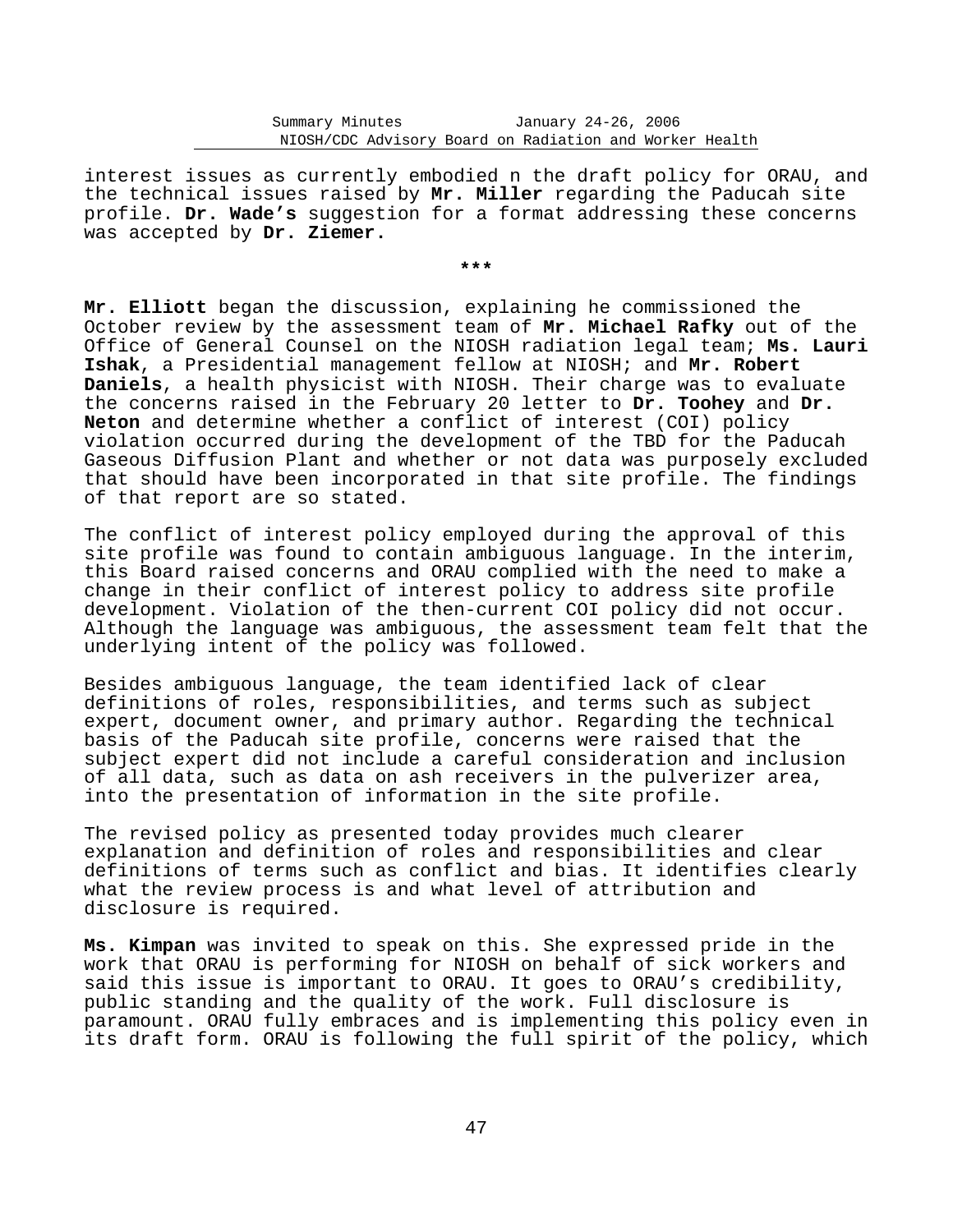interest issues as currently embodied n the draft policy for ORAU, and the technical issues raised by **Mr. Miller** regarding the Paducah site profile. **Dr. Wade's** suggestion for a format addressing these concerns was accepted by **Dr. Ziemer.**

***

**Mr. Elliott** began the discussion, explaining he commissioned the October review by the assessment team of **Mr. Michael Rafky** out of the Office of General Counsel on the NIOSH radiation legal team; **Ms. Lauri Ishak**, a Presidential management fellow at NIOSH; and **Mr. Robert Daniels**, a health physicist with NIOSH. Their charge was to evaluate the concerns raised in the February 20 letter to **Dr. Toohey** and **Dr. Neton** and determine whether a conflict of interest (COI) policy violation occurred during the development of the TBD for the Paducah Gaseous Diffusion Plant and whether or not data was purposely excluded that should have been incorporated in that site profile. The findings of that report are so stated.

The conflict of interest policy employed during the approval of this site profile was found to contain ambiguous language. In the interim, this Board raised concerns and ORAU complied with the need to make a change in their conflict of interest policy to address site profile development. Violation of the then-current COI policy did not occur. Although the language was ambiguous, the assessment team felt that the underlying intent of the policy was followed.

Besides ambiguous language, the team identified lack of clear definitions of roles, responsibilities, and terms such as subject expert, document owner, and primary author. Regarding the technical basis of the Paducah site profile, concerns were raised that the subject expert did not include a careful consideration and inclusion of all data, such as data on ash receivers in the pulverizer area, into the presentation of information in the site profile.

The revised policy as presented today provides much clearer explanation and definition of roles and responsibilities and clear definitions of terms such as conflict and bias. It identifies clearly what the review process is and what level of attribution and disclosure is required.

**Ms. Kimpan** was invited to speak on this. She expressed pride in the work that ORAU is performing for NIOSH on behalf of sick workers and said this issue is important to ORAU. It goes to ORAU's credibility, public standing and the quality of the work. Full disclosure is paramount. ORAU fully embraces and is implementing this policy even in its draft form. ORAU is following the full spirit of the policy, which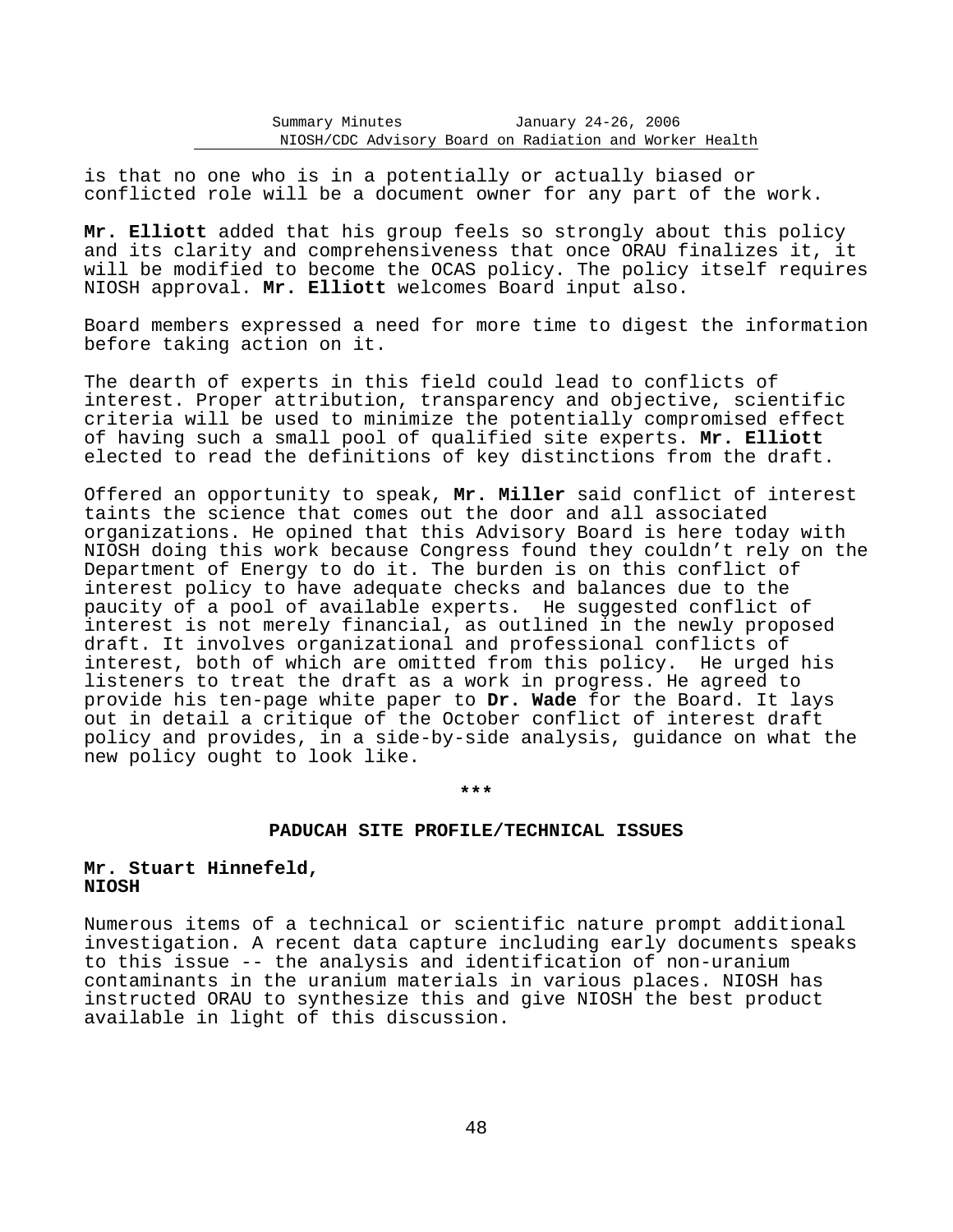is that no one who is in a potentially or actually biased or conflicted role will be a document owner for any part of the work.

**Mr. Elliott** added that his group feels so strongly about this policy and its clarity and comprehensiveness that once ORAU finalizes it, it will be modified to become the OCAS policy. The policy itself requires NIOSH approval. **Mr. Elliott** welcomes Board input also.

Board members expressed a need for more time to digest the information before taking action on it.

The dearth of experts in this field could lead to conflicts of interest. Proper attribution, transparency and objective, scientific criteria will be used to minimize the potentially compromised effect of having such a small pool of qualified site experts. **Mr. Elliott** elected to read the definitions of key distinctions from the draft.

Offered an opportunity to speak, **Mr. Miller** said conflict of interest taints the science that comes out the door and all associated organizations. He opined that this Advisory Board is here today with NIOSH doing this work because Congress found they couldn't rely on the Department of Energy to do it. The burden is on this conflict of interest policy to have adequate checks and balances due to the paucity of a pool of available experts. He suggested conflict of interest is not merely financial, as outlined in the newly proposed draft. It involves organizational and professional conflicts of interest, both of which are omitted from this policy. He urged his listeners to treat the draft as a work in progress. He agreed to provide his ten-page white paper to **Dr. Wade** for the Board. It lays out in detail a critique of the October conflict of interest draft policy and provides, in a side-by-side analysis, guidance on what the new policy ought to look like.

\*\*\*

## PADUCAH SITE PROFILE/TECHNICAL ISSUES

**Mr. Stuart Hinnefeld,**
**NIOSH**

Numerous items of a technical or scientific nature prompt additional investigation. A recent data capture including early documents speaks to this issue -- the analysis and identification of non-uranium contaminants in the uranium materials in various places. NIOSH has instructed ORAU to synthesize this and give NIOSH the best product available in light of this discussion.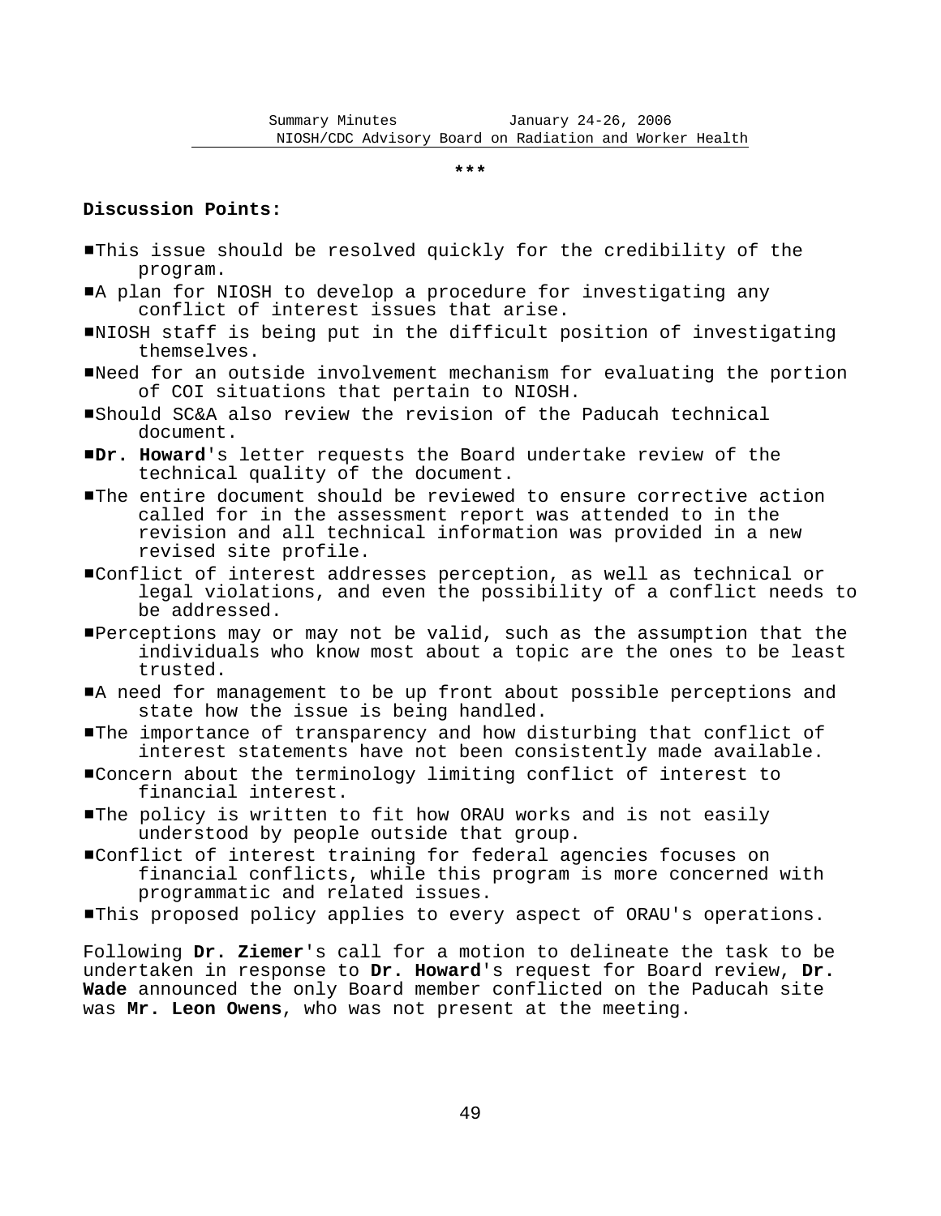\*\*\*

**Discussion Points:**

- This issue should be resolved quickly for the credibility of the program.
- A plan for NIOSH to develop a procedure for investigating any conflict of interest issues that arise.
- NIOSH staff is being put in the difficult position of investigating themselves.
- Need for an outside involvement mechanism for evaluating the portion of COI situations that pertain to NIOSH.
- Should SC&A also review the revision of the Paducah technical document.
- **Dr. Howard**'s letter requests the Board undertake review of the technical quality of the document.
- The entire document should be reviewed to ensure corrective action called for in the assessment report was attended to in the revision and all technical information was provided in a new revised site profile.
- Conflict of interest addresses perception, as well as technical or legal violations, and even the possibility of a conflict needs to be addressed.
- Perceptions may or may not be valid, such as the assumption that the individuals who know most about a topic are the ones to be least trusted.
- A need for management to be up front about possible perceptions and state how the issue is being handled.
- The importance of transparency and how disturbing that conflict of interest statements have not been consistently made available.
- Concern about the terminology limiting conflict of interest to financial interest.
- The policy is written to fit how ORAU works and is not easily understood by people outside that group.
- Conflict of interest training for federal agencies focuses on financial conflicts, while this program is more concerned with programmatic and related issues.
- This proposed policy applies to every aspect of ORAU's operations.

Following **Dr. Ziemer**'s call for a motion to delineate the task to be undertaken in response to **Dr. Howard**'s request for Board review, **Dr. Wade** announced the only Board member conflicted on the Paducah site was **Mr. Leon Owens**, who was not present at the meeting.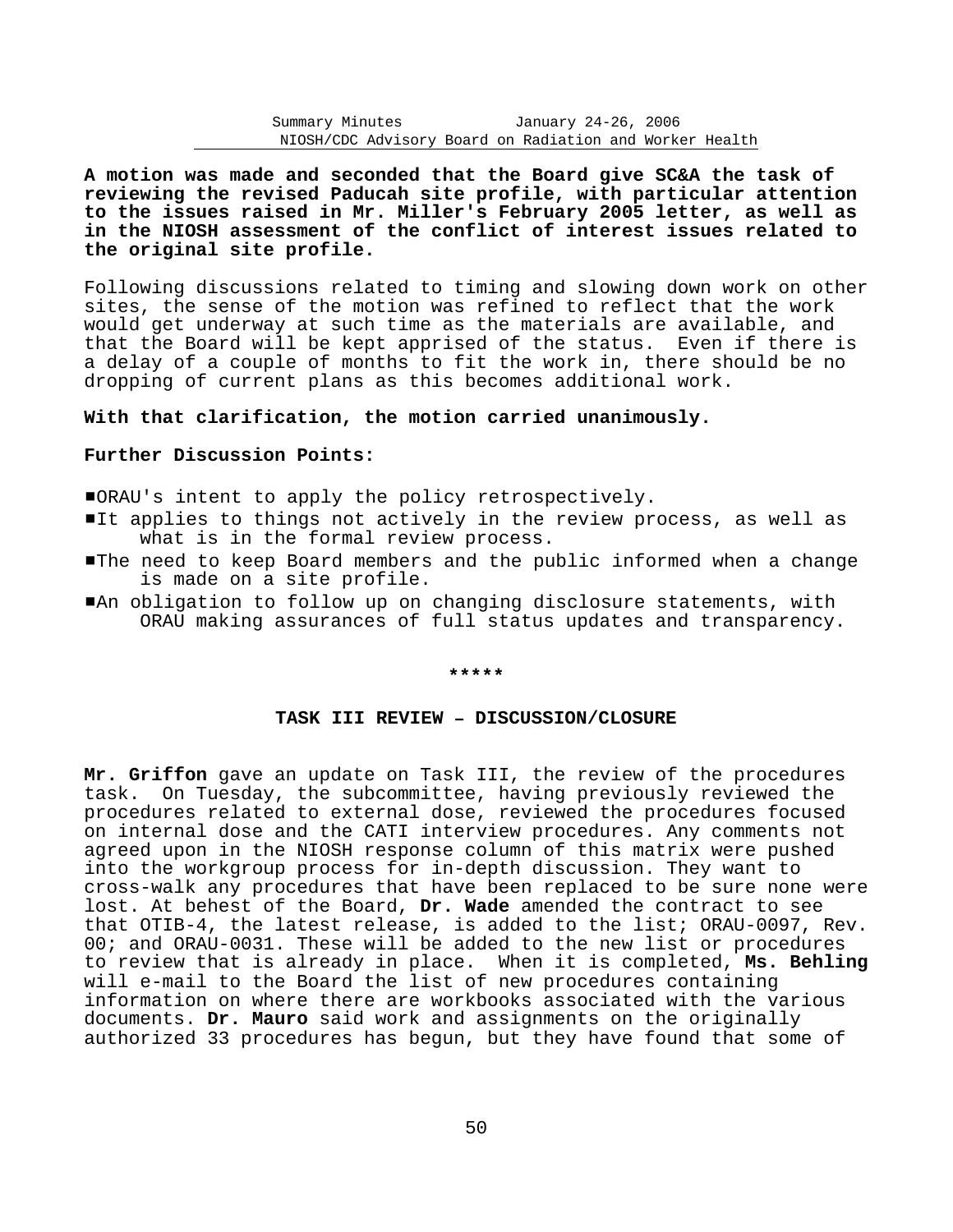**A motion was made and seconded that the Board give SC&A the task of reviewing the revised Paducah site profile, with particular attention to the issues raised in Mr. Miller's February 2005 letter, as well as in the NIOSH assessment of the conflict of interest issues related to the original site profile.**

Following discussions related to timing and slowing down work on other sites, the sense of the motion was refined to reflect that the work would get underway at such time as the materials are available, and that the Board will be kept apprised of the status. Even if there is a delay of a couple of months to fit the work in, there should be no dropping of current plans as this becomes additional work.

**With that clarification, the motion carried unanimously.**

**Further Discussion Points:**

- ORAU's intent to apply the policy retrospectively.
- It applies to things not actively in the review process, as well as what is in the formal review process.
- The need to keep Board members and the public informed when a change is made on a site profile.
- An obligation to follow up on changing disclosure statements, with ORAU making assurances of full status updates and transparency.

\*\*\*\*\*

## TASK III REVIEW – DISCUSSION/CLOSURE

**Mr. Griffon** gave an update on Task III, the review of the procedures task. On Tuesday, the subcommittee, having previously reviewed the procedures related to external dose, reviewed the procedures focused on internal dose and the CATI interview procedures. Any comments not agreed upon in the NIOSH response column of this matrix were pushed into the workgroup process for in-depth discussion. They want to cross-walk any procedures that have been replaced to be sure none were lost. At behest of the Board, **Dr. Wade** amended the contract to see that OTIB-4, the latest release, is added to the list; ORAU-0097, Rev. 00; and ORAU-0031. These will be added to the new list or procedures to review that is already in place. When it is completed, **Ms. Behling** will e-mail to the Board the list of new procedures containing information on where there are workbooks associated with the various documents. **Dr. Mauro** said work and assignments on the originally authorized 33 procedures has begun, but they have found that some of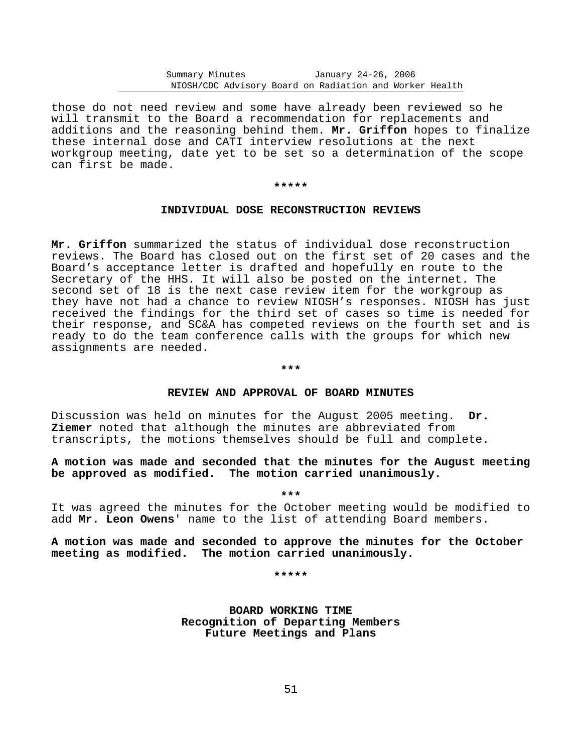those do not need review and some have already been reviewed so he will transmit to the Board a recommendation for replacements and additions and the reasoning behind them. **Mr. Griffon** hopes to finalize these internal dose and CATI interview resolutions at the next workgroup meeting, date yet to be set so a determination of the scope can first be made.

*****

## INDIVIDUAL DOSE RECONSTRUCTION REVIEWS

**Mr. Griffon** summarized the status of individual dose reconstruction reviews. The Board has closed out on the first set of 20 cases and the Board's acceptance letter is drafted and hopefully en route to the Secretary of the HHS. It will also be posted on the internet. The second set of 18 is the next case review item for the workgroup as they have not had a chance to review NIOSH's responses. NIOSH has just received the findings for the third set of cases so time is needed for their response, and SC&A has competed reviews on the fourth set and is ready to do the team conference calls with the groups for which new assignments are needed.

***

## REVIEW AND APPROVAL OF BOARD MINUTES

Discussion was held on minutes for the August 2005 meeting. **Dr. Ziemer** noted that although the minutes are abbreviated from transcripts, the motions themselves should be full and complete.

**A motion was made and seconded that the minutes for the August meeting be approved as modified. The motion carried unanimously.**

***

It was agreed the minutes for the October meeting would be modified to add **Mr. Leon Owens**' name to the list of attending Board members.

**A motion was made and seconded to approve the minutes for the October meeting as modified. The motion carried unanimously.**

*****

## BOARD WORKING TIME
### Recognition of Departing Members
### Future Meetings and Plans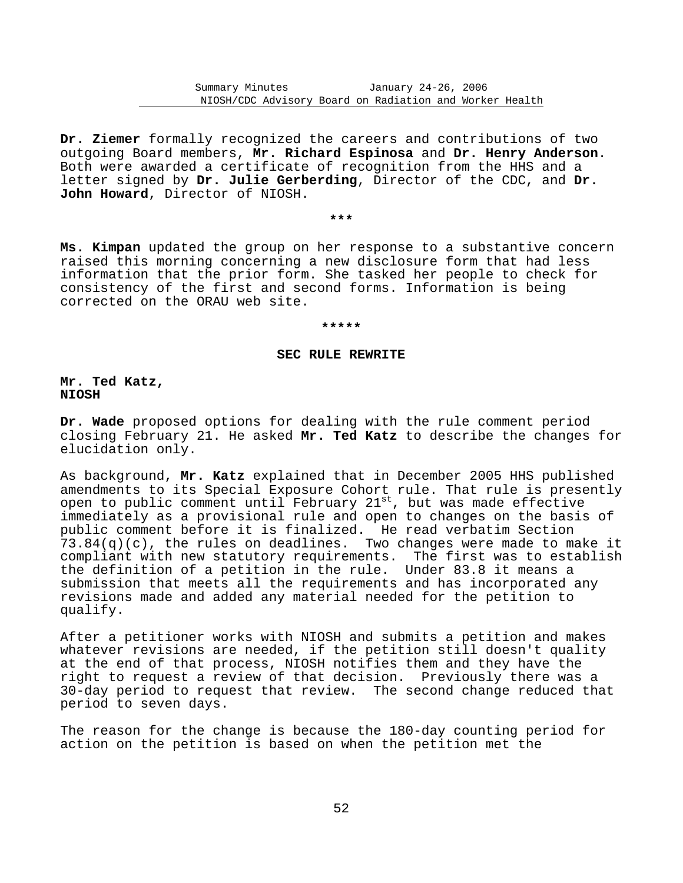**Dr. Ziemer** formally recognized the careers and contributions of two outgoing Board members, **Mr. Richard Espinosa** and **Dr. Henry Anderson**. Both were awarded a certificate of recognition from the HHS and a letter signed by **Dr. Julie Gerberding**, Director of the CDC, and **Dr. John Howard**, Director of NIOSH.

***

**Ms. Kimpan** updated the group on her response to a substantive concern raised this morning concerning a new disclosure form that had less information that the prior form. She tasked her people to check for consistency of the first and second forms. Information is being corrected on the ORAU web site.

*****

## SEC RULE REWRITE

**Mr. Ted Katz,**
**NIOSH**

**Dr. Wade** proposed options for dealing with the rule comment period closing February 21. He asked **Mr. Ted Katz** to describe the changes for elucidation only.

As background, **Mr. Katz** explained that in December 2005 HHS published amendments to its Special Exposure Cohort rule. That rule is presently open to public comment until February 21st, but was made effective immediately as a provisional rule and open to changes on the basis of public comment before it is finalized. He read verbatim Section 73.84(q)(c), the rules on deadlines. Two changes were made to make it compliant with new statutory requirements. The first was to establish the definition of a petition in the rule. Under 83.8 it means a submission that meets all the requirements and has incorporated any revisions made and added any material needed for the petition to qualify.

After a petitioner works with NIOSH and submits a petition and makes whatever revisions are needed, if the petition still doesn't quality at the end of that process, NIOSH notifies them and they have the right to request a review of that decision. Previously there was a 30-day period to request that review. The second change reduced that period to seven days.

The reason for the change is because the 180-day counting period for action on the petition is based on when the petition met the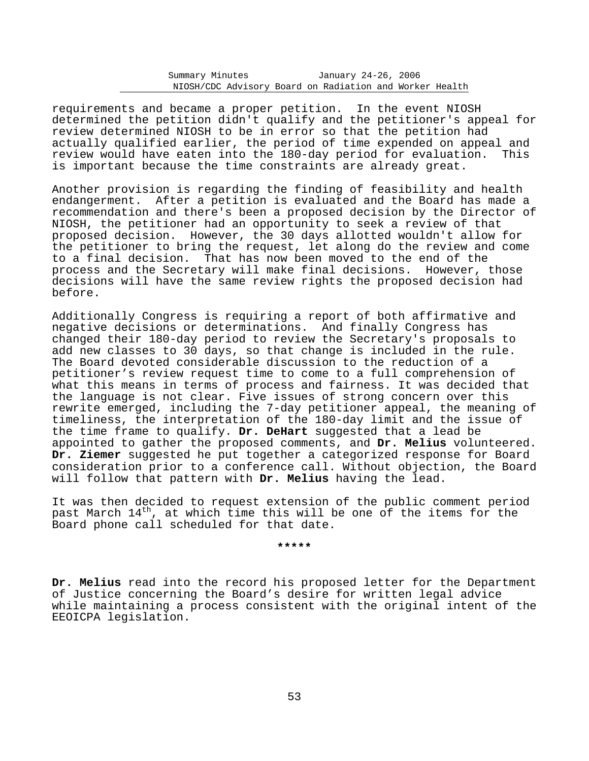requirements and became a proper petition. In the event NIOSH determined the petition didn't qualify and the petitioner's appeal for review determined NIOSH to be in error so that the petition had actually qualified earlier, the period of time expended on appeal and review would have eaten into the 180-day period for evaluation. This is important because the time constraints are already great.

Another provision is regarding the finding of feasibility and health endangerment. After a petition is evaluated and the Board has made a recommendation and there's been a proposed decision by the Director of NIOSH, the petitioner had an opportunity to seek a review of that proposed decision. However, the 30 days allotted wouldn't allow for the petitioner to bring the request, let along do the review and come to a final decision. That has now been moved to the end of the process and the Secretary will make final decisions. However, those decisions will have the same review rights the proposed decision had before.

Additionally Congress is requiring a report of both affirmative and negative decisions or determinations. And finally Congress has changed their 180-day period to review the Secretary's proposals to add new classes to 30 days, so that change is included in the rule. The Board devoted considerable discussion to the reduction of a petitioner's review request time to come to a full comprehension of what this means in terms of process and fairness. It was decided that the language is not clear. Five issues of strong concern over this rewrite emerged, including the 7-day petitioner appeal, the meaning of timeliness, the interpretation of the 180-day limit and the issue of the time frame to qualify. **Dr. DeHart** suggested that a lead be appointed to gather the proposed comments, and **Dr. Melius** volunteered. **Dr. Ziemer** suggested he put together a categorized response for Board consideration prior to a conference call. Without objection, the Board will follow that pattern with **Dr. Melius** having the lead.

It was then decided to request extension of the public comment period past March 14th, at which time this will be one of the items for the Board phone call scheduled for that date.

*****

**Dr. Melius** read into the record his proposed letter for the Department of Justice concerning the Board's desire for written legal advice while maintaining a process consistent with the original intent of the EEOICPA legislation.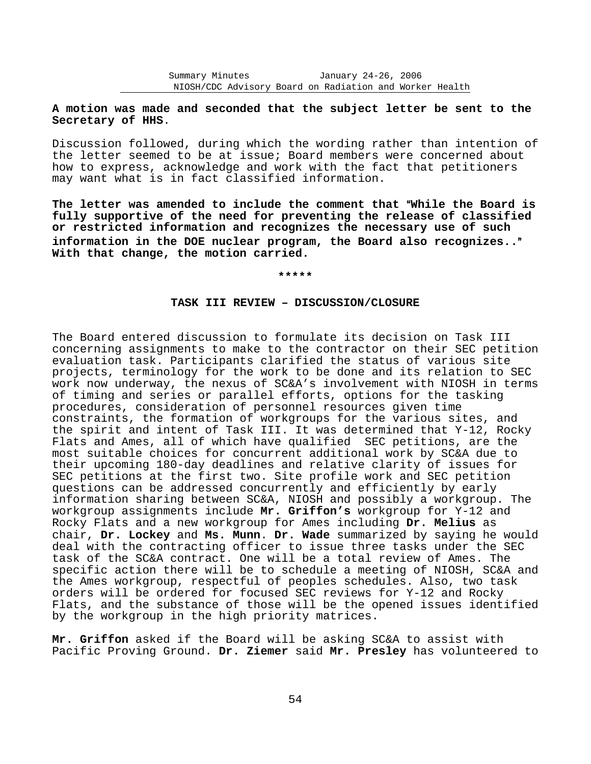**A motion was made and seconded that the subject letter be sent to the Secretary of HHS**.

Discussion followed, during which the wording rather than intention of the letter seemed to be at issue; Board members were concerned about how to express, acknowledge and work with the fact that petitioners may want what is in fact classified information.

**The letter was amended to include the comment that "While the Board is fully supportive of the need for preventing the release of classified or restricted information and recognizes the necessary use of such information in the DOE nuclear program, the Board also recognizes.." With that change, the motion carried.**

*****

### TASK III REVIEW – DISCUSSION/CLOSURE

The Board entered discussion to formulate its decision on Task III concerning assignments to make to the contractor on their SEC petition evaluation task. Participants clarified the status of various site projects, terminology for the work to be done and its relation to SEC work now underway, the nexus of SC&A's involvement with NIOSH in terms of timing and series or parallel efforts, options for the tasking procedures, consideration of personnel resources given time constraints, the formation of workgroups for the various sites, and the spirit and intent of Task III. It was determined that Y-12, Rocky Flats and Ames, all of which have qualified SEC petitions, are the most suitable choices for concurrent additional work by SC&A due to their upcoming 180-day deadlines and relative clarity of issues for SEC petitions at the first two. Site profile work and SEC petition questions can be addressed concurrently and efficiently by early information sharing between SC&A, NIOSH and possibly a workgroup. The workgroup assignments include **Mr. Griffon's** workgroup for Y-12 and Rocky Flats and a new workgroup for Ames including **Dr. Melius** as chair, **Dr. Lockey** and **Ms. Munn**. **Dr. Wade** summarized by saying he would deal with the contracting officer to issue three tasks under the SEC task of the SC&A contract. One will be a total review of Ames. The specific action there will be to schedule a meeting of NIOSH, SC&A and the Ames workgroup, respectful of peoples schedules. Also, two task orders will be ordered for focused SEC reviews for Y-12 and Rocky Flats, and the substance of those will be the opened issues identified by the workgroup in the high priority matrices.

**Mr. Griffon** asked if the Board will be asking SC&A to assist with Pacific Proving Ground. **Dr. Ziemer** said **Mr. Presley** has volunteered to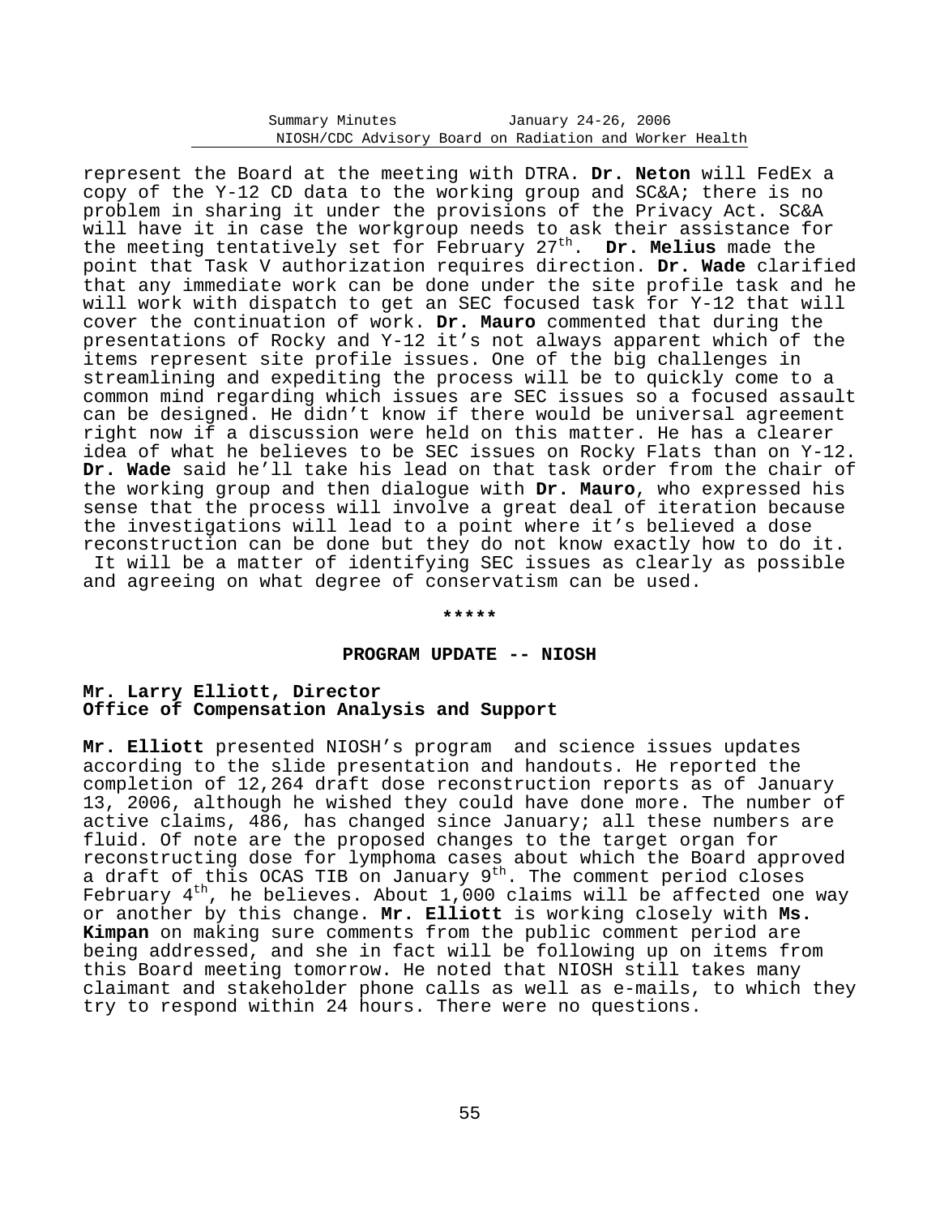represent the Board at the meeting with DTRA. **Dr. Neton** will FedEx a copy of the Y-12 CD data to the working group and SC&A; there is no problem in sharing it under the provisions of the Privacy Act. SC&A will have it in case the workgroup needs to ask their assistance for the meeting tentatively set for February 27th. **Dr. Melius** made the point that Task V authorization requires direction. **Dr. Wade** clarified that any immediate work can be done under the site profile task and he will work with dispatch to get an SEC focused task for Y-12 that will cover the continuation of work. **Dr. Mauro** commented that during the presentations of Rocky and Y-12 it's not always apparent which of the items represent site profile issues. One of the big challenges in streamlining and expediting the process will be to quickly come to a common mind regarding which issues are SEC issues so a focused assault can be designed. He didn't know if there would be universal agreement right now if a discussion were held on this matter. He has a clearer idea of what he believes to be SEC issues on Rocky Flats than on Y-12. **Dr. Wade** said he'll take his lead on that task order from the chair of the working group and then dialogue with **Dr. Mauro**, who expressed his sense that the process will involve a great deal of iteration because the investigations will lead to a point where it's believed a dose reconstruction can be done but they do not know exactly how to do it. It will be a matter of identifying SEC issues as clearly as possible and agreeing on what degree of conservatism can be used.

*****

## PROGRAM UPDATE -- NIOSH

**Mr. Larry Elliott, Director**
**Office of Compensation Analysis and Support**

**Mr. Elliott** presented NIOSH's program and science issues updates according to the slide presentation and handouts. He reported the completion of 12,264 draft dose reconstruction reports as of January 13, 2006, although he wished they could have done more. The number of active claims, 486, has changed since January; all these numbers are fluid. Of note are the proposed changes to the target organ for reconstructing dose for lymphoma cases about which the Board approved a draft of this OCAS TIB on January 9th. The comment period closes February 4th, he believes. About 1,000 claims will be affected one way or another by this change. **Mr. Elliott** is working closely with **Ms. Kimpan** on making sure comments from the public comment period are being addressed, and she in fact will be following up on items from this Board meeting tomorrow. He noted that NIOSH still takes many claimant and stakeholder phone calls as well as e-mails, to which they try to respond within 24 hours. There were no questions.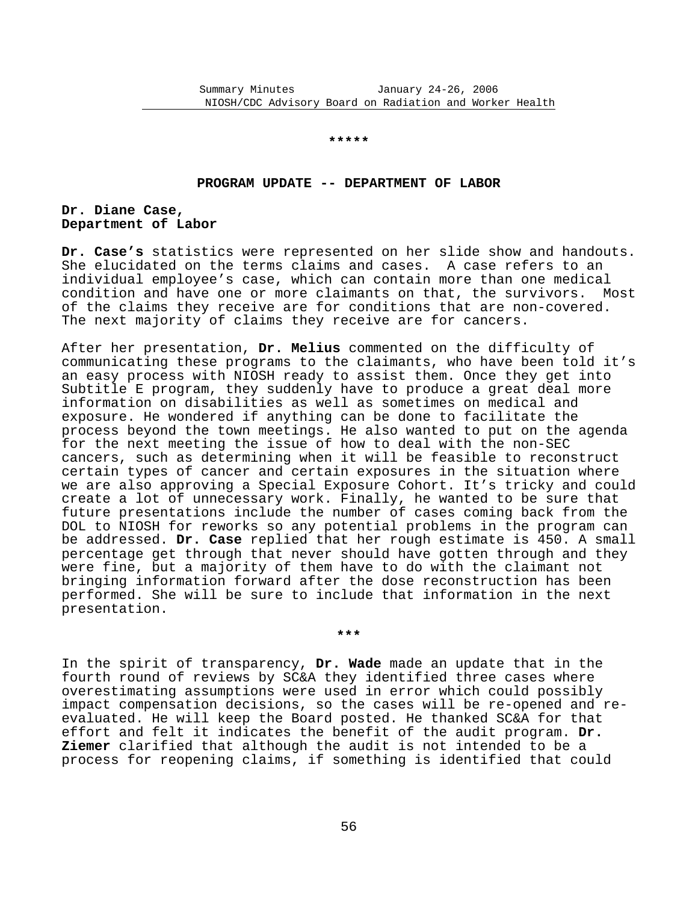\*\*\*\*\*

## PROGRAM UPDATE -- DEPARTMENT OF LABOR

**Dr. Diane Case,**
**Department of Labor**

**Dr. Case's** statistics were represented on her slide show and handouts. She elucidated on the terms claims and cases. A case refers to an individual employee's case, which can contain more than one medical condition and have one or more claimants on that, the survivors. Most of the claims they receive are for conditions that are non-covered. The next majority of claims they receive are for cancers.

After her presentation, **Dr. Melius** commented on the difficulty of communicating these programs to the claimants, who have been told it's an easy process with NIOSH ready to assist them. Once they get into Subtitle E program, they suddenly have to produce a great deal more information on disabilities as well as sometimes on medical and exposure. He wondered if anything can be done to facilitate the process beyond the town meetings. He also wanted to put on the agenda for the next meeting the issue of how to deal with the non-SEC cancers, such as determining when it will be feasible to reconstruct certain types of cancer and certain exposures in the situation where we are also approving a Special Exposure Cohort. It's tricky and could create a lot of unnecessary work. Finally, he wanted to be sure that future presentations include the number of cases coming back from the DOL to NIOSH for reworks so any potential problems in the program can be addressed. **Dr. Case** replied that her rough estimate is 450. A small percentage get through that never should have gotten through and they were fine, but a majority of them have to do with the claimant not bringing information forward after the dose reconstruction has been performed. She will be sure to include that information in the next presentation.

\*\*\*

In the spirit of transparency, **Dr. Wade** made an update that in the fourth round of reviews by SC&A they identified three cases where overestimating assumptions were used in error which could possibly impact compensation decisions, so the cases will be re-opened and re-evaluated. He will keep the Board posted. He thanked SC&A for that effort and felt it indicates the benefit of the audit program. **Dr. Ziemer** clarified that although the audit is not intended to be a process for reopening claims, if something is identified that could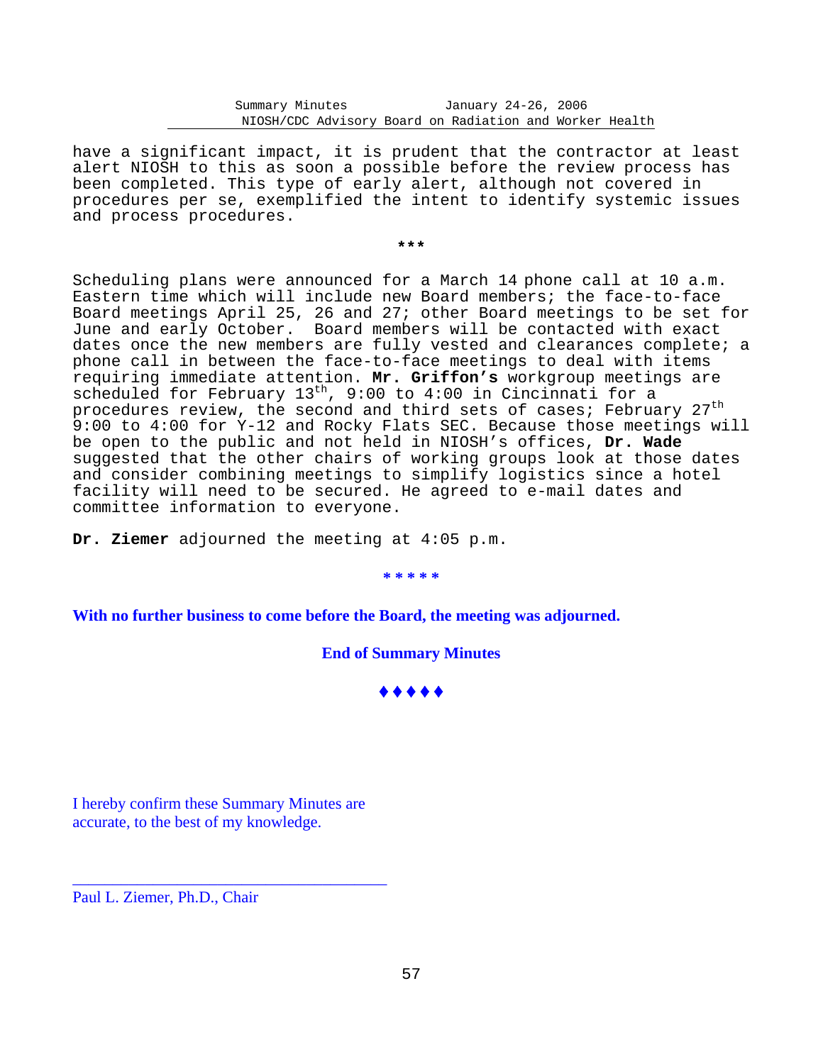have a significant impact, it is prudent that the contractor at least alert NIOSH to this as soon a possible before the review process has been completed. This type of early alert, although not covered in procedures per se, exemplified the intent to identify systemic issues and process procedures.

***

Scheduling plans were announced for a March 14 phone call at 10 a.m. Eastern time which will include new Board members; the face-to-face Board meetings April 25, 26 and 27; other Board meetings to be set for June and early October. Board members will be contacted with exact dates once the new members are fully vested and clearances complete; a phone call in between the face-to-face meetings to deal with items requiring immediate attention. **Mr. Griffon's** workgroup meetings are scheduled for February 13th, 9:00 to 4:00 in Cincinnati for a procedures review, the second and third sets of cases; February 27th 9:00 to 4:00 for Y-12 and Rocky Flats SEC. Because those meetings will be open to the public and not held in NIOSH's offices, **Dr. Wade** suggested that the other chairs of working groups look at those dates and consider combining meetings to simplify logistics since a hotel facility will need to be secured. He agreed to e-mail dates and committee information to everyone.

**Dr. Ziemer** adjourned the meeting at 4:05 p.m.

* * * * *

**With no further business to come before the Board, the meeting was adjourned.**

**End of Summary Minutes**

♦♦♦♦♦

I hereby confirm these Summary Minutes are accurate, to the best of my knowledge.

\_\_\_\_\_\_\_\_\_\_\_\_\_\_\_\_\_\_\_\_\_\_\_\_\_\_\_\_\_\_\_\_\_\_\_\_\_\_\_\_

Paul L. Ziemer, Ph.D., Chair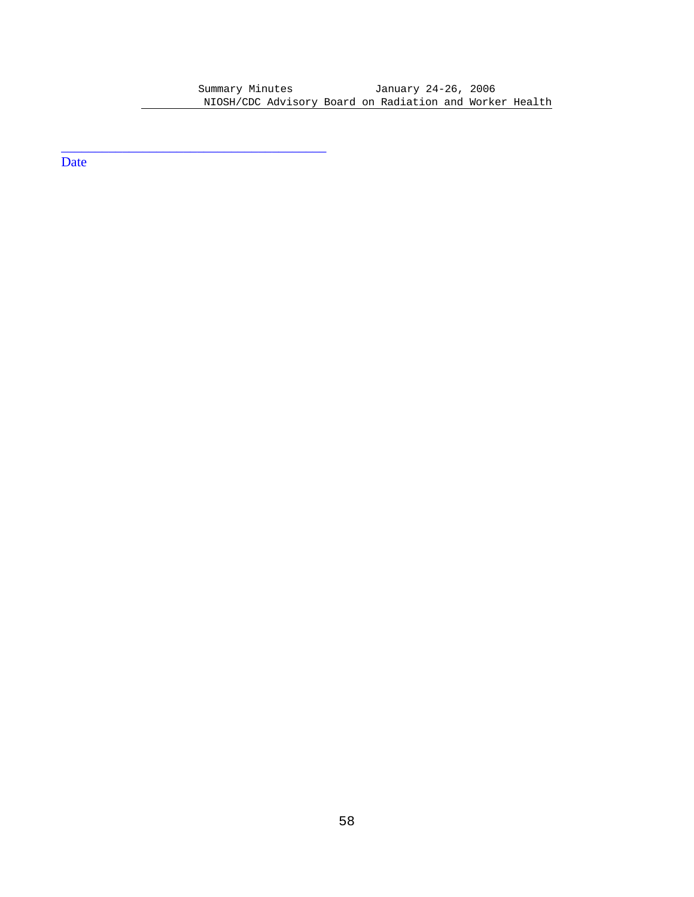\_\_\_\_\_\_\_\_\_\_\_\_\_\_\_\_\_\_\_\_\_\_\_\_\_\_\_\_\_\_\_\_\_\_\_\_\_\_\_\_

Date